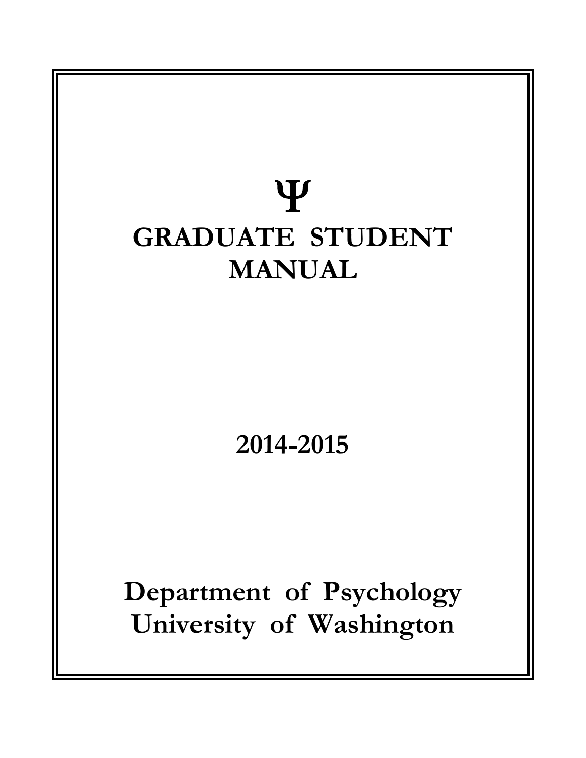# Ψ

# GRADUATE STUDENT MANUAL

## 2014-2015

# Department of Psychology
# University of Washington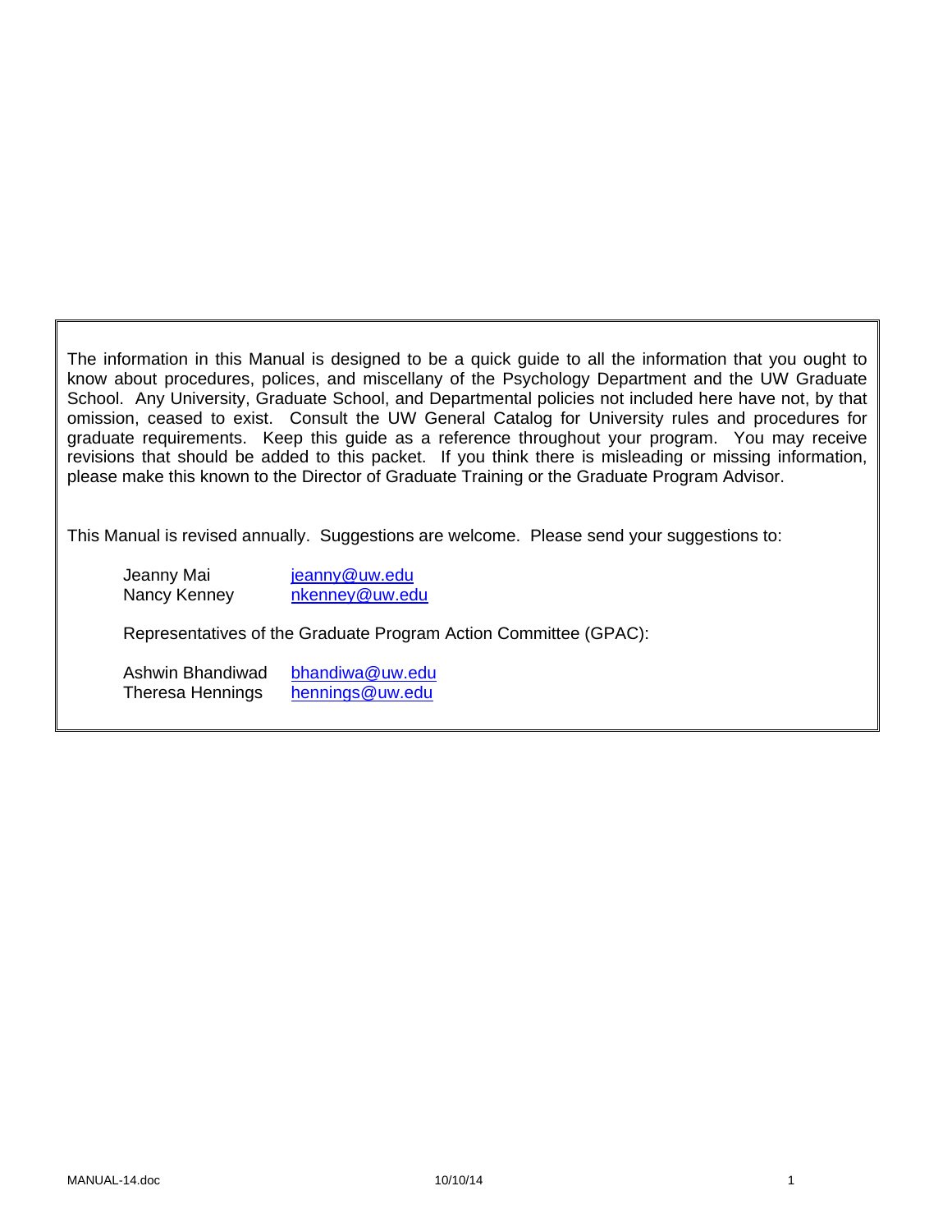The information in this Manual is designed to be a quick guide to all the information that you ought to know about procedures, polices, and miscellany of the Psychology Department and the UW Graduate School. Any University, Graduate School, and Departmental policies not included here have not, by that omission, ceased to exist. Consult the UW General Catalog for University rules and procedures for graduate requirements. Keep this guide as a reference throughout your program. You may receive revisions that should be added to this packet. If you think there is misleading or missing information, please make this known to the Director of Graduate Training or the Graduate Program Advisor.

This Manual is revised annually. Suggestions are welcome. Please send your suggestions to:

| | |
|---|---|
| Jeanny Mai | jeanny@uw.edu |
| Nancy Kenney | nkenney@uw.edu |

Representatives of the Graduate Program Action Committee (GPAC):

| | |
|---|---|
| Ashwin Bhandiwad | bhandiwa@uw.edu |
| Theresa Hennings | hennings@uw.edu |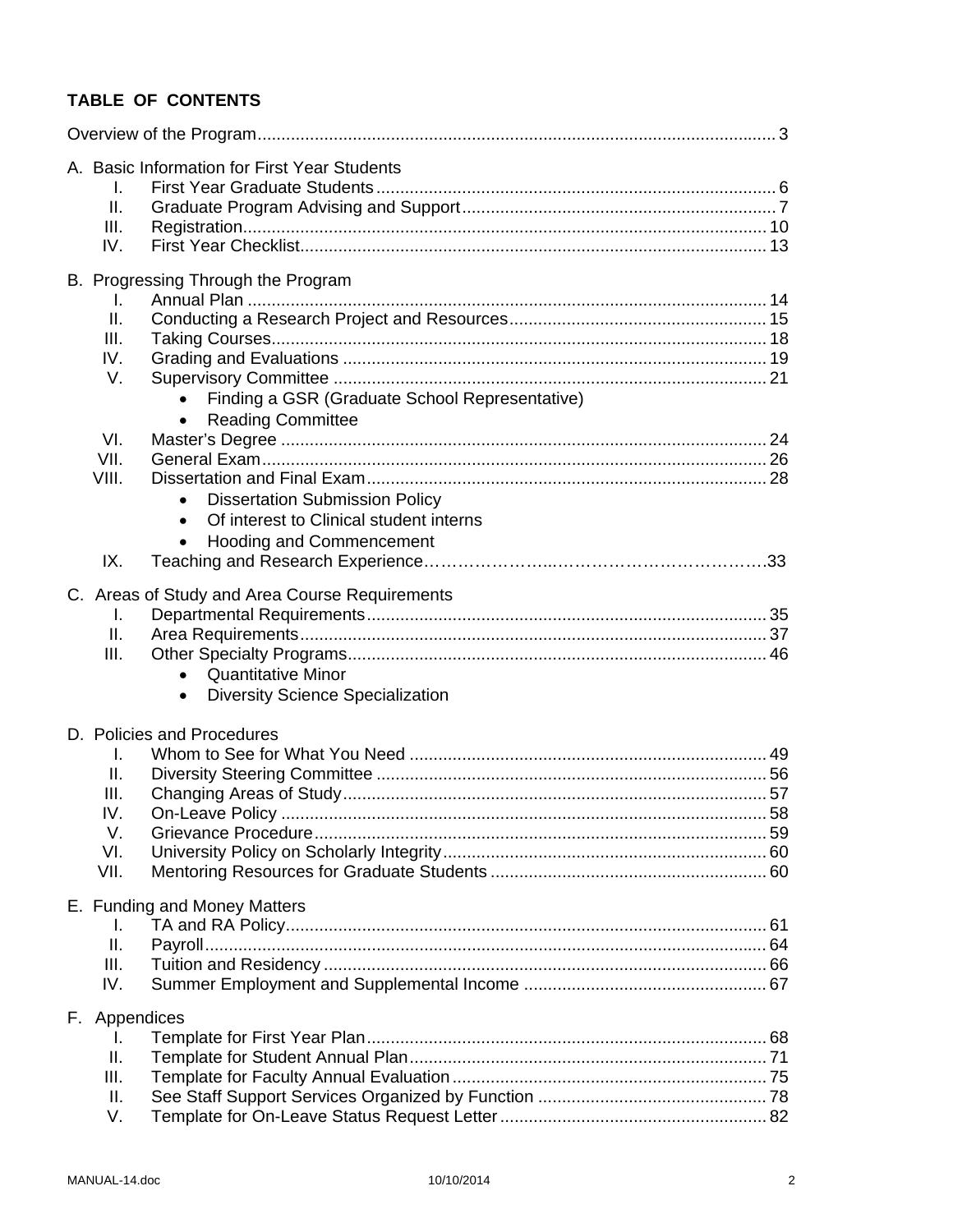## TABLE OF CONTENTS

Overview of the Program ........................................................................................................ 3

A. Basic Information for First Year Students

- I. First Year Graduate Students ........................................................................ 6
- II. Graduate Program Advising and Support ..................................................... 7
- III. Registration ................................................................................................ 10
- IV. First Year Checklist ...................................................................................... 13

B. Progressing Through the Program

- I. Annual Plan ............................................................................................... 14
- II. Conducting a Research Project and Resources ............................................. 15
- III. Taking Courses ........................................................................................... 18
- IV. Grading and Evaluations .............................................................................. 19
- V. Supervisory Committee ................................................................................ 21
  - Finding a GSR (Graduate School Representative)
  - Reading Committee
- VI. Master's Degree ........................................................................................... 24
- VII. General Exam ............................................................................................. 26
- VIII. Dissertation and Final Exam ........................................................................ 28
  - Dissertation Submission Policy
  - Of interest to Clinical student interns
  - Hooding and Commencement
- IX. Teaching and Research Experience ............................................................... 33

C. Areas of Study and Area Course Requirements

- I. Departmental Requirements .......................................................................... 35
- II. Area Requirements ....................................................................................... 37
- III. Other Specialty Programs ............................................................................. 46
  - Quantitative Minor
  - Diversity Science Specialization

D. Policies and Procedures

- I. Whom to See for What You Need .................................................................. 49
- II. Diversity Steering Committee ........................................................................ 56
- III. Changing Areas of Study ............................................................................... 57
- IV. On-Leave Policy ........................................................................................... 58
- V. Grievance Procedure ..................................................................................... 59
- VI. University Policy on Scholarly Integrity .......................................................... 60
- VII. Mentoring Resources for Graduate Students ................................................. 60

E. Funding and Money Matters

- I. TA and RA Policy ......................................................................................... 61
- II. Payroll ......................................................................................................... 64
- III. Tuition and Residency ................................................................................... 66
- IV. Summer Employment and Supplemental Income ........................................... 67

F. Appendices

- I. Template for First Year Plan ........................................................................... 68
- II. Template for Student Annual Plan .................................................................. 71
- III. Template for Faculty Annual Evaluation ......................................................... 75
- II. See Staff Support Services Organized by Function ......................................... 78
- V. Template for On-Leave Status Request Letter ................................................ 82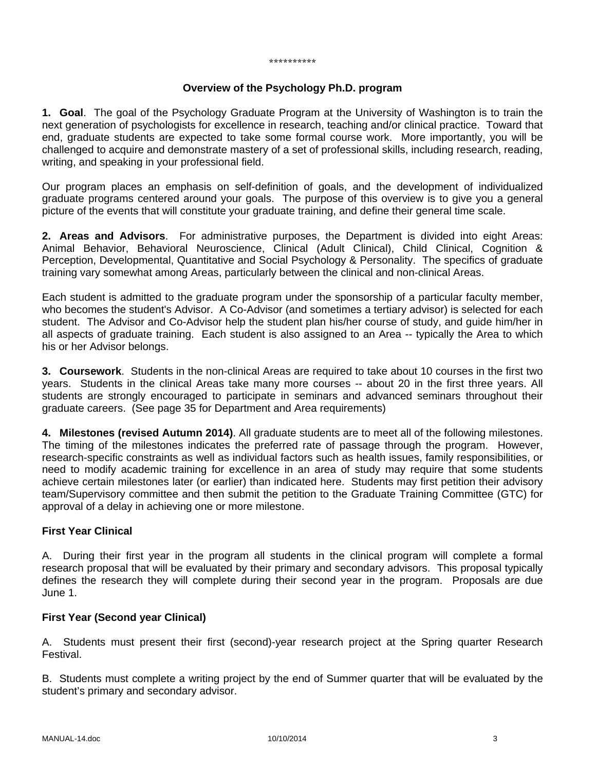**********

## Overview of the Psychology Ph.D. program

**1. Goal**. The goal of the Psychology Graduate Program at the University of Washington is to train the next generation of psychologists for excellence in research, teaching and/or clinical practice. Toward that end, graduate students are expected to take some formal course work. More importantly, you will be challenged to acquire and demonstrate mastery of a set of professional skills, including research, reading, writing, and speaking in your professional field.

Our program places an emphasis on self-definition of goals, and the development of individualized graduate programs centered around your goals. The purpose of this overview is to give you a general picture of the events that will constitute your graduate training, and define their general time scale.

**2. Areas and Advisors**. For administrative purposes, the Department is divided into eight Areas: Animal Behavior, Behavioral Neuroscience, Clinical (Adult Clinical), Child Clinical, Cognition & Perception, Developmental, Quantitative and Social Psychology & Personality. The specifics of graduate training vary somewhat among Areas, particularly between the clinical and non-clinical Areas.

Each student is admitted to the graduate program under the sponsorship of a particular faculty member, who becomes the student's Advisor. A Co-Advisor (and sometimes a tertiary advisor) is selected for each student. The Advisor and Co-Advisor help the student plan his/her course of study, and guide him/her in all aspects of graduate training. Each student is also assigned to an Area -- typically the Area to which his or her Advisor belongs.

**3. Coursework**. Students in the non-clinical Areas are required to take about 10 courses in the first two years. Students in the clinical Areas take many more courses -- about 20 in the first three years. All students are strongly encouraged to participate in seminars and advanced seminars throughout their graduate careers. (See page 35 for Department and Area requirements)

**4. Milestones (revised Autumn 2014)**. All graduate students are to meet all of the following milestones. The timing of the milestones indicates the preferred rate of passage through the program. However, research-specific constraints as well as individual factors such as health issues, family responsibilities, or need to modify academic training for excellence in an area of study may require that some students achieve certain milestones later (or earlier) than indicated here. Students may first petition their advisory team/Supervisory committee and then submit the petition to the Graduate Training Committee (GTC) for approval of a delay in achieving one or more milestone.

### First Year Clinical

A. During their first year in the program all students in the clinical program will complete a formal research proposal that will be evaluated by their primary and secondary advisors. This proposal typically defines the research they will complete during their second year in the program. Proposals are due June 1.

### First Year (Second year Clinical)

A. Students must present their first (second)-year research project at the Spring quarter Research Festival.

B. Students must complete a writing project by the end of Summer quarter that will be evaluated by the student's primary and secondary advisor.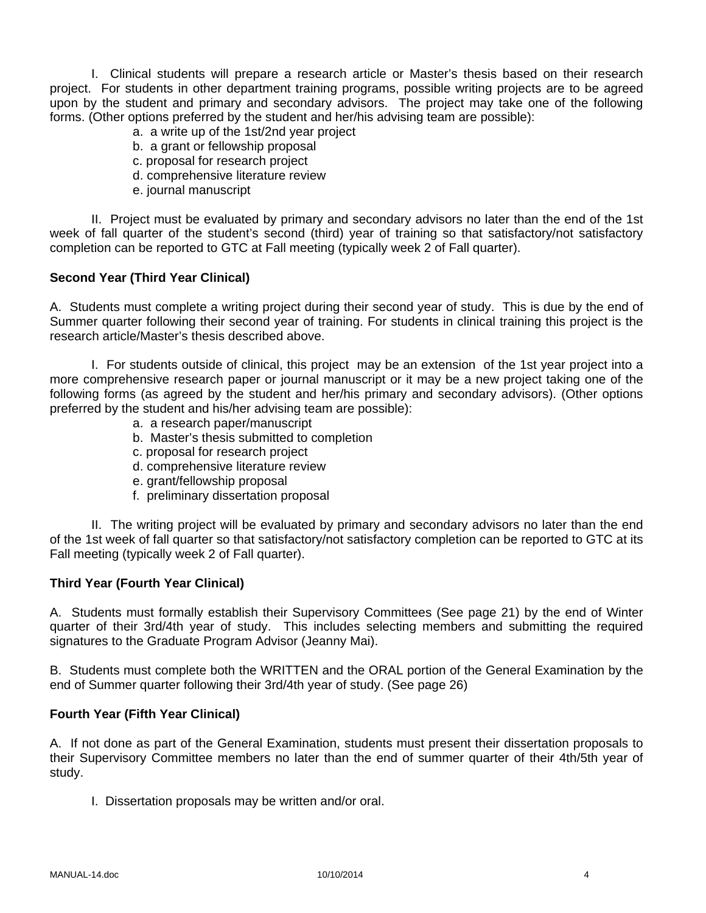I. Clinical students will prepare a research article or Master's thesis based on their research project. For students in other department training programs, possible writing projects are to be agreed upon by the student and primary and secondary advisors. The project may take one of the following forms. (Other options preferred by the student and her/his advising team are possible):

a. a write up of the 1st/2nd year project
b. a grant or fellowship proposal
c. proposal for research project
d. comprehensive literature review
e. journal manuscript

II. Project must be evaluated by primary and secondary advisors no later than the end of the 1st week of fall quarter of the student's second (third) year of training so that satisfactory/not satisfactory completion can be reported to GTC at Fall meeting (typically week 2 of Fall quarter).

**Second Year (Third Year Clinical)**

A. Students must complete a writing project during their second year of study. This is due by the end of Summer quarter following their second year of training. For students in clinical training this project is the research article/Master's thesis described above.

I. For students outside of clinical, this project may be an extension of the 1st year project into a more comprehensive research paper or journal manuscript or it may be a new project taking one of the following forms (as agreed by the student and her/his primary and secondary advisors). (Other options preferred by the student and his/her advising team are possible):

a. a research paper/manuscript
b. Master's thesis submitted to completion
c. proposal for research project
d. comprehensive literature review
e. grant/fellowship proposal
f. preliminary dissertation proposal

II. The writing project will be evaluated by primary and secondary advisors no later than the end of the 1st week of fall quarter so that satisfactory/not satisfactory completion can be reported to GTC at its Fall meeting (typically week 2 of Fall quarter).

**Third Year (Fourth Year Clinical)**

A. Students must formally establish their Supervisory Committees (See page 21) by the end of Winter quarter of their 3rd/4th year of study. This includes selecting members and submitting the required signatures to the Graduate Program Advisor (Jeanny Mai).

B. Students must complete both the WRITTEN and the ORAL portion of the General Examination by the end of Summer quarter following their 3rd/4th year of study. (See page 26)

**Fourth Year (Fifth Year Clinical)**

A. If not done as part of the General Examination, students must present their dissertation proposals to their Supervisory Committee members no later than the end of summer quarter of their 4th/5th year of study.

I. Dissertation proposals may be written and/or oral.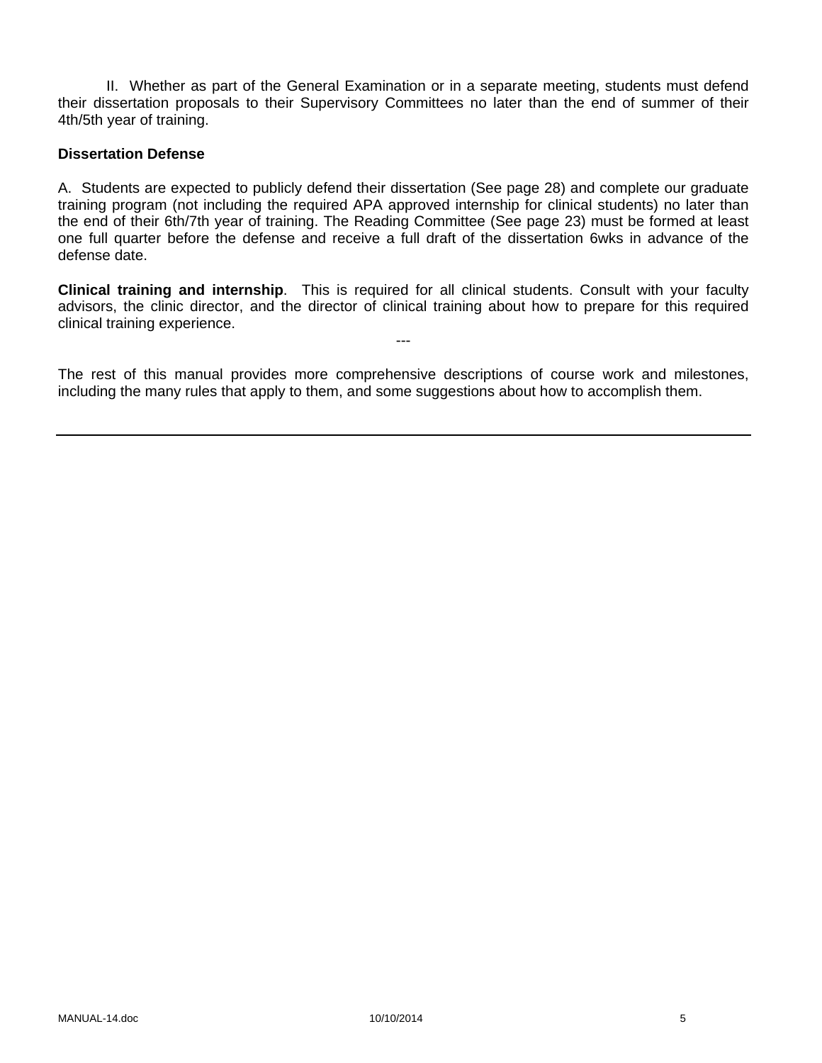II. Whether as part of the General Examination or in a separate meeting, students must defend their dissertation proposals to their Supervisory Committees no later than the end of summer of their 4th/5th year of training.

**Dissertation Defense**

A. Students are expected to publicly defend their dissertation (See page 28) and complete our graduate training program (not including the required APA approved internship for clinical students) no later than the end of their 6th/7th year of training. The Reading Committee (See page 23) must be formed at least one full quarter before the defense and receive a full draft of the dissertation 6wks in advance of the defense date.

**Clinical training and internship**. This is required for all clinical students. Consult with your faculty advisors, the clinic director, and the director of clinical training about how to prepare for this required clinical training experience.

---

The rest of this manual provides more comprehensive descriptions of course work and milestones, including the many rules that apply to them, and some suggestions about how to accomplish them.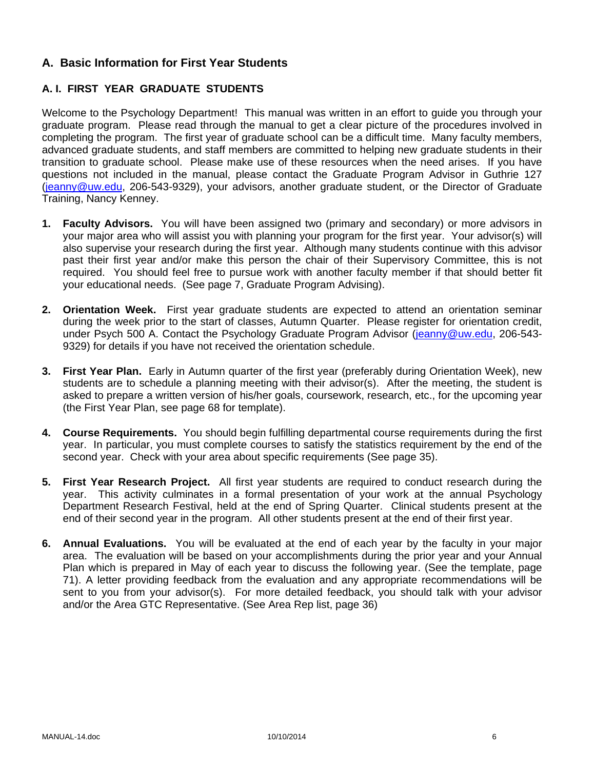## A. Basic Information for First Year Students

### A. I. FIRST YEAR GRADUATE STUDENTS

Welcome to the Psychology Department! This manual was written in an effort to guide you through your graduate program. Please read through the manual to get a clear picture of the procedures involved in completing the program. The first year of graduate school can be a difficult time. Many faculty members, advanced graduate students, and staff members are committed to helping new graduate students in their transition to graduate school. Please make use of these resources when the need arises. If you have questions not included in the manual, please contact the Graduate Program Advisor in Guthrie 127 (jeanny@uw.edu, 206-543-9329), your advisors, another graduate student, or the Director of Graduate Training, Nancy Kenney.

1. **Faculty Advisors.** You will have been assigned two (primary and secondary) or more advisors in your major area who will assist you with planning your program for the first year. Your advisor(s) will also supervise your research during the first year. Although many students continue with this advisor past their first year and/or make this person the chair of their Supervisory Committee, this is not required. You should feel free to pursue work with another faculty member if that should better fit your educational needs. (See page 7, Graduate Program Advising).

2. **Orientation Week.** First year graduate students are expected to attend an orientation seminar during the week prior to the start of classes, Autumn Quarter. Please register for orientation credit, under Psych 500 A. Contact the Psychology Graduate Program Advisor (jeanny@uw.edu, 206-543-9329) for details if you have not received the orientation schedule.

3. **First Year Plan.** Early in Autumn quarter of the first year (preferably during Orientation Week), new students are to schedule a planning meeting with their advisor(s). After the meeting, the student is asked to prepare a written version of his/her goals, coursework, research, etc., for the upcoming year (the First Year Plan, see page 68 for template).

4. **Course Requirements.** You should begin fulfilling departmental course requirements during the first year. In particular, you must complete courses to satisfy the statistics requirement by the end of the second year. Check with your area about specific requirements (See page 35).

5. **First Year Research Project.** All first year students are required to conduct research during the year. This activity culminates in a formal presentation of your work at the annual Psychology Department Research Festival, held at the end of Spring Quarter. Clinical students present at the end of their second year in the program. All other students present at the end of their first year.

6. **Annual Evaluations.** You will be evaluated at the end of each year by the faculty in your major area. The evaluation will be based on your accomplishments during the prior year and your Annual Plan which is prepared in May of each year to discuss the following year. (See the template, page 71). A letter providing feedback from the evaluation and any appropriate recommendations will be sent to you from your advisor(s). For more detailed feedback, you should talk with your advisor and/or the Area GTC Representative. (See Area Rep list, page 36)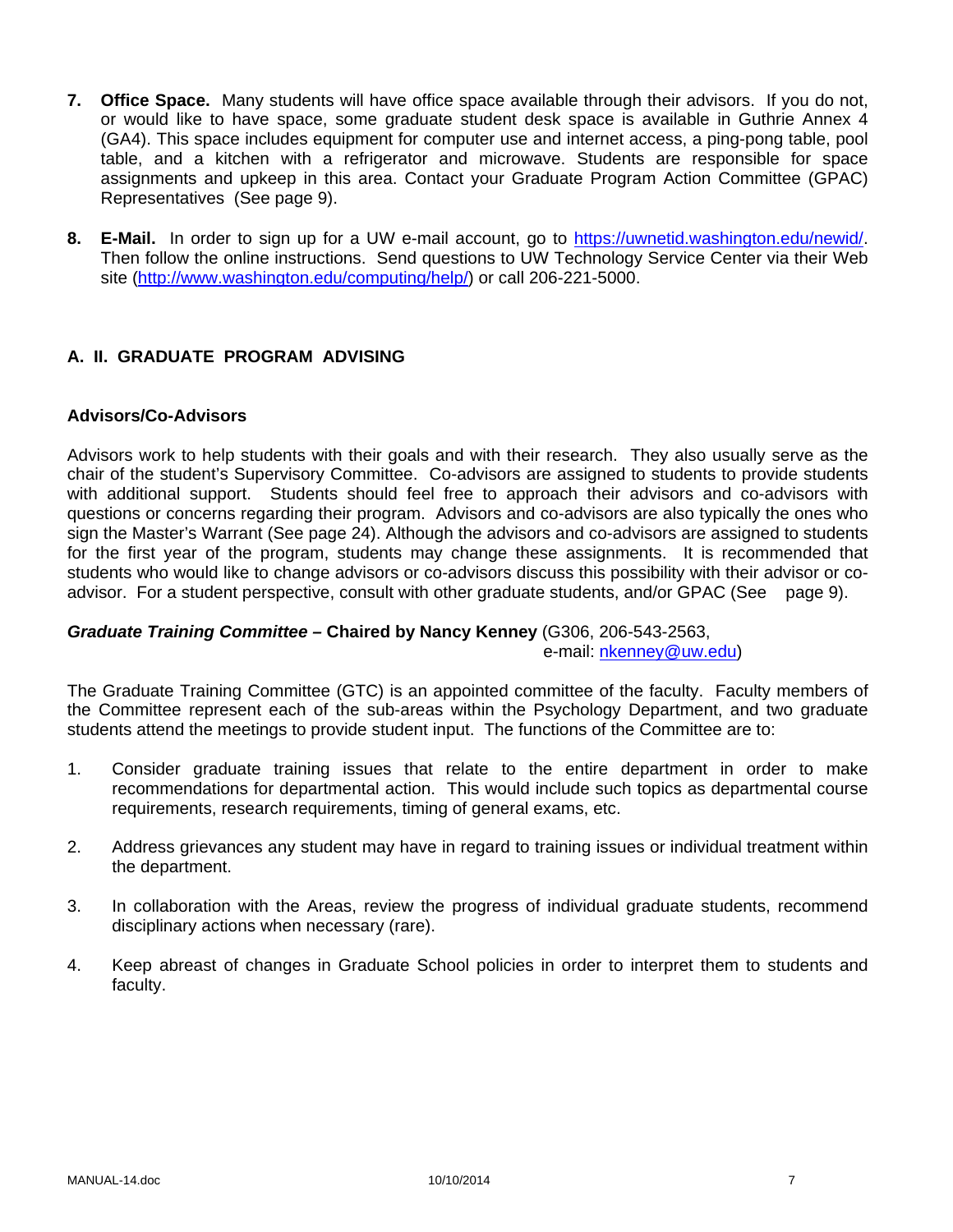7. **Office Space.** Many students will have office space available through their advisors. If you do not, or would like to have space, some graduate student desk space is available in Guthrie Annex 4 (GA4). This space includes equipment for computer use and internet access, a ping-pong table, pool table, and a kitchen with a refrigerator and microwave. Students are responsible for space assignments and upkeep in this area. Contact your Graduate Program Action Committee (GPAC) Representatives (See page 9).

8. **E-Mail.** In order to sign up for a UW e-mail account, go to https://uwnetid.washington.edu/newid/. Then follow the online instructions. Send questions to UW Technology Service Center via their Web site (http://www.washington.edu/computing/help/) or call 206-221-5000.

## A. II. GRADUATE PROGRAM ADVISING

### Advisors/Co-Advisors

Advisors work to help students with their goals and with their research. They also usually serve as the chair of the student's Supervisory Committee. Co-advisors are assigned to students to provide students with additional support. Students should feel free to approach their advisors and co-advisors with questions or concerns regarding their program. Advisors and co-advisors are also typically the ones who sign the Master's Warrant (See page 24). Although the advisors and co-advisors are assigned to students for the first year of the program, students may change these assignments. It is recommended that students who would like to change advisors or co-advisors discuss this possibility with their advisor or co-advisor. For a student perspective, consult with other graduate students, and/or GPAC (See page 9).

***Graduate Training Committee* – Chaired by Nancy Kenney** (G306, 206-543-2563, e-mail: nkenney@uw.edu)

The Graduate Training Committee (GTC) is an appointed committee of the faculty. Faculty members of the Committee represent each of the sub-areas within the Psychology Department, and two graduate students attend the meetings to provide student input. The functions of the Committee are to:

1. Consider graduate training issues that relate to the entire department in order to make recommendations for departmental action. This would include such topics as departmental course requirements, research requirements, timing of general exams, etc.

2. Address grievances any student may have in regard to training issues or individual treatment within the department.

3. In collaboration with the Areas, review the progress of individual graduate students, recommend disciplinary actions when necessary (rare).

4. Keep abreast of changes in Graduate School policies in order to interpret them to students and faculty.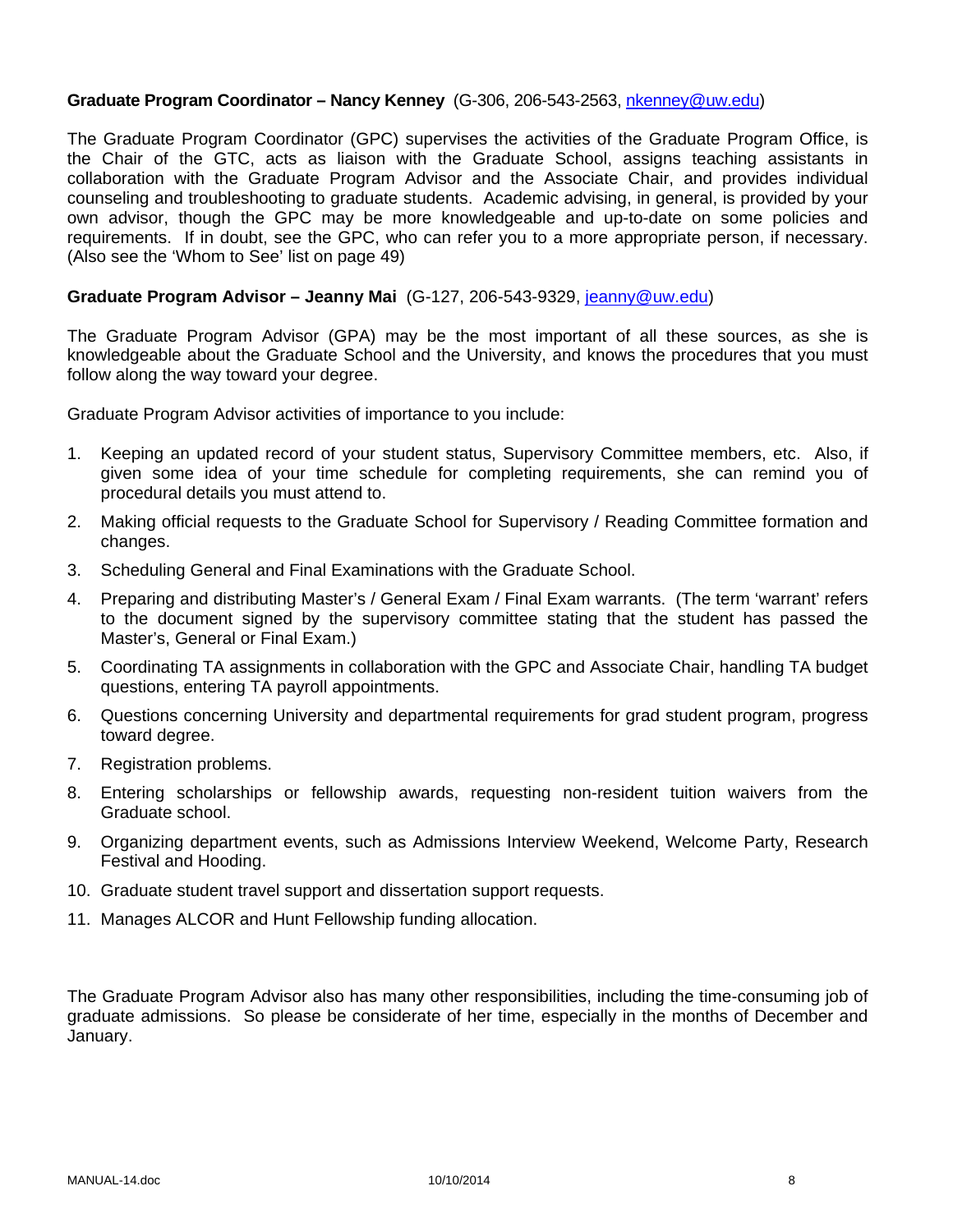**Graduate Program Coordinator – Nancy Kenney** (G-306, 206-543-2563, nkenney@uw.edu)

The Graduate Program Coordinator (GPC) supervises the activities of the Graduate Program Office, is the Chair of the GTC, acts as liaison with the Graduate School, assigns teaching assistants in collaboration with the Graduate Program Advisor and the Associate Chair, and provides individual counseling and troubleshooting to graduate students. Academic advising, in general, is provided by your own advisor, though the GPC may be more knowledgeable and up-to-date on some policies and requirements. If in doubt, see the GPC, who can refer you to a more appropriate person, if necessary. (Also see the 'Whom to See' list on page 49)

**Graduate Program Advisor – Jeanny Mai** (G-127, 206-543-9329, jeanny@uw.edu)

The Graduate Program Advisor (GPA) may be the most important of all these sources, as she is knowledgeable about the Graduate School and the University, and knows the procedures that you must follow along the way toward your degree.

Graduate Program Advisor activities of importance to you include:

1. Keeping an updated record of your student status, Supervisory Committee members, etc. Also, if given some idea of your time schedule for completing requirements, she can remind you of procedural details you must attend to.
2. Making official requests to the Graduate School for Supervisory / Reading Committee formation and changes.
3. Scheduling General and Final Examinations with the Graduate School.
4. Preparing and distributing Master's / General Exam / Final Exam warrants. (The term 'warrant' refers to the document signed by the supervisory committee stating that the student has passed the Master's, General or Final Exam.)
5. Coordinating TA assignments in collaboration with the GPC and Associate Chair, handling TA budget questions, entering TA payroll appointments.
6. Questions concerning University and departmental requirements for grad student program, progress toward degree.
7. Registration problems.
8. Entering scholarships or fellowship awards, requesting non-resident tuition waivers from the Graduate school.
9. Organizing department events, such as Admissions Interview Weekend, Welcome Party, Research Festival and Hooding.
10. Graduate student travel support and dissertation support requests.
11. Manages ALCOR and Hunt Fellowship funding allocation.

The Graduate Program Advisor also has many other responsibilities, including the time-consuming job of graduate admissions. So please be considerate of her time, especially in the months of December and January.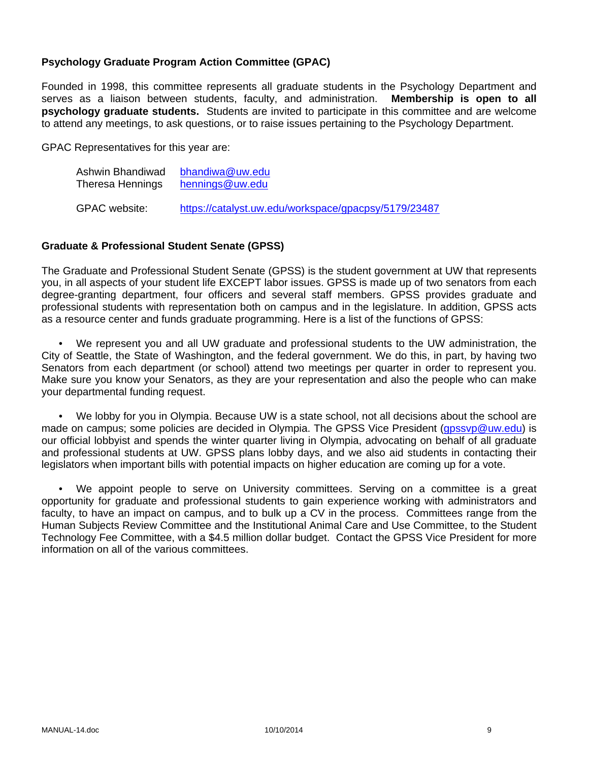**Psychology Graduate Program Action Committee (GPAC)**

Founded in 1998, this committee represents all graduate students in the Psychology Department and serves as a liaison between students, faculty, and administration. **Membership is open to all psychology graduate students.** Students are invited to participate in this committee and are welcome to attend any meetings, to ask questions, or to raise issues pertaining to the Psychology Department.

GPAC Representatives for this year are:

Ashwin Bhandiwad bhandiwa@uw.edu
Theresa Hennings hennings@uw.edu

GPAC website: https://catalyst.uw.edu/workspace/gpacpsy/5179/23487

**Graduate & Professional Student Senate (GPSS)**

The Graduate and Professional Student Senate (GPSS) is the student government at UW that represents you, in all aspects of your student life EXCEPT labor issues. GPSS is made up of two senators from each degree-granting department, four officers and several staff members. GPSS provides graduate and professional students with representation both on campus and in the legislature. In addition, GPSS acts as a resource center and funds graduate programming. Here is a list of the functions of GPSS:

- We represent you and all UW graduate and professional students to the UW administration, the City of Seattle, the State of Washington, and the federal government. We do this, in part, by having two Senators from each department (or school) attend two meetings per quarter in order to represent you. Make sure you know your Senators, as they are your representation and also the people who can make your departmental funding request.

- We lobby for you in Olympia. Because UW is a state school, not all decisions about the school are made on campus; some policies are decided in Olympia. The GPSS Vice President (gpssvp@uw.edu) is our official lobbyist and spends the winter quarter living in Olympia, advocating on behalf of all graduate and professional students at UW. GPSS plans lobby days, and we also aid students in contacting their legislators when important bills with potential impacts on higher education are coming up for a vote.

- We appoint people to serve on University committees. Serving on a committee is a great opportunity for graduate and professional students to gain experience working with administrators and faculty, to have an impact on campus, and to bulk up a CV in the process. Committees range from the Human Subjects Review Committee and the Institutional Animal Care and Use Committee, to the Student Technology Fee Committee, with a $4.5 million dollar budget. Contact the GPSS Vice President for more information on all of the various committees.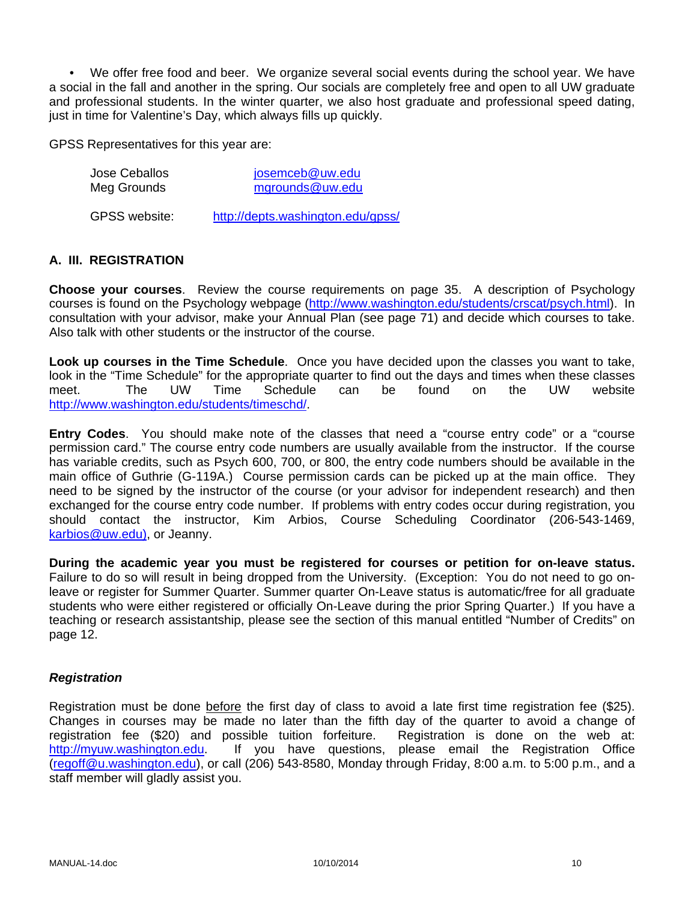- We offer free food and beer. We organize several social events during the school year. We have a social in the fall and another in the spring. Our socials are completely free and open to all UW graduate and professional students. In the winter quarter, we also host graduate and professional speed dating, just in time for Valentine's Day, which always fills up quickly.

GPSS Representatives for this year are:

| | |
|---|---|
| Jose Ceballos | josemceb@uw.edu |
| Meg Grounds | mgrounds@uw.edu |

GPSS website: http://depts.washington.edu/gpss/

## A. III. REGISTRATION

**Choose your courses**. Review the course requirements on page 35. A description of Psychology courses is found on the Psychology webpage (http://www.washington.edu/students/crscat/psych.html). In consultation with your advisor, make your Annual Plan (see page 71) and decide which courses to take. Also talk with other students or the instructor of the course.

**Look up courses in the Time Schedule**. Once you have decided upon the classes you want to take, look in the "Time Schedule" for the appropriate quarter to find out the days and times when these classes meet. The UW Time Schedule can be found on the UW website http://www.washington.edu/students/timeschd/.

**Entry Codes**. You should make note of the classes that need a "course entry code" or a "course permission card." The course entry code numbers are usually available from the instructor. If the course has variable credits, such as Psych 600, 700, or 800, the entry code numbers should be available in the main office of Guthrie (G-119A.) Course permission cards can be picked up at the main office. They need to be signed by the instructor of the course (or your advisor for independent research) and then exchanged for the course entry code number. If problems with entry codes occur during registration, you should contact the instructor, Kim Arbios, Course Scheduling Coordinator (206-543-1469, karbios@uw.edu), or Jeanny.

**During the academic year you must be registered for courses or petition for on-leave status.** Failure to do so will result in being dropped from the University. (Exception: You do not need to go on-leave or register for Summer Quarter. Summer quarter On-Leave status is automatic/free for all graduate students who were either registered or officially On-Leave during the prior Spring Quarter.) If you have a teaching or research assistantship, please see the section of this manual entitled "Number of Credits" on page 12.

### *Registration*

Registration must be done before the first day of class to avoid a late first time registration fee ($25). Changes in courses may be made no later than the fifth day of the quarter to avoid a change of registration fee ($20) and possible tuition forfeiture. Registration is done on the web at: http://myuw.washington.edu. If you have questions, please email the Registration Office (regoff@u.washington.edu), or call (206) 543-8580, Monday through Friday, 8:00 a.m. to 5:00 p.m., and a staff member will gladly assist you.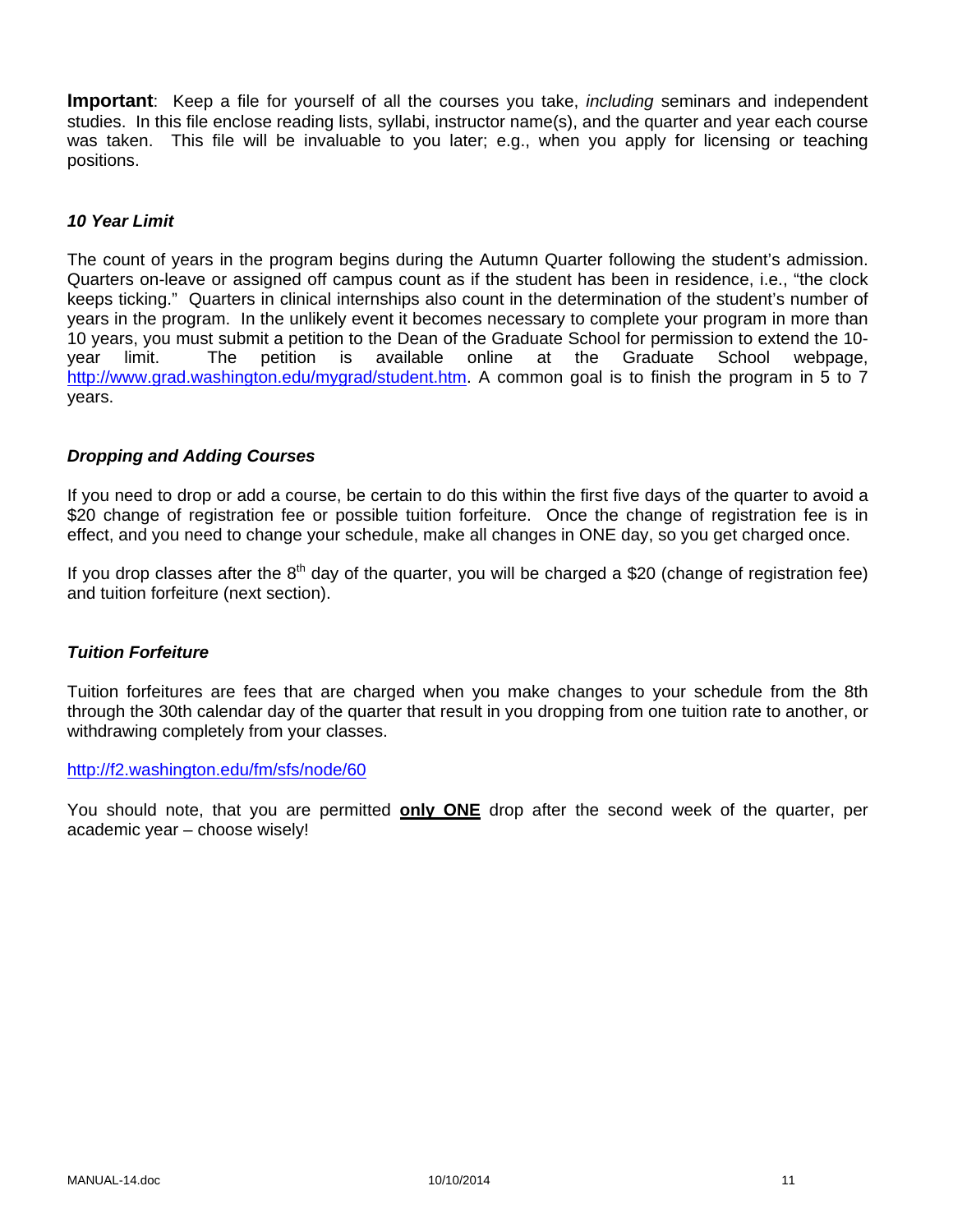**Important**: Keep a file for yourself of all the courses you take, *including* seminars and independent studies. In this file enclose reading lists, syllabi, instructor name(s), and the quarter and year each course was taken. This file will be invaluable to you later; e.g., when you apply for licensing or teaching positions.

### *10 Year Limit*

The count of years in the program begins during the Autumn Quarter following the student's admission. Quarters on-leave or assigned off campus count as if the student has been in residence, i.e., "the clock keeps ticking." Quarters in clinical internships also count in the determination of the student's number of years in the program. In the unlikely event it becomes necessary to complete your program in more than 10 years, you must submit a petition to the Dean of the Graduate School for permission to extend the 10-year limit. The petition is available online at the Graduate School webpage, http://www.grad.washington.edu/mygrad/student.htm. A common goal is to finish the program in 5 to 7 years.

### *Dropping and Adding Courses*

If you need to drop or add a course, be certain to do this within the first five days of the quarter to avoid a $20 change of registration fee or possible tuition forfeiture. Once the change of registration fee is in effect, and you need to change your schedule, make all changes in ONE day, so you get charged once.

If you drop classes after the 8th day of the quarter, you will be charged a $20 (change of registration fee) and tuition forfeiture (next section).

### *Tuition Forfeiture*

Tuition forfeitures are fees that are charged when you make changes to your schedule from the 8th through the 30th calendar day of the quarter that result in you dropping from one tuition rate to another, or withdrawing completely from your classes.

http://f2.washington.edu/fm/sfs/node/60

You should note, that you are permitted **only ONE** drop after the second week of the quarter, per academic year – choose wisely!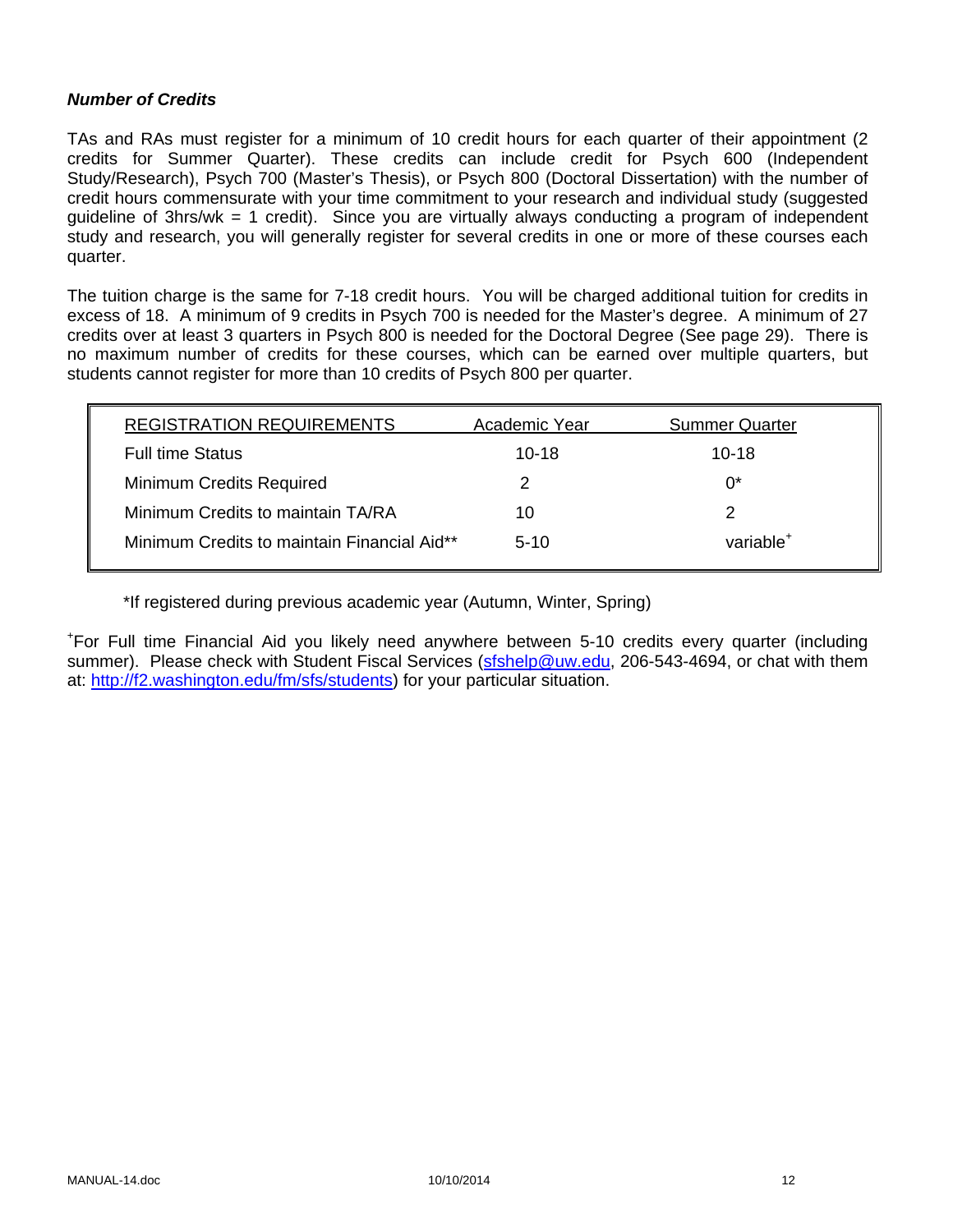### *Number of Credits*

TAs and RAs must register for a minimum of 10 credit hours for each quarter of their appointment (2 credits for Summer Quarter). These credits can include credit for Psych 600 (Independent Study/Research), Psych 700 (Master's Thesis), or Psych 800 (Doctoral Dissertation) with the number of credit hours commensurate with your time commitment to your research and individual study (suggested guideline of 3hrs/wk = 1 credit). Since you are virtually always conducting a program of independent study and research, you will generally register for several credits in one or more of these courses each quarter.

The tuition charge is the same for 7-18 credit hours. You will be charged additional tuition for credits in excess of 18. A minimum of 9 credits in Psych 700 is needed for the Master's degree. A minimum of 27 credits over at least 3 quarters in Psych 800 is needed for the Doctoral Degree (See page 29). There is no maximum number of credits for these courses, which can be earned over multiple quarters, but students cannot register for more than 10 credits of Psych 800 per quarter.

| REGISTRATION REQUIREMENTS | Academic Year | Summer Quarter |
| --- | --- | --- |
| Full time Status | 10-18 | 10-18 |
| Minimum Credits Required | 2 | 0* |
| Minimum Credits to maintain TA/RA | 10 | 2 |
| Minimum Credits to maintain Financial Aid** | 5-10 | variable+ |

*If registered during previous academic year (Autumn, Winter, Spring)

+For Full time Financial Aid you likely need anywhere between 5-10 credits every quarter (including summer). Please check with Student Fiscal Services (sfshelp@uw.edu, 206-543-4694, or chat with them at: http://f2.washington.edu/fm/sfs/students) for your particular situation.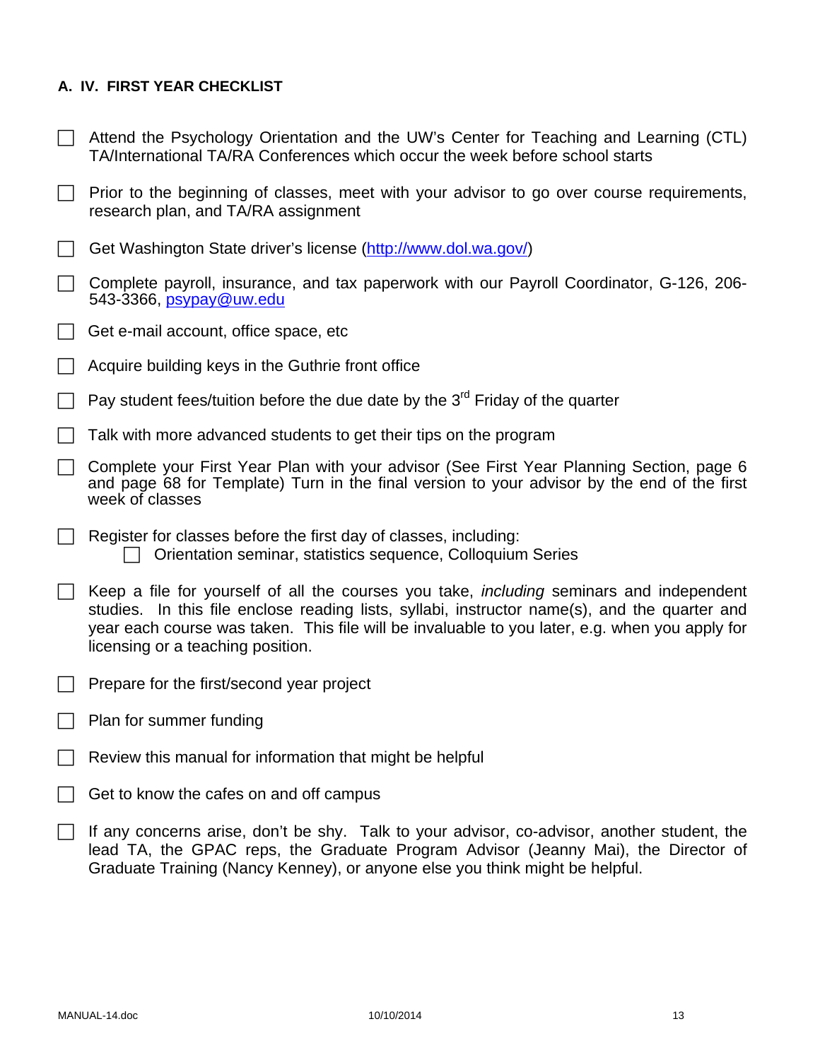## A. IV. FIRST YEAR CHECKLIST

- [ ] Attend the Psychology Orientation and the UW's Center for Teaching and Learning (CTL) TA/International TA/RA Conferences which occur the week before school starts
- [ ] Prior to the beginning of classes, meet with your advisor to go over course requirements, research plan, and TA/RA assignment
- [ ] Get Washington State driver's license (http://www.dol.wa.gov/)
- [ ] Complete payroll, insurance, and tax paperwork with our Payroll Coordinator, G-126, 206-543-3366, psypay@uw.edu
- [ ] Get e-mail account, office space, etc
- [ ] Acquire building keys in the Guthrie front office
- [ ] Pay student fees/tuition before the due date by the 3rd Friday of the quarter
- [ ] Talk with more advanced students to get their tips on the program
- [ ] Complete your First Year Plan with your advisor (See First Year Planning Section, page 6 and page 68 for Template) Turn in the final version to your advisor by the end of the first week of classes
- [ ] Register for classes before the first day of classes, including:
    - [ ] Orientation seminar, statistics sequence, Colloquium Series
- [ ] Keep a file for yourself of all the courses you take, *including* seminars and independent studies. In this file enclose reading lists, syllabi, instructor name(s), and the quarter and year each course was taken. This file will be invaluable to you later, e.g. when you apply for licensing or a teaching position.
- [ ] Prepare for the first/second year project
- [ ] Plan for summer funding
- [ ] Review this manual for information that might be helpful
- [ ] Get to know the cafes on and off campus
- [ ] If any concerns arise, don't be shy. Talk to your advisor, co-advisor, another student, the lead TA, the GPAC reps, the Graduate Program Advisor (Jeanny Mai), the Director of Graduate Training (Nancy Kenney), or anyone else you think might be helpful.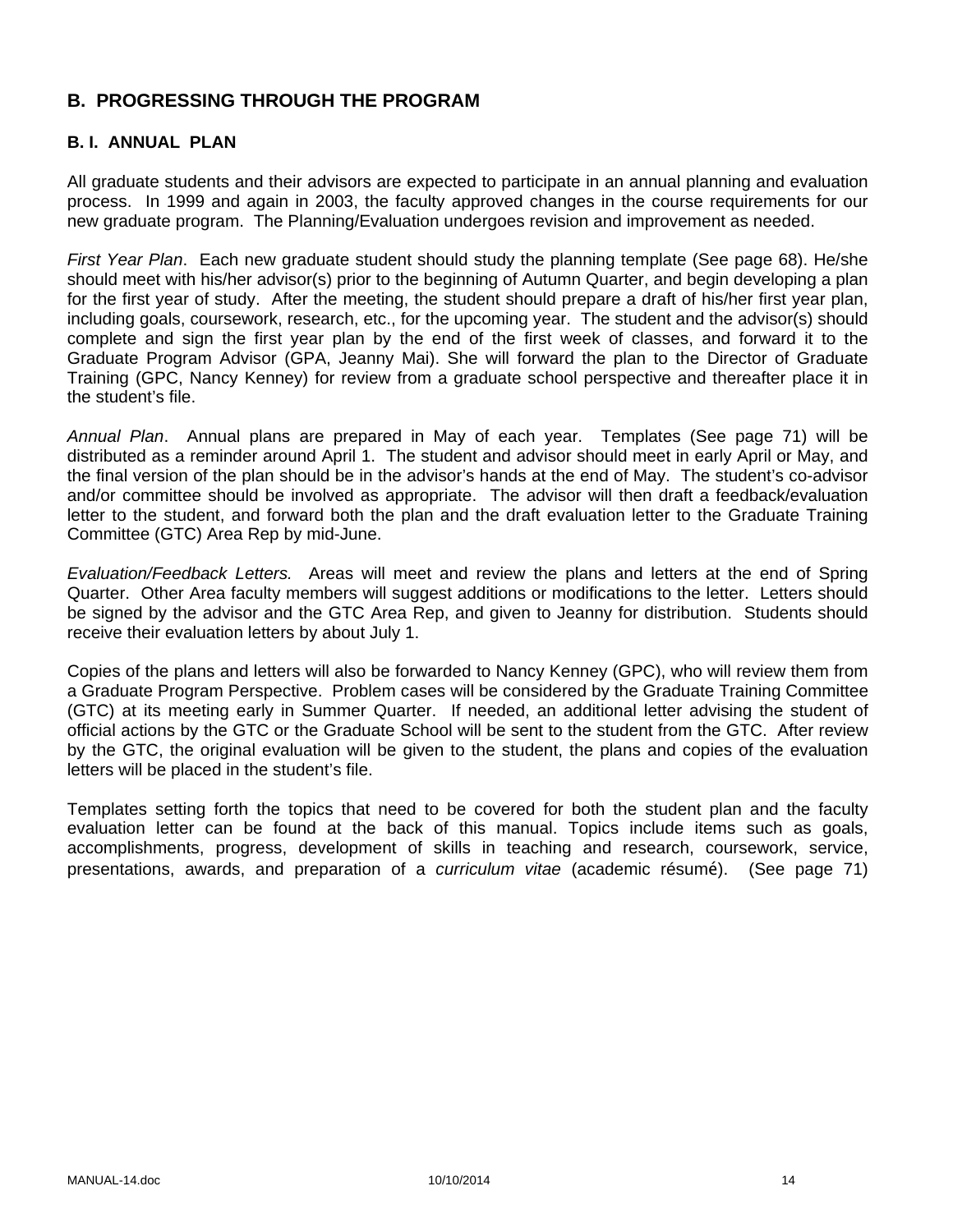## B. PROGRESSING THROUGH THE PROGRAM

### B. I. ANNUAL PLAN

All graduate students and their advisors are expected to participate in an annual planning and evaluation process. In 1999 and again in 2003, the faculty approved changes in the course requirements for our new graduate program. The Planning/Evaluation undergoes revision and improvement as needed.

*First Year Plan*. Each new graduate student should study the planning template (See page 68). He/she should meet with his/her advisor(s) prior to the beginning of Autumn Quarter, and begin developing a plan for the first year of study. After the meeting, the student should prepare a draft of his/her first year plan, including goals, coursework, research, etc., for the upcoming year. The student and the advisor(s) should complete and sign the first year plan by the end of the first week of classes, and forward it to the Graduate Program Advisor (GPA, Jeanny Mai). She will forward the plan to the Director of Graduate Training (GPC, Nancy Kenney) for review from a graduate school perspective and thereafter place it in the student's file.

*Annual Plan*. Annual plans are prepared in May of each year. Templates (See page 71) will be distributed as a reminder around April 1. The student and advisor should meet in early April or May, and the final version of the plan should be in the advisor's hands at the end of May. The student's co-advisor and/or committee should be involved as appropriate. The advisor will then draft a feedback/evaluation letter to the student, and forward both the plan and the draft evaluation letter to the Graduate Training Committee (GTC) Area Rep by mid-June.

*Evaluation/Feedback Letters.* Areas will meet and review the plans and letters at the end of Spring Quarter. Other Area faculty members will suggest additions or modifications to the letter. Letters should be signed by the advisor and the GTC Area Rep, and given to Jeanny for distribution. Students should receive their evaluation letters by about July 1.

Copies of the plans and letters will also be forwarded to Nancy Kenney (GPC), who will review them from a Graduate Program Perspective. Problem cases will be considered by the Graduate Training Committee (GTC) at its meeting early in Summer Quarter. If needed, an additional letter advising the student of official actions by the GTC or the Graduate School will be sent to the student from the GTC. After review by the GTC, the original evaluation will be given to the student, the plans and copies of the evaluation letters will be placed in the student's file.

Templates setting forth the topics that need to be covered for both the student plan and the faculty evaluation letter can be found at the back of this manual. Topics include items such as goals, accomplishments, progress, development of skills in teaching and research, coursework, service, presentations, awards, and preparation of a *curriculum vitae* (academic résumé). (See page 71)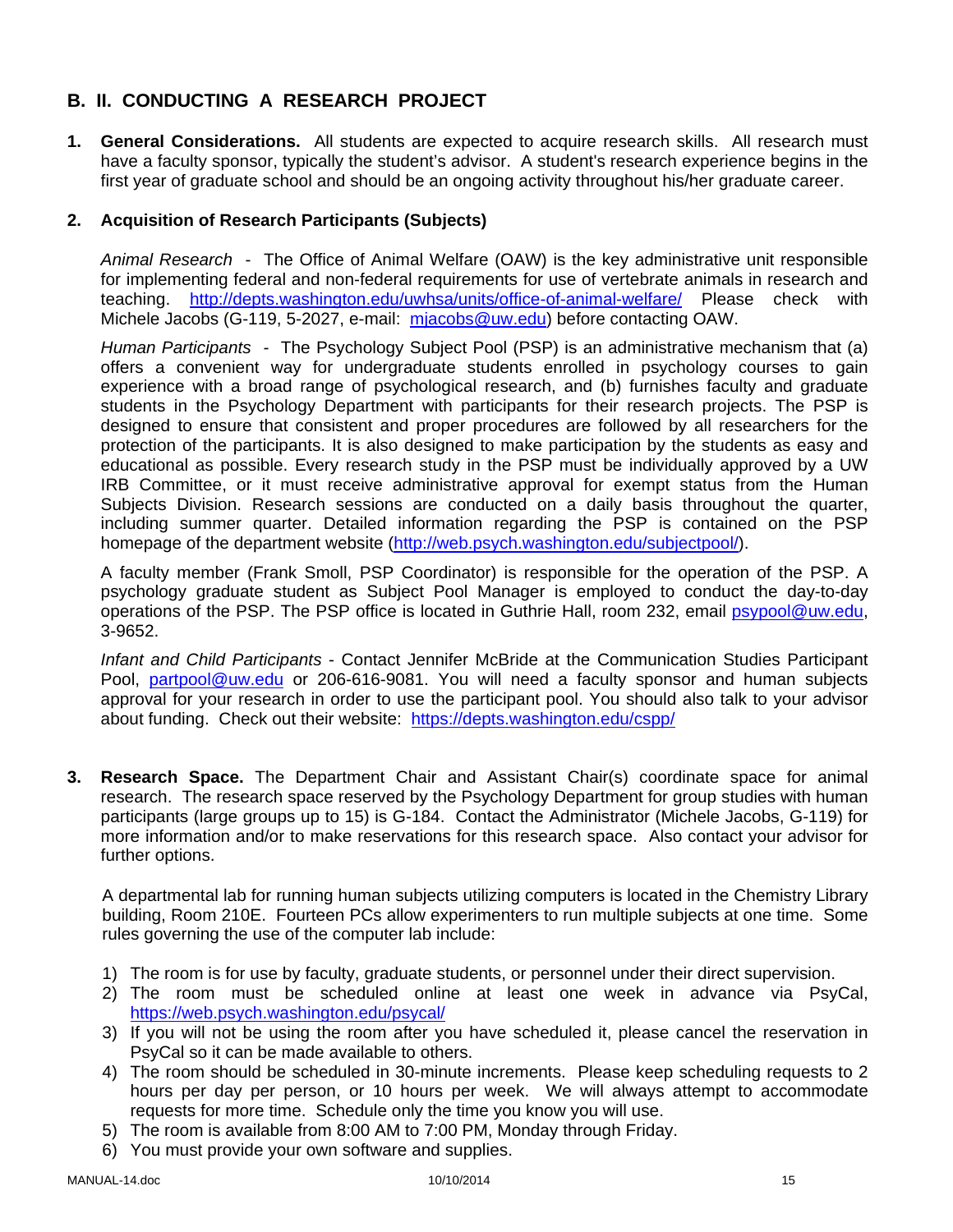## B. II. CONDUCTING A RESEARCH PROJECT

1. **General Considerations.** All students are expected to acquire research skills. All research must have a faculty sponsor, typically the student's advisor. A student's research experience begins in the first year of graduate school and should be an ongoing activity throughout his/her graduate career.

2. **Acquisition of Research Participants (Subjects)**

   *Animal Research* - The Office of Animal Welfare (OAW) is the key administrative unit responsible for implementing federal and non-federal requirements for use of vertebrate animals in research and teaching. http://depts.washington.edu/uwhsa/units/office-of-animal-welfare/ Please check with Michele Jacobs (G-119, 5-2027, e-mail: mjacobs@uw.edu) before contacting OAW.

   *Human Participants* - The Psychology Subject Pool (PSP) is an administrative mechanism that (a) offers a convenient way for undergraduate students enrolled in psychology courses to gain experience with a broad range of psychological research, and (b) furnishes faculty and graduate students in the Psychology Department with participants for their research projects. The PSP is designed to ensure that consistent and proper procedures are followed by all researchers for the protection of the participants. It is also designed to make participation by the students as easy and educational as possible. Every research study in the PSP must be individually approved by a UW IRB Committee, or it must receive administrative approval for exempt status from the Human Subjects Division. Research sessions are conducted on a daily basis throughout the quarter, including summer quarter. Detailed information regarding the PSP is contained on the PSP homepage of the department website (http://web.psych.washington.edu/subjectpool/).

   A faculty member (Frank Smoll, PSP Coordinator) is responsible for the operation of the PSP. A psychology graduate student as Subject Pool Manager is employed to conduct the day-to-day operations of the PSP. The PSP office is located in Guthrie Hall, room 232, email psypool@uw.edu, 3-9652.

   *Infant and Child Participants* - Contact Jennifer McBride at the Communication Studies Participant Pool, partpool@uw.edu or 206-616-9081. You will need a faculty sponsor and human subjects approval for your research in order to use the participant pool. You should also talk to your advisor about funding. Check out their website: https://depts.washington.edu/cspp/

3. **Research Space.** The Department Chair and Assistant Chair(s) coordinate space for animal research. The research space reserved by the Psychology Department for group studies with human participants (large groups up to 15) is G-184. Contact the Administrator (Michele Jacobs, G-119) for more information and/or to make reservations for this research space. Also contact your advisor for further options.

   A departmental lab for running human subjects utilizing computers is located in the Chemistry Library building, Room 210E. Fourteen PCs allow experimenters to run multiple subjects at one time. Some rules governing the use of the computer lab include:

   1) The room is for use by faculty, graduate students, or personnel under their direct supervision.
   2) The room must be scheduled online at least one week in advance via PsyCal, https://web.psych.washington.edu/psycal/
   3) If you will not be using the room after you have scheduled it, please cancel the reservation in PsyCal so it can be made available to others.
   4) The room should be scheduled in 30-minute increments. Please keep scheduling requests to 2 hours per day per person, or 10 hours per week. We will always attempt to accommodate requests for more time. Schedule only the time you know you will use.
   5) The room is available from 8:00 AM to 7:00 PM, Monday through Friday.
   6) You must provide your own software and supplies.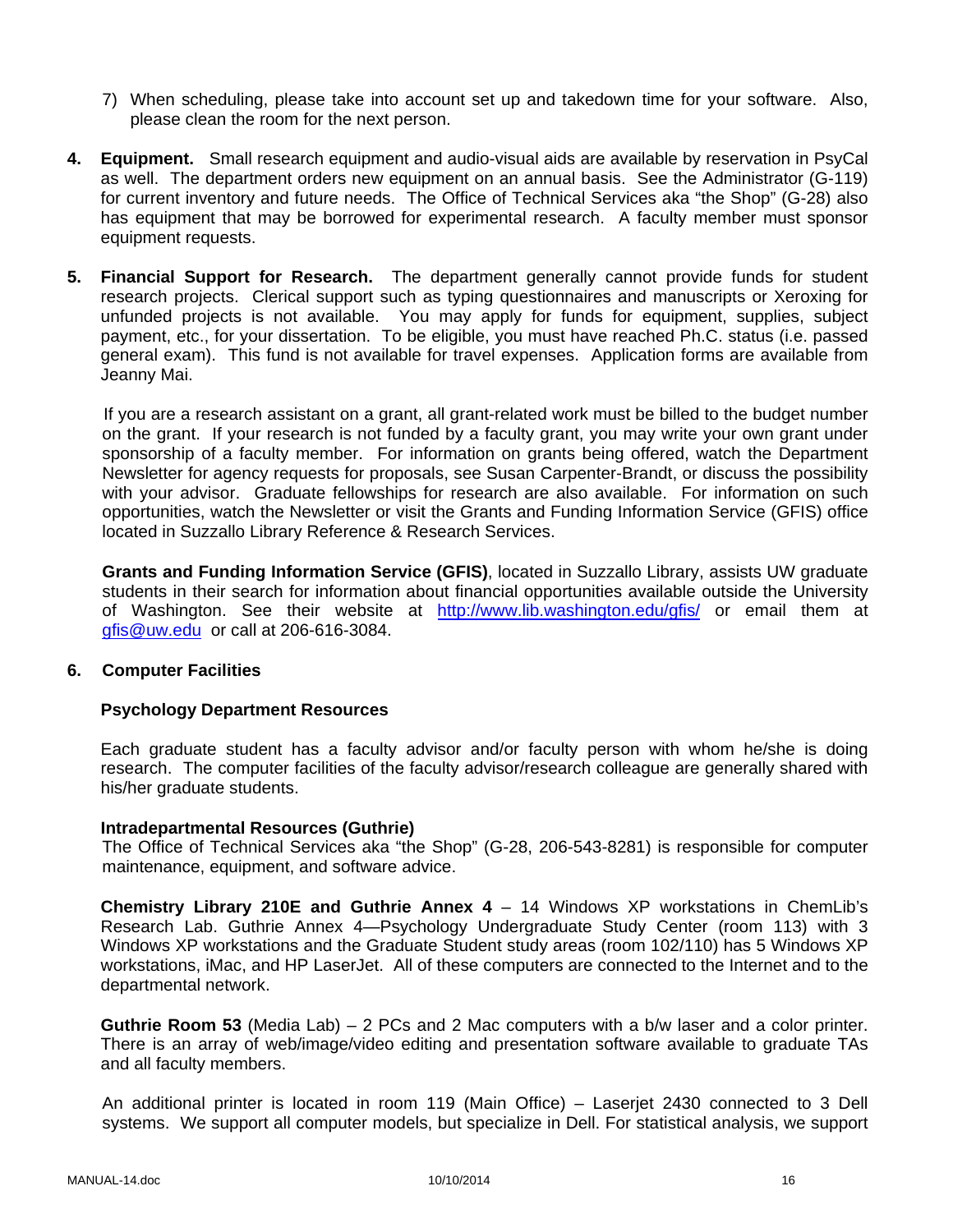7) When scheduling, please take into account set up and takedown time for your software. Also, please clean the room for the next person.

4. **Equipment.** Small research equipment and audio-visual aids are available by reservation in PsyCal as well. The department orders new equipment on an annual basis. See the Administrator (G-119) for current inventory and future needs. The Office of Technical Services aka "the Shop" (G-28) also has equipment that may be borrowed for experimental research. A faculty member must sponsor equipment requests.

5. **Financial Support for Research.** The department generally cannot provide funds for student research projects. Clerical support such as typing questionnaires and manuscripts or Xeroxing for unfunded projects is not available. You may apply for funds for equipment, supplies, subject payment, etc., for your dissertation. To be eligible, you must have reached Ph.C. status (i.e. passed general exam). This fund is not available for travel expenses. Application forms are available from Jeanny Mai.

   If you are a research assistant on a grant, all grant-related work must be billed to the budget number on the grant. If your research is not funded by a faculty grant, you may write your own grant under sponsorship of a faculty member. For information on grants being offered, watch the Department Newsletter for agency requests for proposals, see Susan Carpenter-Brandt, or discuss the possibility with your advisor. Graduate fellowships for research are also available. For information on such opportunities, watch the Newsletter or visit the Grants and Funding Information Service (GFIS) office located in Suzzallo Library Reference & Research Services.

   **Grants and Funding Information Service (GFIS)**, located in Suzzallo Library, assists UW graduate students in their search for information about financial opportunities available outside the University of Washington. See their website at http://www.lib.washington.edu/gfis/ or email them at gfis@uw.edu or call at 206-616-3084.

6. **Computer Facilities**

   **Psychology Department Resources**

   Each graduate student has a faculty advisor and/or faculty person with whom he/she is doing research. The computer facilities of the faculty advisor/research colleague are generally shared with his/her graduate students.

   **Intradepartmental Resources (Guthrie)**
   The Office of Technical Services aka "the Shop" (G-28, 206-543-8281) is responsible for computer maintenance, equipment, and software advice.

   **Chemistry Library 210E and Guthrie Annex 4** – 14 Windows XP workstations in ChemLib's Research Lab. Guthrie Annex 4—Psychology Undergraduate Study Center (room 113) with 3 Windows XP workstations and the Graduate Student study areas (room 102/110) has 5 Windows XP workstations, iMac, and HP LaserJet. All of these computers are connected to the Internet and to the departmental network.

   **Guthrie Room 53** (Media Lab) – 2 PCs and 2 Mac computers with a b/w laser and a color printer. There is an array of web/image/video editing and presentation software available to graduate TAs and all faculty members.

   An additional printer is located in room 119 (Main Office) – Laserjet 2430 connected to 3 Dell systems. We support all computer models, but specialize in Dell. For statistical analysis, we support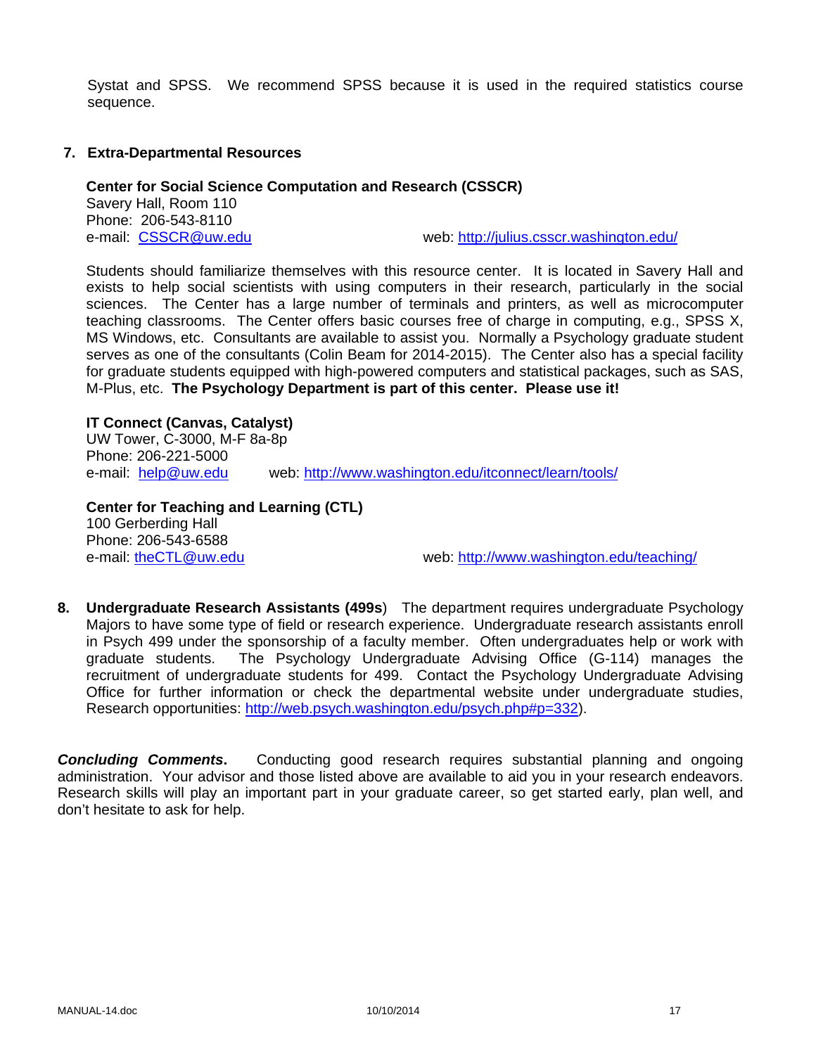Systat and SPSS. We recommend SPSS because it is used in the required statistics course sequence.

## 7. Extra-Departmental Resources

**Center for Social Science Computation and Research (CSSCR)**
Savery Hall, Room 110
Phone: 206-543-8110
e-mail: CSSCR@uw.edu web: http://julius.csscr.washington.edu/

Students should familiarize themselves with this resource center. It is located in Savery Hall and exists to help social scientists with using computers in their research, particularly in the social sciences. The Center has a large number of terminals and printers, as well as microcomputer teaching classrooms. The Center offers basic courses free of charge in computing, e.g., SPSS X, MS Windows, etc. Consultants are available to assist you. Normally a Psychology graduate student serves as one of the consultants (Colin Beam for 2014-2015). The Center also has a special facility for graduate students equipped with high-powered computers and statistical packages, such as SAS, M-Plus, etc. **The Psychology Department is part of this center. Please use it!**

**IT Connect (Canvas, Catalyst)**
UW Tower, C-3000, M-F 8a-8p
Phone: 206-221-5000
e-mail: help@uw.edu web: http://www.washington.edu/itconnect/learn/tools/

**Center for Teaching and Learning (CTL)**
100 Gerberding Hall
Phone: 206-543-6588
e-mail: theCTL@uw.edu web: http://www.washington.edu/teaching/

**8. Undergraduate Research Assistants (499s**) The department requires undergraduate Psychology Majors to have some type of field or research experience. Undergraduate research assistants enroll in Psych 499 under the sponsorship of a faculty member. Often undergraduates help or work with graduate students. The Psychology Undergraduate Advising Office (G-114) manages the recruitment of undergraduate students for 499. Contact the Psychology Undergraduate Advising Office for further information or check the departmental website under undergraduate studies, Research opportunities: http://web.psych.washington.edu/psych.php#p=332).

***Concluding Comments*.** Conducting good research requires substantial planning and ongoing administration. Your advisor and those listed above are available to aid you in your research endeavors. Research skills will play an important part in your graduate career, so get started early, plan well, and don't hesitate to ask for help.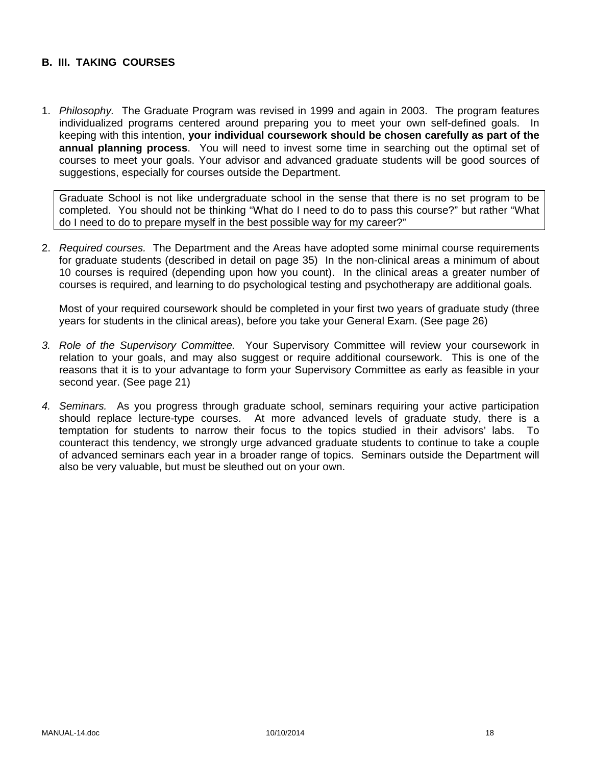## B. III. TAKING COURSES

1. *Philosophy.* The Graduate Program was revised in 1999 and again in 2003. The program features individualized programs centered around preparing you to meet your own self-defined goals. In keeping with this intention, **your individual coursework should be chosen carefully as part of the annual planning process**. You will need to invest some time in searching out the optimal set of courses to meet your goals. Your advisor and advanced graduate students will be good sources of suggestions, especially for courses outside the Department.

   > Graduate School is not like undergraduate school in the sense that there is no set program to be completed. You should not be thinking "What do I need to do to pass this course?" but rather "What do I need to do to prepare myself in the best possible way for my career?"

2. *Required courses.* The Department and the Areas have adopted some minimal course requirements for graduate students (described in detail on page 35) In the non-clinical areas a minimum of about 10 courses is required (depending upon how you count). In the clinical areas a greater number of courses is required, and learning to do psychological testing and psychotherapy are additional goals.

   Most of your required coursework should be completed in your first two years of graduate study (three years for students in the clinical areas), before you take your General Exam. (See page 26)

3. *Role of the Supervisory Committee.* Your Supervisory Committee will review your coursework in relation to your goals, and may also suggest or require additional coursework. This is one of the reasons that it is to your advantage to form your Supervisory Committee as early as feasible in your second year. (See page 21)

4. *Seminars.* As you progress through graduate school, seminars requiring your active participation should replace lecture-type courses. At more advanced levels of graduate study, there is a temptation for students to narrow their focus to the topics studied in their advisors' labs. To counteract this tendency, we strongly urge advanced graduate students to continue to take a couple of advanced seminars each year in a broader range of topics. Seminars outside the Department will also be very valuable, but must be sleuthed out on your own.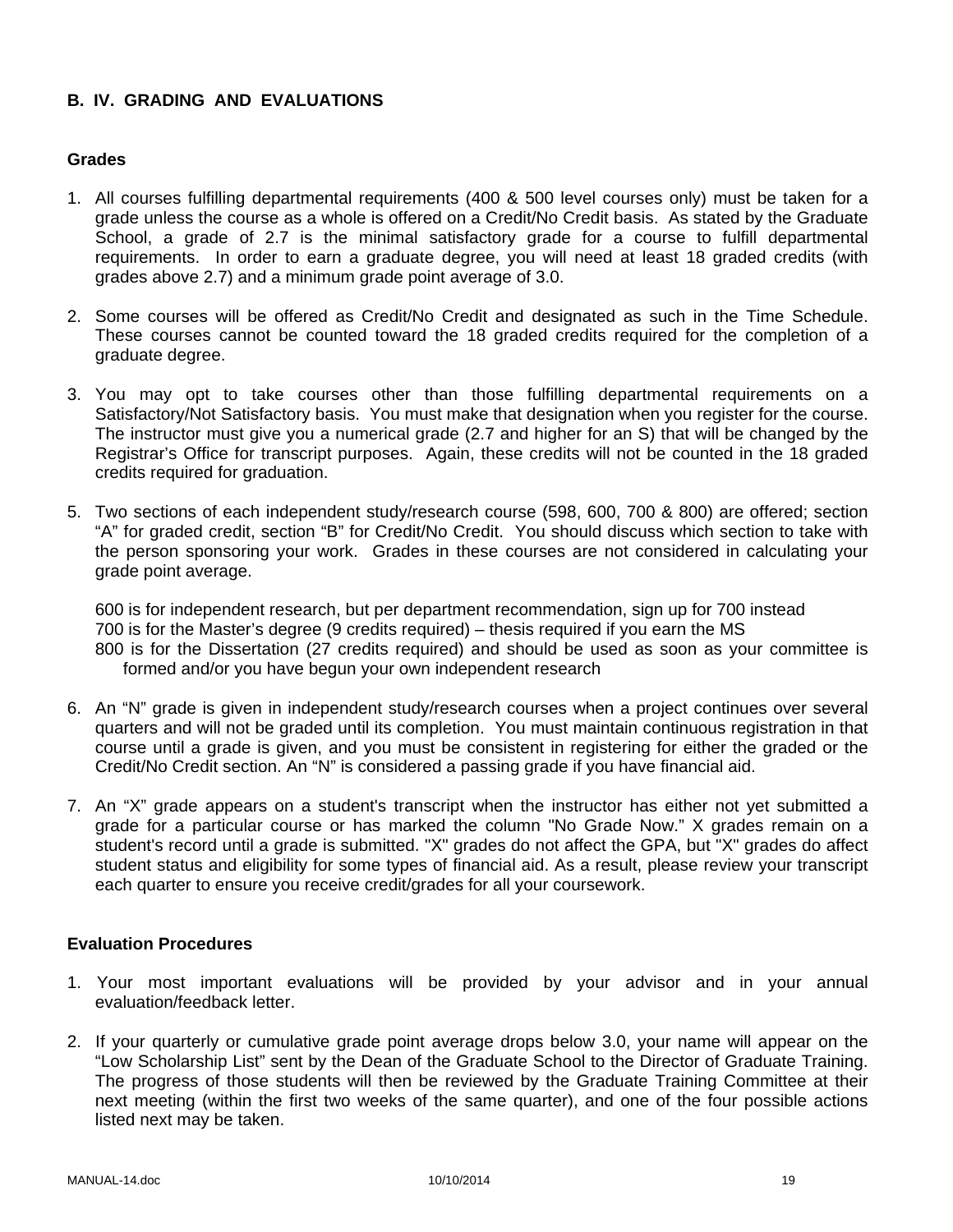## B. IV. GRADING AND EVALUATIONS

### Grades

1. All courses fulfilling departmental requirements (400 & 500 level courses only) must be taken for a grade unless the course as a whole is offered on a Credit/No Credit basis. As stated by the Graduate School, a grade of 2.7 is the minimal satisfactory grade for a course to fulfill departmental requirements. In order to earn a graduate degree, you will need at least 18 graded credits (with grades above 2.7) and a minimum grade point average of 3.0.

2. Some courses will be offered as Credit/No Credit and designated as such in the Time Schedule. These courses cannot be counted toward the 18 graded credits required for the completion of a graduate degree.

3. You may opt to take courses other than those fulfilling departmental requirements on a Satisfactory/Not Satisfactory basis. You must make that designation when you register for the course. The instructor must give you a numerical grade (2.7 and higher for an S) that will be changed by the Registrar's Office for transcript purposes. Again, these credits will not be counted in the 18 graded credits required for graduation.

5. Two sections of each independent study/research course (598, 600, 700 & 800) are offered; section "A" for graded credit, section "B" for Credit/No Credit. You should discuss which section to take with the person sponsoring your work. Grades in these courses are not considered in calculating your grade point average.

   600 is for independent research, but per department recommendation, sign up for 700 instead
   700 is for the Master's degree (9 credits required) – thesis required if you earn the MS
   800 is for the Dissertation (27 credits required) and should be used as soon as your committee is formed and/or you have begun your own independent research

6. An "N" grade is given in independent study/research courses when a project continues over several quarters and will not be graded until its completion. You must maintain continuous registration in that course until a grade is given, and you must be consistent in registering for either the graded or the Credit/No Credit section. An "N" is considered a passing grade if you have financial aid.

7. An "X" grade appears on a student's transcript when the instructor has either not yet submitted a grade for a particular course or has marked the column "No Grade Now." X grades remain on a student's record until a grade is submitted. "X" grades do not affect the GPA, but "X" grades do affect student status and eligibility for some types of financial aid. As a result, please review your transcript each quarter to ensure you receive credit/grades for all your coursework.

### Evaluation Procedures

1. Your most important evaluations will be provided by your advisor and in your annual evaluation/feedback letter.

2. If your quarterly or cumulative grade point average drops below 3.0, your name will appear on the "Low Scholarship List" sent by the Dean of the Graduate School to the Director of Graduate Training. The progress of those students will then be reviewed by the Graduate Training Committee at their next meeting (within the first two weeks of the same quarter), and one of the four possible actions listed next may be taken.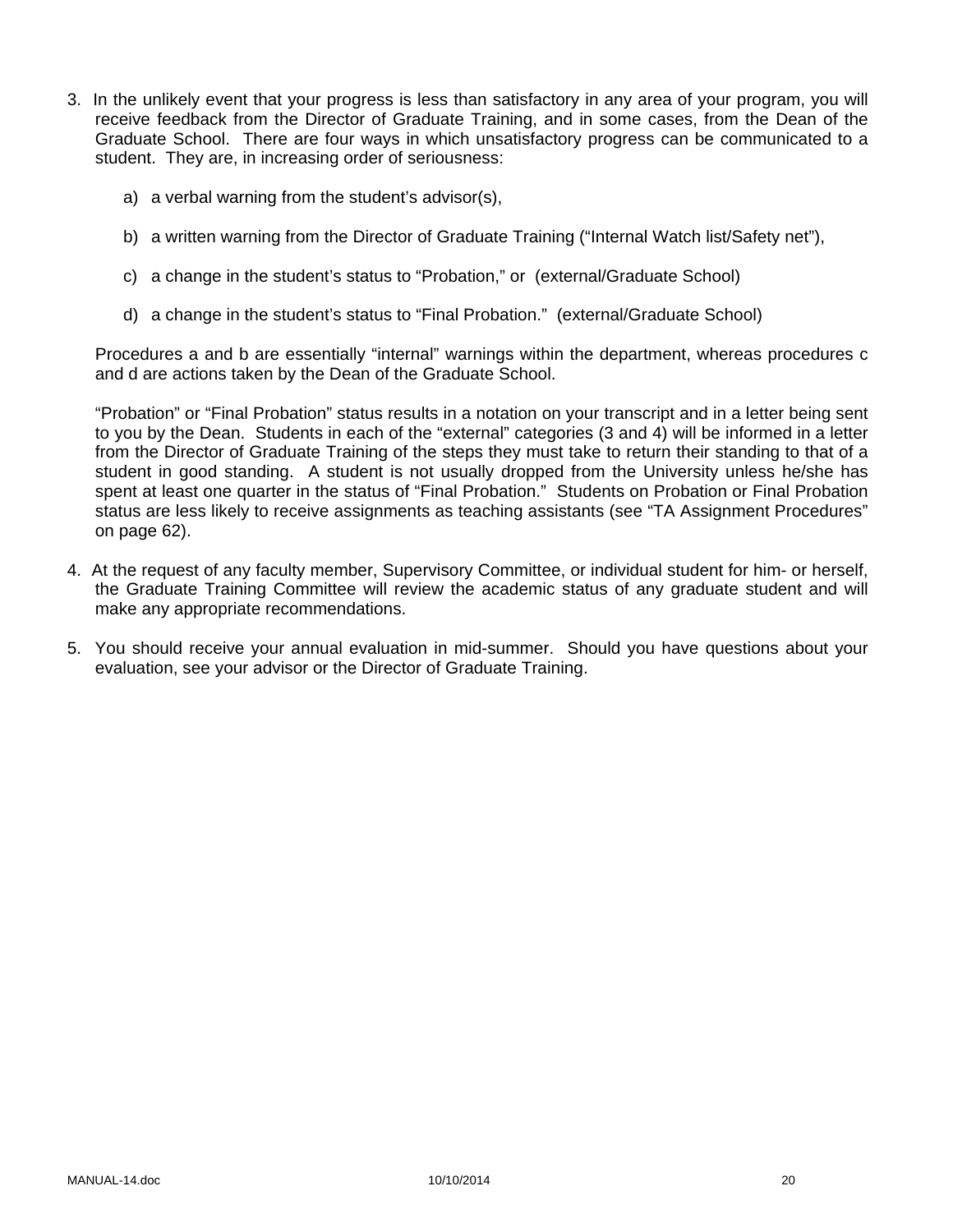3. In the unlikely event that your progress is less than satisfactory in any area of your program, you will receive feedback from the Director of Graduate Training, and in some cases, from the Dean of the Graduate School. There are four ways in which unsatisfactory progress can be communicated to a student. They are, in increasing order of seriousness:

   a) a verbal warning from the student's advisor(s),

   b) a written warning from the Director of Graduate Training ("Internal Watch list/Safety net"),

   c) a change in the student's status to "Probation," or (external/Graduate School)

   d) a change in the student's status to "Final Probation." (external/Graduate School)

   Procedures a and b are essentially "internal" warnings within the department, whereas procedures c and d are actions taken by the Dean of the Graduate School.

   "Probation" or "Final Probation" status results in a notation on your transcript and in a letter being sent to you by the Dean. Students in each of the "external" categories (3 and 4) will be informed in a letter from the Director of Graduate Training of the steps they must take to return their standing to that of a student in good standing. A student is not usually dropped from the University unless he/she has spent at least one quarter in the status of "Final Probation." Students on Probation or Final Probation status are less likely to receive assignments as teaching assistants (see "TA Assignment Procedures" on page 62).

4. At the request of any faculty member, Supervisory Committee, or individual student for him- or herself, the Graduate Training Committee will review the academic status of any graduate student and will make any appropriate recommendations.

5. You should receive your annual evaluation in mid-summer. Should you have questions about your evaluation, see your advisor or the Director of Graduate Training.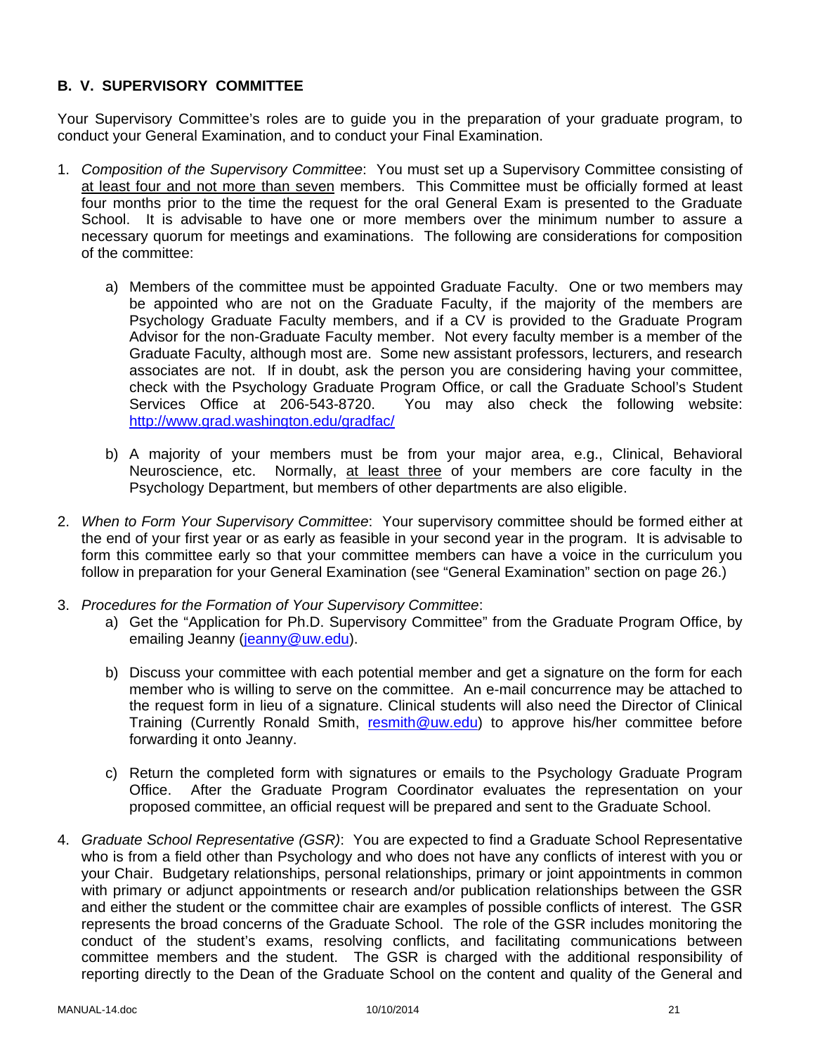### B. V. SUPERVISORY COMMITTEE

Your Supervisory Committee's roles are to guide you in the preparation of your graduate program, to conduct your General Examination, and to conduct your Final Examination.

1. *Composition of the Supervisory Committee*: You must set up a Supervisory Committee consisting of <u>at least four and not more than seven</u> members. This Committee must be officially formed at least four months prior to the time the request for the oral General Exam is presented to the Graduate School. It is advisable to have one or more members over the minimum number to assure a necessary quorum for meetings and examinations. The following are considerations for composition of the committee:

   a) Members of the committee must be appointed Graduate Faculty. One or two members may be appointed who are not on the Graduate Faculty, if the majority of the members are Psychology Graduate Faculty members, and if a CV is provided to the Graduate Program Advisor for the non-Graduate Faculty member. Not every faculty member is a member of the Graduate Faculty, although most are. Some new assistant professors, lecturers, and research associates are not. If in doubt, ask the person you are considering having your committee, check with the Psychology Graduate Program Office, or call the Graduate School's Student Services Office at 206-543-8720. You may also check the following website: [http://www.grad.washington.edu/gradfac/](http://www.grad.washington.edu/gradfac/)

   b) A majority of your members must be from your major area, e.g., Clinical, Behavioral Neuroscience, etc. Normally, <u>at least three</u> of your members are core faculty in the Psychology Department, but members of other departments are also eligible.

2. *When to Form Your Supervisory Committee*: Your supervisory committee should be formed either at the end of your first year or as early as feasible in your second year in the program. It is advisable to form this committee early so that your committee members can have a voice in the curriculum you follow in preparation for your General Examination (see "General Examination" section on page 26.)

3. *Procedures for the Formation of Your Supervisory Committee*:

   a) Get the "Application for Ph.D. Supervisory Committee" from the Graduate Program Office, by emailing Jeanny ([jeanny@uw.edu](mailto:jeanny@uw.edu)).

   b) Discuss your committee with each potential member and get a signature on the form for each member who is willing to serve on the committee. An e-mail concurrence may be attached to the request form in lieu of a signature. Clinical students will also need the Director of Clinical Training (Currently Ronald Smith, [resmith@uw.edu](mailto:resmith@uw.edu)) to approve his/her committee before forwarding it onto Jeanny.

   c) Return the completed form with signatures or emails to the Psychology Graduate Program Office. After the Graduate Program Coordinator evaluates the representation on your proposed committee, an official request will be prepared and sent to the Graduate School.

4. *Graduate School Representative (GSR)*: You are expected to find a Graduate School Representative who is from a field other than Psychology and who does not have any conflicts of interest with you or your Chair. Budgetary relationships, personal relationships, primary or joint appointments in common with primary or adjunct appointments or research and/or publication relationships between the GSR and either the student or the committee chair are examples of possible conflicts of interest. The GSR represents the broad concerns of the Graduate School. The role of the GSR includes monitoring the conduct of the student's exams, resolving conflicts, and facilitating communications between committee members and the student. The GSR is charged with the additional responsibility of reporting directly to the Dean of the Graduate School on the content and quality of the General and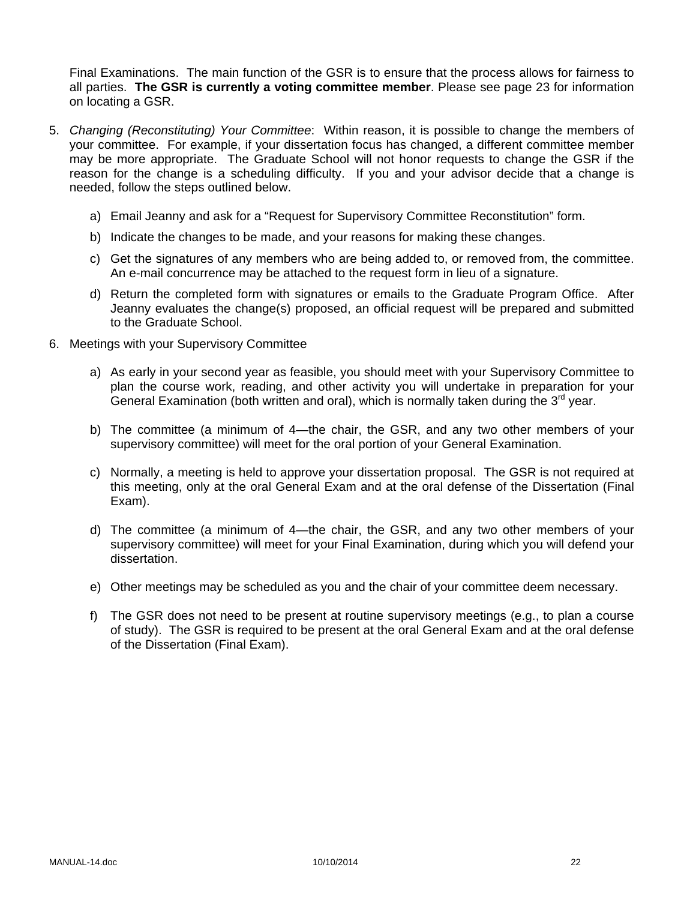Final Examinations. The main function of the GSR is to ensure that the process allows for fairness to all parties. **The GSR is currently a voting committee member**. Please see page 23 for information on locating a GSR.

5. *Changing (Reconstituting) Your Committee*: Within reason, it is possible to change the members of your committee. For example, if your dissertation focus has changed, a different committee member may be more appropriate. The Graduate School will not honor requests to change the GSR if the reason for the change is a scheduling difficulty. If you and your advisor decide that a change is needed, follow the steps outlined below.

   a) Email Jeanny and ask for a "Request for Supervisory Committee Reconstitution" form.

   b) Indicate the changes to be made, and your reasons for making these changes.

   c) Get the signatures of any members who are being added to, or removed from, the committee. An e-mail concurrence may be attached to the request form in lieu of a signature.

   d) Return the completed form with signatures or emails to the Graduate Program Office. After Jeanny evaluates the change(s) proposed, an official request will be prepared and submitted to the Graduate School.

6. Meetings with your Supervisory Committee

   a) As early in your second year as feasible, you should meet with your Supervisory Committee to plan the course work, reading, and other activity you will undertake in preparation for your General Examination (both written and oral), which is normally taken during the 3rd year.

   b) The committee (a minimum of 4—the chair, the GSR, and any two other members of your supervisory committee) will meet for the oral portion of your General Examination.

   c) Normally, a meeting is held to approve your dissertation proposal. The GSR is not required at this meeting, only at the oral General Exam and at the oral defense of the Dissertation (Final Exam).

   d) The committee (a minimum of 4—the chair, the GSR, and any two other members of your supervisory committee) will meet for your Final Examination, during which you will defend your dissertation.

   e) Other meetings may be scheduled as you and the chair of your committee deem necessary.

   f) The GSR does not need to be present at routine supervisory meetings (e.g., to plan a course of study). The GSR is required to be present at the oral General Exam and at the oral defense of the Dissertation (Final Exam).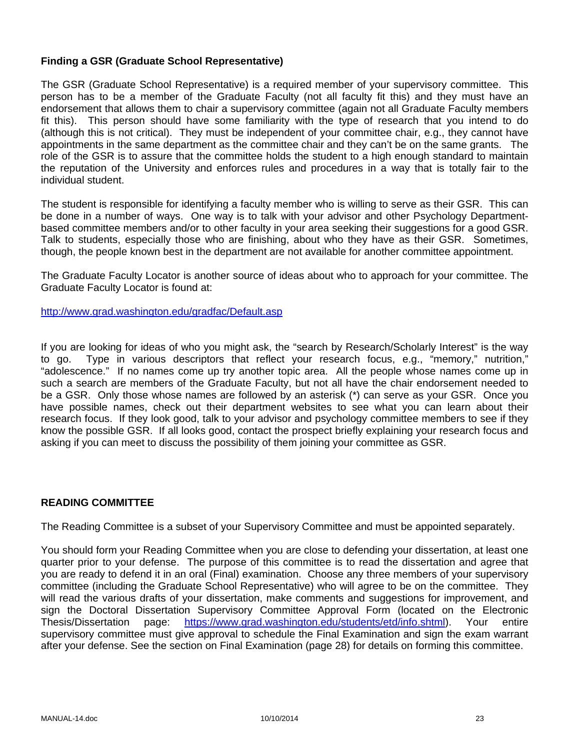### Finding a GSR (Graduate School Representative)

The GSR (Graduate School Representative) is a required member of your supervisory committee. This person has to be a member of the Graduate Faculty (not all faculty fit this) and they must have an endorsement that allows them to chair a supervisory committee (again not all Graduate Faculty members fit this). This person should have some familiarity with the type of research that you intend to do (although this is not critical). They must be independent of your committee chair, e.g., they cannot have appointments in the same department as the committee chair and they can't be on the same grants. The role of the GSR is to assure that the committee holds the student to a high enough standard to maintain the reputation of the University and enforces rules and procedures in a way that is totally fair to the individual student.

The student is responsible for identifying a faculty member who is willing to serve as their GSR. This can be done in a number of ways. One way is to talk with your advisor and other Psychology Department-based committee members and/or to other faculty in your area seeking their suggestions for a good GSR. Talk to students, especially those who are finishing, about who they have as their GSR. Sometimes, though, the people known best in the department are not available for another committee appointment.

The Graduate Faculty Locator is another source of ideas about who to approach for your committee. The Graduate Faculty Locator is found at:

http://www.grad.washington.edu/gradfac/Default.asp

If you are looking for ideas of who you might ask, the "search by Research/Scholarly Interest" is the way to go. Type in various descriptors that reflect your research focus, e.g., "memory," nutrition," "adolescence." If no names come up try another topic area. All the people whose names come up in such a search are members of the Graduate Faculty, but not all have the chair endorsement needed to be a GSR. Only those whose names are followed by an asterisk (*) can serve as your GSR. Once you have possible names, check out their department websites to see what you can learn about their research focus. If they look good, talk to your advisor and psychology committee members to see if they know the possible GSR. If all looks good, contact the prospect briefly explaining your research focus and asking if you can meet to discuss the possibility of them joining your committee as GSR.

### READING COMMITTEE

The Reading Committee is a subset of your Supervisory Committee and must be appointed separately.

You should form your Reading Committee when you are close to defending your dissertation, at least one quarter prior to your defense. The purpose of this committee is to read the dissertation and agree that you are ready to defend it in an oral (Final) examination. Choose any three members of your supervisory committee (including the Graduate School Representative) who will agree to be on the committee. They will read the various drafts of your dissertation, make comments and suggestions for improvement, and sign the Doctoral Dissertation Supervisory Committee Approval Form (located on the Electronic Thesis/Dissertation page: https://www.grad.washington.edu/students/etd/info.shtml). Your entire supervisory committee must give approval to schedule the Final Examination and sign the exam warrant after your defense. See the section on Final Examination (page 28) for details on forming this committee.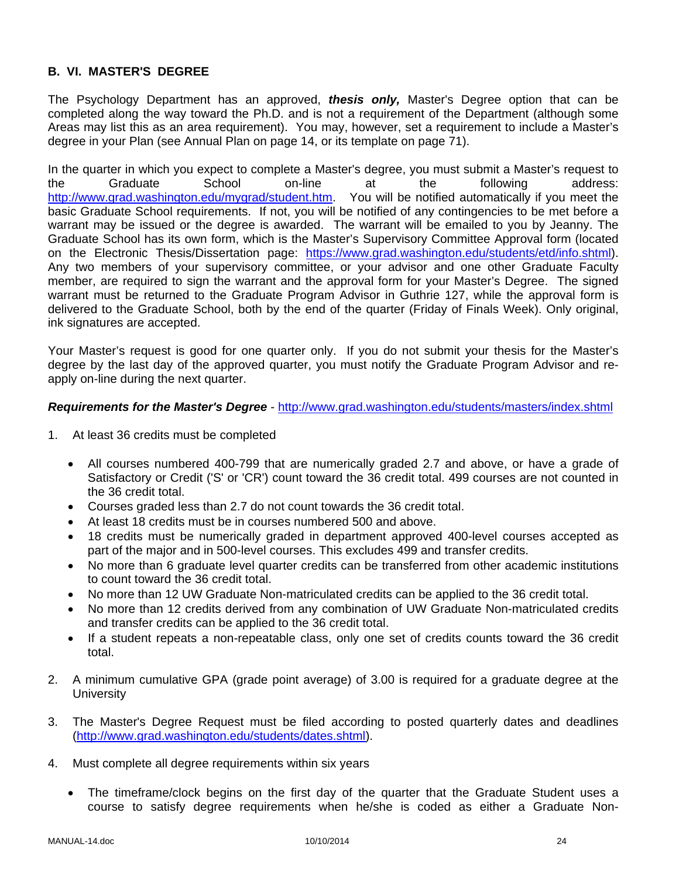## B. VI. MASTER'S DEGREE

The Psychology Department has an approved, ***thesis only,*** Master's Degree option that can be completed along the way toward the Ph.D. and is not a requirement of the Department (although some Areas may list this as an area requirement). You may, however, set a requirement to include a Master's degree in your Plan (see Annual Plan on page 14, or its template on page 71).

In the quarter in which you expect to complete a Master's degree, you must submit a Master's request to the Graduate School on-line at the following address: http://www.grad.washington.edu/mygrad/student.htm. You will be notified automatically if you meet the basic Graduate School requirements. If not, you will be notified of any contingencies to be met before a warrant may be issued or the degree is awarded. The warrant will be emailed to you by Jeanny. The Graduate School has its own form, which is the Master's Supervisory Committee Approval form (located on the Electronic Thesis/Dissertation page: https://www.grad.washington.edu/students/etd/info.shtml). Any two members of your supervisory committee, or your advisor and one other Graduate Faculty member, are required to sign the warrant and the approval form for your Master's Degree. The signed warrant must be returned to the Graduate Program Advisor in Guthrie 127, while the approval form is delivered to the Graduate School, both by the end of the quarter (Friday of Finals Week). Only original, ink signatures are accepted.

Your Master's request is good for one quarter only. If you do not submit your thesis for the Master's degree by the last day of the approved quarter, you must notify the Graduate Program Advisor and re-apply on-line during the next quarter.

***Requirements for the Master's Degree*** - http://www.grad.washington.edu/students/masters/index.shtml

1. At least 36 credits must be completed
   - All courses numbered 400-799 that are numerically graded 2.7 and above, or have a grade of Satisfactory or Credit ('S' or 'CR') count toward the 36 credit total. 499 courses are not counted in the 36 credit total.
   - Courses graded less than 2.7 do not count towards the 36 credit total.
   - At least 18 credits must be in courses numbered 500 and above.
   - 18 credits must be numerically graded in department approved 400-level courses accepted as part of the major and in 500-level courses. This excludes 499 and transfer credits.
   - No more than 6 graduate level quarter credits can be transferred from other academic institutions to count toward the 36 credit total.
   - No more than 12 UW Graduate Non-matriculated credits can be applied to the 36 credit total.
   - No more than 12 credits derived from any combination of UW Graduate Non-matriculated credits and transfer credits can be applied to the 36 credit total.
   - If a student repeats a non-repeatable class, only one set of credits counts toward the 36 credit total.

2. A minimum cumulative GPA (grade point average) of 3.00 is required for a graduate degree at the University

3. The Master's Degree Request must be filed according to posted quarterly dates and deadlines (http://www.grad.washington.edu/students/dates.shtml).

4. Must complete all degree requirements within six years
   - The timeframe/clock begins on the first day of the quarter that the Graduate Student uses a course to satisfy degree requirements when he/she is coded as either a Graduate Non-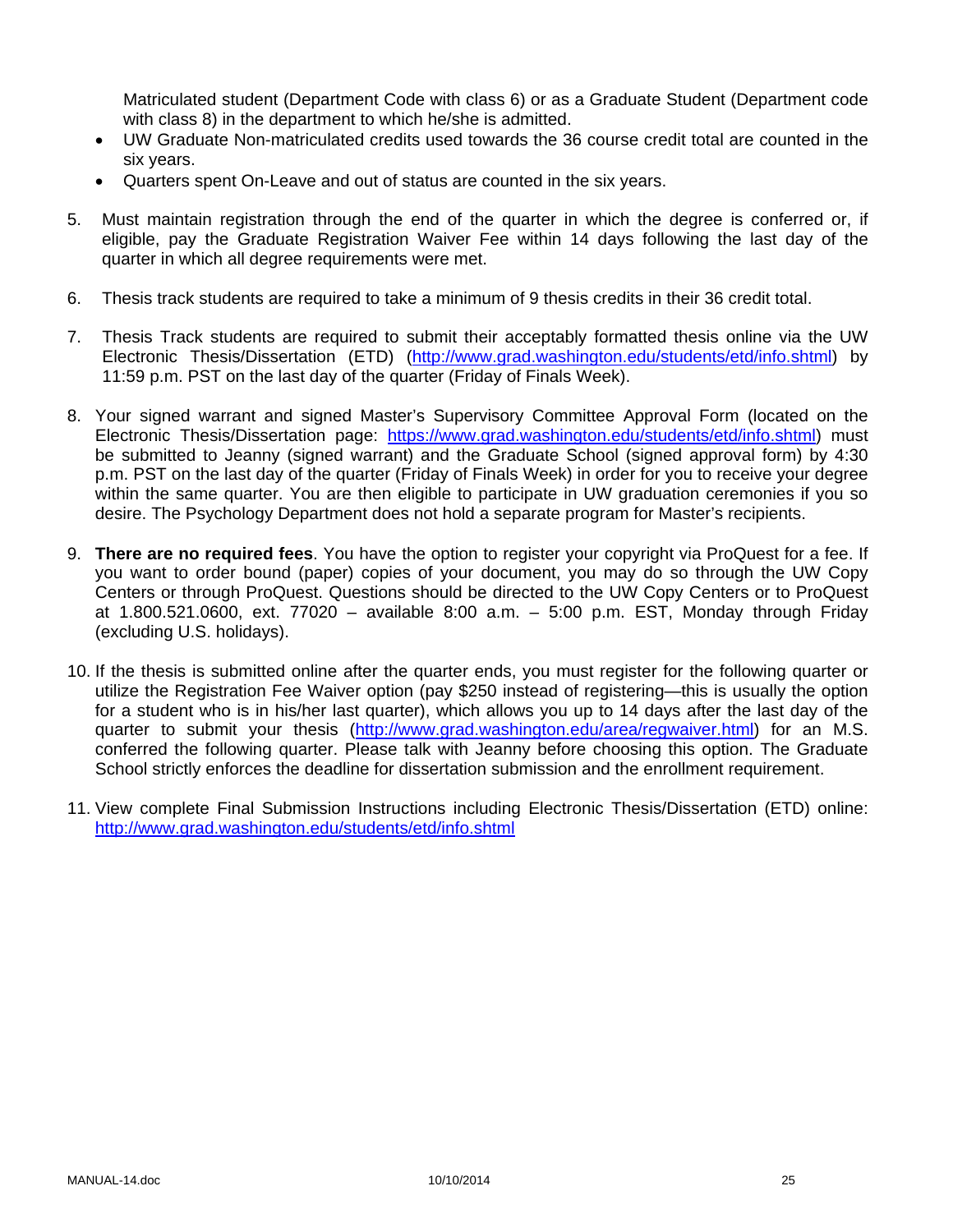Matriculated student (Department Code with class 6) or as a Graduate Student (Department code with class 8) in the department to which he/she is admitted.

- UW Graduate Non-matriculated credits used towards the 36 course credit total are counted in the six years.
- Quarters spent On-Leave and out of status are counted in the six years.

5. Must maintain registration through the end of the quarter in which the degree is conferred or, if eligible, pay the Graduate Registration Waiver Fee within 14 days following the last day of the quarter in which all degree requirements were met.

6. Thesis track students are required to take a minimum of 9 thesis credits in their 36 credit total.

7. Thesis Track students are required to submit their acceptably formatted thesis online via the UW Electronic Thesis/Dissertation (ETD) (http://www.grad.washington.edu/students/etd/info.shtml) by 11:59 p.m. PST on the last day of the quarter (Friday of Finals Week).

8. Your signed warrant and signed Master's Supervisory Committee Approval Form (located on the Electronic Thesis/Dissertation page: https://www.grad.washington.edu/students/etd/info.shtml) must be submitted to Jeanny (signed warrant) and the Graduate School (signed approval form) by 4:30 p.m. PST on the last day of the quarter (Friday of Finals Week) in order for you to receive your degree within the same quarter. You are then eligible to participate in UW graduation ceremonies if you so desire. The Psychology Department does not hold a separate program for Master's recipients.

9. **There are no required fees**. You have the option to register your copyright via ProQuest for a fee. If you want to order bound (paper) copies of your document, you may do so through the UW Copy Centers or through ProQuest. Questions should be directed to the UW Copy Centers or to ProQuest at 1.800.521.0600, ext. 77020 – available 8:00 a.m. – 5:00 p.m. EST, Monday through Friday (excluding U.S. holidays).

10. If the thesis is submitted online after the quarter ends, you must register for the following quarter or utilize the Registration Fee Waiver option (pay $250 instead of registering—this is usually the option for a student who is in his/her last quarter), which allows you up to 14 days after the last day of the quarter to submit your thesis (http://www.grad.washington.edu/area/regwaiver.html) for an M.S. conferred the following quarter. Please talk with Jeanny before choosing this option. The Graduate School strictly enforces the deadline for dissertation submission and the enrollment requirement.

11. View complete Final Submission Instructions including Electronic Thesis/Dissertation (ETD) online: http://www.grad.washington.edu/students/etd/info.shtml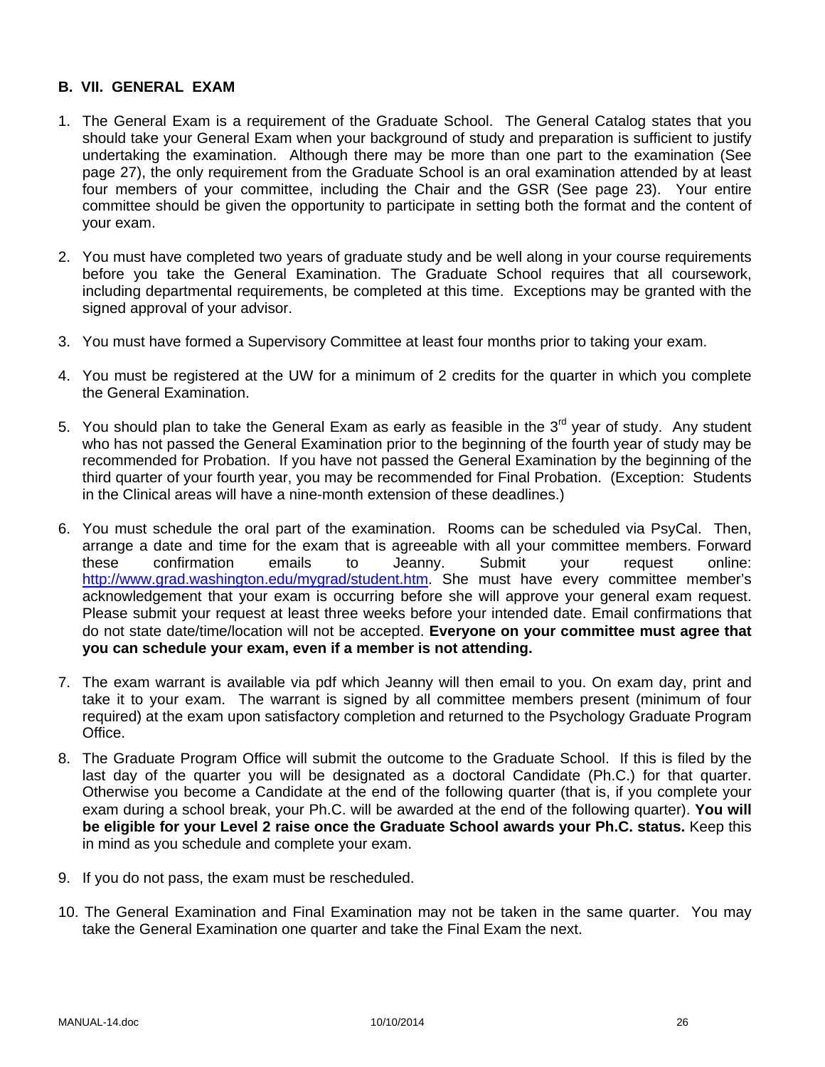## B. VII. GENERAL EXAM

1. The General Exam is a requirement of the Graduate School. The General Catalog states that you should take your General Exam when your background of study and preparation is sufficient to justify undertaking the examination. Although there may be more than one part to the examination (See page 27), the only requirement from the Graduate School is an oral examination attended by at least four members of your committee, including the Chair and the GSR (See page 23). Your entire committee should be given the opportunity to participate in setting both the format and the content of your exam.

2. You must have completed two years of graduate study and be well along in your course requirements before you take the General Examination. The Graduate School requires that all coursework, including departmental requirements, be completed at this time. Exceptions may be granted with the signed approval of your advisor.

3. You must have formed a Supervisory Committee at least four months prior to taking your exam.

4. You must be registered at the UW for a minimum of 2 credits for the quarter in which you complete the General Examination.

5. You should plan to take the General Exam as early as feasible in the 3rd year of study. Any student who has not passed the General Examination prior to the beginning of the fourth year of study may be recommended for Probation. If you have not passed the General Examination by the beginning of the third quarter of your fourth year, you may be recommended for Final Probation. (Exception: Students in the Clinical areas will have a nine-month extension of these deadlines.)

6. You must schedule the oral part of the examination. Rooms can be scheduled via PsyCal. Then, arrange a date and time for the exam that is agreeable with all your committee members. Forward these confirmation emails to Jeanny. Submit your request online: http://www.grad.washington.edu/mygrad/student.htm. She must have every committee member's acknowledgement that your exam is occurring before she will approve your general exam request. Please submit your request at least three weeks before your intended date. Email confirmations that do not state date/time/location will not be accepted. **Everyone on your committee must agree that you can schedule your exam, even if a member is not attending.**

7. The exam warrant is available via pdf which Jeanny will then email to you. On exam day, print and take it to your exam. The warrant is signed by all committee members present (minimum of four required) at the exam upon satisfactory completion and returned to the Psychology Graduate Program Office.

8. The Graduate Program Office will submit the outcome to the Graduate School. If this is filed by the last day of the quarter you will be designated as a doctoral Candidate (Ph.C.) for that quarter. Otherwise you become a Candidate at the end of the following quarter (that is, if you complete your exam during a school break, your Ph.C. will be awarded at the end of the following quarter). **You will be eligible for your Level 2 raise once the Graduate School awards your Ph.C. status.** Keep this in mind as you schedule and complete your exam.

9. If you do not pass, the exam must be rescheduled.

10. The General Examination and Final Examination may not be taken in the same quarter. You may take the General Examination one quarter and take the Final Exam the next.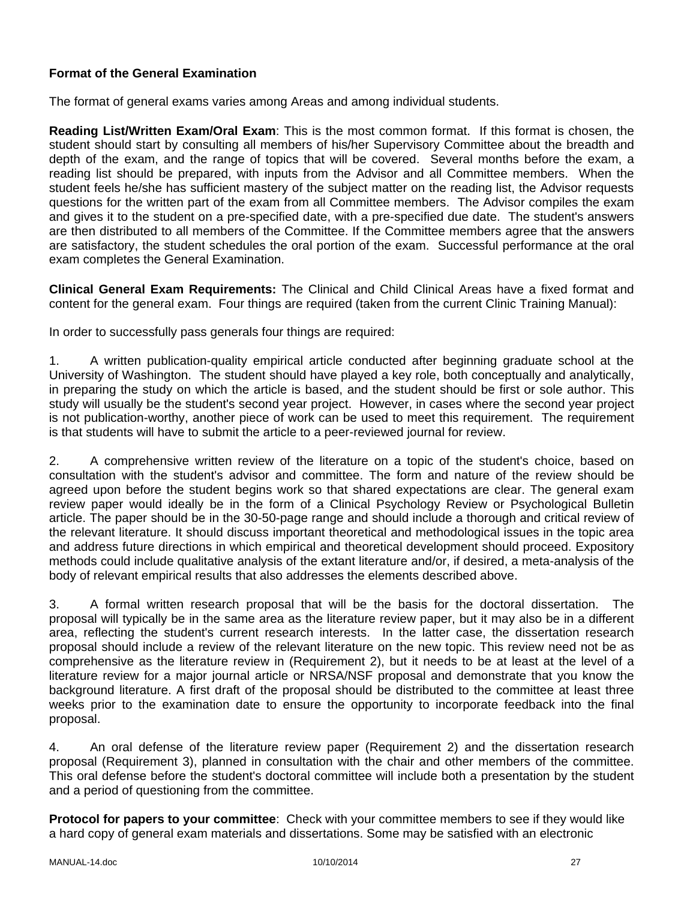**Format of the General Examination**

The format of general exams varies among Areas and among individual students.

**Reading List/Written Exam/Oral Exam**: This is the most common format. If this format is chosen, the student should start by consulting all members of his/her Supervisory Committee about the breadth and depth of the exam, and the range of topics that will be covered. Several months before the exam, a reading list should be prepared, with inputs from the Advisor and all Committee members. When the student feels he/she has sufficient mastery of the subject matter on the reading list, the Advisor requests questions for the written part of the exam from all Committee members. The Advisor compiles the exam and gives it to the student on a pre-specified date, with a pre-specified due date. The student's answers are then distributed to all members of the Committee. If the Committee members agree that the answers are satisfactory, the student schedules the oral portion of the exam. Successful performance at the oral exam completes the General Examination.

**Clinical General Exam Requirements:** The Clinical and Child Clinical Areas have a fixed format and content for the general exam. Four things are required (taken from the current Clinic Training Manual):

In order to successfully pass generals four things are required:

1. A written publication-quality empirical article conducted after beginning graduate school at the University of Washington. The student should have played a key role, both conceptually and analytically, in preparing the study on which the article is based, and the student should be first or sole author. This study will usually be the student's second year project. However, in cases where the second year project is not publication-worthy, another piece of work can be used to meet this requirement. The requirement is that students will have to submit the article to a peer-reviewed journal for review.

2. A comprehensive written review of the literature on a topic of the student's choice, based on consultation with the student's advisor and committee. The form and nature of the review should be agreed upon before the student begins work so that shared expectations are clear. The general exam review paper would ideally be in the form of a Clinical Psychology Review or Psychological Bulletin article. The paper should be in the 30-50-page range and should include a thorough and critical review of the relevant literature. It should discuss important theoretical and methodological issues in the topic area and address future directions in which empirical and theoretical development should proceed. Expository methods could include qualitative analysis of the extant literature and/or, if desired, a meta-analysis of the body of relevant empirical results that also addresses the elements described above.

3. A formal written research proposal that will be the basis for the doctoral dissertation. The proposal will typically be in the same area as the literature review paper, but it may also be in a different area, reflecting the student's current research interests. In the latter case, the dissertation research proposal should include a review of the relevant literature on the new topic. This review need not be as comprehensive as the literature review in (Requirement 2), but it needs to be at least at the level of a literature review for a major journal article or NRSA/NSF proposal and demonstrate that you know the background literature. A first draft of the proposal should be distributed to the committee at least three weeks prior to the examination date to ensure the opportunity to incorporate feedback into the final proposal.

4. An oral defense of the literature review paper (Requirement 2) and the dissertation research proposal (Requirement 3), planned in consultation with the chair and other members of the committee. This oral defense before the student's doctoral committee will include both a presentation by the student and a period of questioning from the committee.

**Protocol for papers to your committee**: Check with your committee members to see if they would like a hard copy of general exam materials and dissertations. Some may be satisfied with an electronic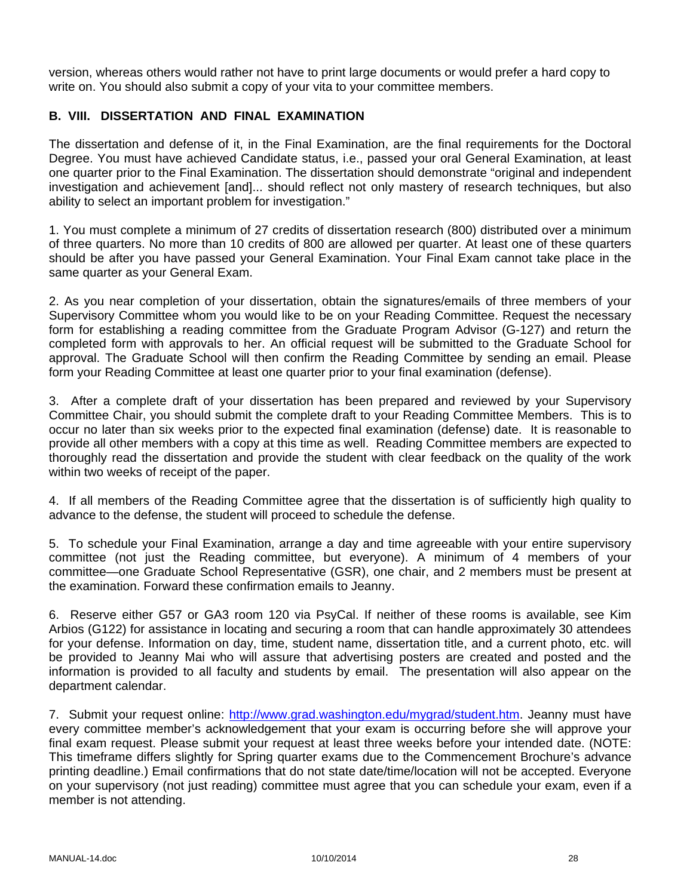version, whereas others would rather not have to print large documents or would prefer a hard copy to write on. You should also submit a copy of your vita to your committee members.

### B. VIII. DISSERTATION AND FINAL EXAMINATION

The dissertation and defense of it, in the Final Examination, are the final requirements for the Doctoral Degree. You must have achieved Candidate status, i.e., passed your oral General Examination, at least one quarter prior to the Final Examination. The dissertation should demonstrate "original and independent investigation and achievement [and]... should reflect not only mastery of research techniques, but also ability to select an important problem for investigation."

1. You must complete a minimum of 27 credits of dissertation research (800) distributed over a minimum of three quarters. No more than 10 credits of 800 are allowed per quarter. At least one of these quarters should be after you have passed your General Examination. Your Final Exam cannot take place in the same quarter as your General Exam.

2. As you near completion of your dissertation, obtain the signatures/emails of three members of your Supervisory Committee whom you would like to be on your Reading Committee. Request the necessary form for establishing a reading committee from the Graduate Program Advisor (G-127) and return the completed form with approvals to her. An official request will be submitted to the Graduate School for approval. The Graduate School will then confirm the Reading Committee by sending an email. Please form your Reading Committee at least one quarter prior to your final examination (defense).

3. After a complete draft of your dissertation has been prepared and reviewed by your Supervisory Committee Chair, you should submit the complete draft to your Reading Committee Members. This is to occur no later than six weeks prior to the expected final examination (defense) date. It is reasonable to provide all other members with a copy at this time as well. Reading Committee members are expected to thoroughly read the dissertation and provide the student with clear feedback on the quality of the work within two weeks of receipt of the paper.

4. If all members of the Reading Committee agree that the dissertation is of sufficiently high quality to advance to the defense, the student will proceed to schedule the defense.

5. To schedule your Final Examination, arrange a day and time agreeable with your entire supervisory committee (not just the Reading committee, but everyone). A minimum of 4 members of your committee—one Graduate School Representative (GSR), one chair, and 2 members must be present at the examination. Forward these confirmation emails to Jeanny.

6. Reserve either G57 or GA3 room 120 via PsyCal. If neither of these rooms is available, see Kim Arbios (G122) for assistance in locating and securing a room that can handle approximately 30 attendees for your defense. Information on day, time, student name, dissertation title, and a current photo, etc. will be provided to Jeanny Mai who will assure that advertising posters are created and posted and the information is provided to all faculty and students by email. The presentation will also appear on the department calendar.

7. Submit your request online: http://www.grad.washington.edu/mygrad/student.htm. Jeanny must have every committee member's acknowledgement that your exam is occurring before she will approve your final exam request. Please submit your request at least three weeks before your intended date. (NOTE: This timeframe differs slightly for Spring quarter exams due to the Commencement Brochure's advance printing deadline.) Email confirmations that do not state date/time/location will not be accepted. Everyone on your supervisory (not just reading) committee must agree that you can schedule your exam, even if a member is not attending.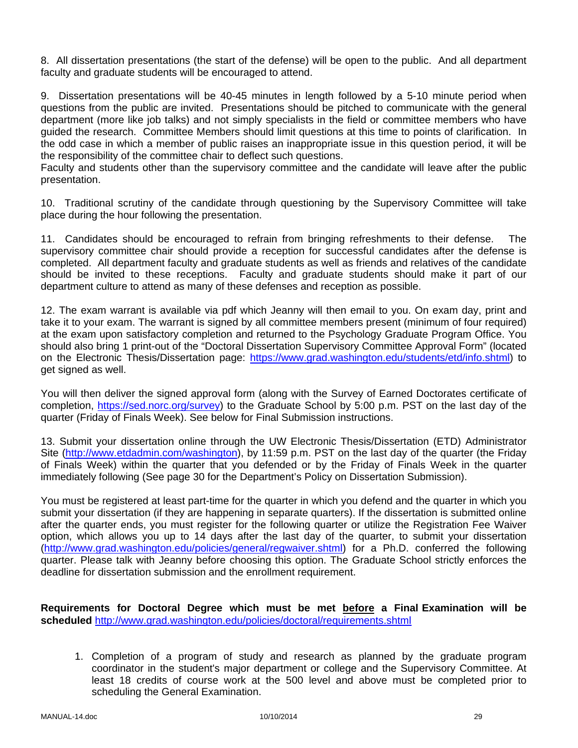8. All dissertation presentations (the start of the defense) will be open to the public. And all department faculty and graduate students will be encouraged to attend.

9. Dissertation presentations will be 40-45 minutes in length followed by a 5-10 minute period when questions from the public are invited. Presentations should be pitched to communicate with the general department (more like job talks) and not simply specialists in the field or committee members who have guided the research. Committee Members should limit questions at this time to points of clarification. In the odd case in which a member of public raises an inappropriate issue in this question period, it will be the responsibility of the committee chair to deflect such questions.
Faculty and students other than the supervisory committee and the candidate will leave after the public presentation.

10. Traditional scrutiny of the candidate through questioning by the Supervisory Committee will take place during the hour following the presentation.

11. Candidates should be encouraged to refrain from bringing refreshments to their defense. The supervisory committee chair should provide a reception for successful candidates after the defense is completed. All department faculty and graduate students as well as friends and relatives of the candidate should be invited to these receptions. Faculty and graduate students should make it part of our department culture to attend as many of these defenses and reception as possible.

12. The exam warrant is available via pdf which Jeanny will then email to you. On exam day, print and take it to your exam. The warrant is signed by all committee members present (minimum of four required) at the exam upon satisfactory completion and returned to the Psychology Graduate Program Office. You should also bring 1 print-out of the "Doctoral Dissertation Supervisory Committee Approval Form" (located on the Electronic Thesis/Dissertation page: https://www.grad.washington.edu/students/etd/info.shtml) to get signed as well.

You will then deliver the signed approval form (along with the Survey of Earned Doctorates certificate of completion, https://sed.norc.org/survey) to the Graduate School by 5:00 p.m. PST on the last day of the quarter (Friday of Finals Week). See below for Final Submission instructions.

13. Submit your dissertation online through the UW Electronic Thesis/Dissertation (ETD) Administrator Site (http://www.etdadmin.com/washington), by 11:59 p.m. PST on the last day of the quarter (the Friday of Finals Week) within the quarter that you defended or by the Friday of Finals Week in the quarter immediately following (See page 30 for the Department's Policy on Dissertation Submission).

You must be registered at least part-time for the quarter in which you defend and the quarter in which you submit your dissertation (if they are happening in separate quarters). If the dissertation is submitted online after the quarter ends, you must register for the following quarter or utilize the Registration Fee Waiver option, which allows you up to 14 days after the last day of the quarter, to submit your dissertation (http://www.grad.washington.edu/policies/general/regwaiver.shtml) for a Ph.D. conferred the following quarter. Please talk with Jeanny before choosing this option. The Graduate School strictly enforces the deadline for dissertation submission and the enrollment requirement.

**Requirements for Doctoral Degree which must be met <u>before</u> a Final Examination will be scheduled** http://www.grad.washington.edu/policies/doctoral/requirements.shtml

1. Completion of a program of study and research as planned by the graduate program coordinator in the student's major department or college and the Supervisory Committee. At least 18 credits of course work at the 500 level and above must be completed prior to scheduling the General Examination.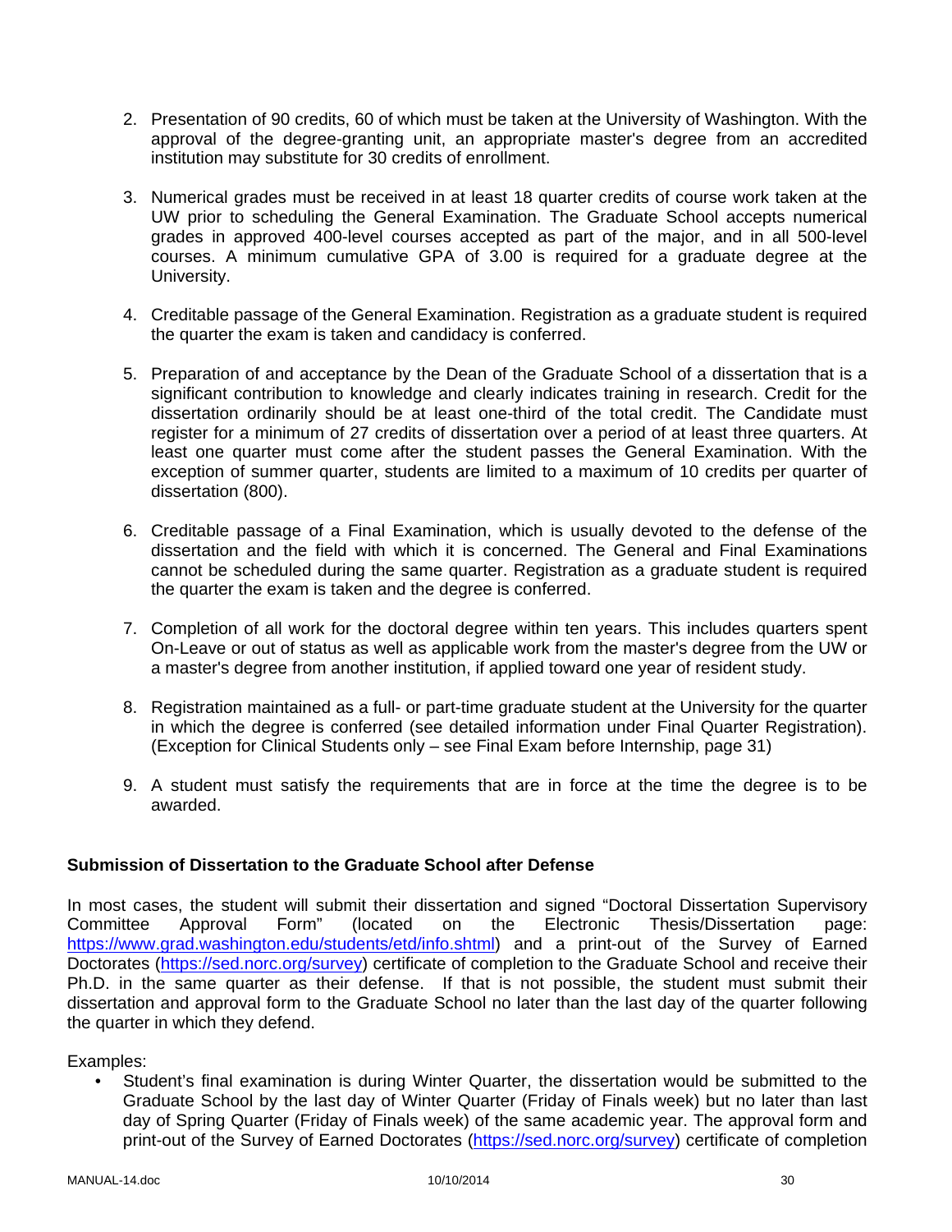2. Presentation of 90 credits, 60 of which must be taken at the University of Washington. With the approval of the degree-granting unit, an appropriate master's degree from an accredited institution may substitute for 30 credits of enrollment.

3. Numerical grades must be received in at least 18 quarter credits of course work taken at the UW prior to scheduling the General Examination. The Graduate School accepts numerical grades in approved 400-level courses accepted as part of the major, and in all 500-level courses. A minimum cumulative GPA of 3.00 is required for a graduate degree at the University.

4. Creditable passage of the General Examination. Registration as a graduate student is required the quarter the exam is taken and candidacy is conferred.

5. Preparation of and acceptance by the Dean of the Graduate School of a dissertation that is a significant contribution to knowledge and clearly indicates training in research. Credit for the dissertation ordinarily should be at least one-third of the total credit. The Candidate must register for a minimum of 27 credits of dissertation over a period of at least three quarters. At least one quarter must come after the student passes the General Examination. With the exception of summer quarter, students are limited to a maximum of 10 credits per quarter of dissertation (800).

6. Creditable passage of a Final Examination, which is usually devoted to the defense of the dissertation and the field with which it is concerned. The General and Final Examinations cannot be scheduled during the same quarter. Registration as a graduate student is required the quarter the exam is taken and the degree is conferred.

7. Completion of all work for the doctoral degree within ten years. This includes quarters spent On-Leave or out of status as well as applicable work from the master's degree from the UW or a master's degree from another institution, if applied toward one year of resident study.

8. Registration maintained as a full- or part-time graduate student at the University for the quarter in which the degree is conferred (see detailed information under Final Quarter Registration). (Exception for Clinical Students only – see Final Exam before Internship, page 31)

9. A student must satisfy the requirements that are in force at the time the degree is to be awarded.

**Submission of Dissertation to the Graduate School after Defense**

In most cases, the student will submit their dissertation and signed "Doctoral Dissertation Supervisory Committee Approval Form" (located on the Electronic Thesis/Dissertation page: https://www.grad.washington.edu/students/etd/info.shtml) and a print-out of the Survey of Earned Doctorates (https://sed.norc.org/survey) certificate of completion to the Graduate School and receive their Ph.D. in the same quarter as their defense. If that is not possible, the student must submit their dissertation and approval form to the Graduate School no later than the last day of the quarter following the quarter in which they defend.

Examples:

- Student's final examination is during Winter Quarter, the dissertation would be submitted to the Graduate School by the last day of Winter Quarter (Friday of Finals week) but no later than last day of Spring Quarter (Friday of Finals week) of the same academic year. The approval form and print-out of the Survey of Earned Doctorates (https://sed.norc.org/survey) certificate of completion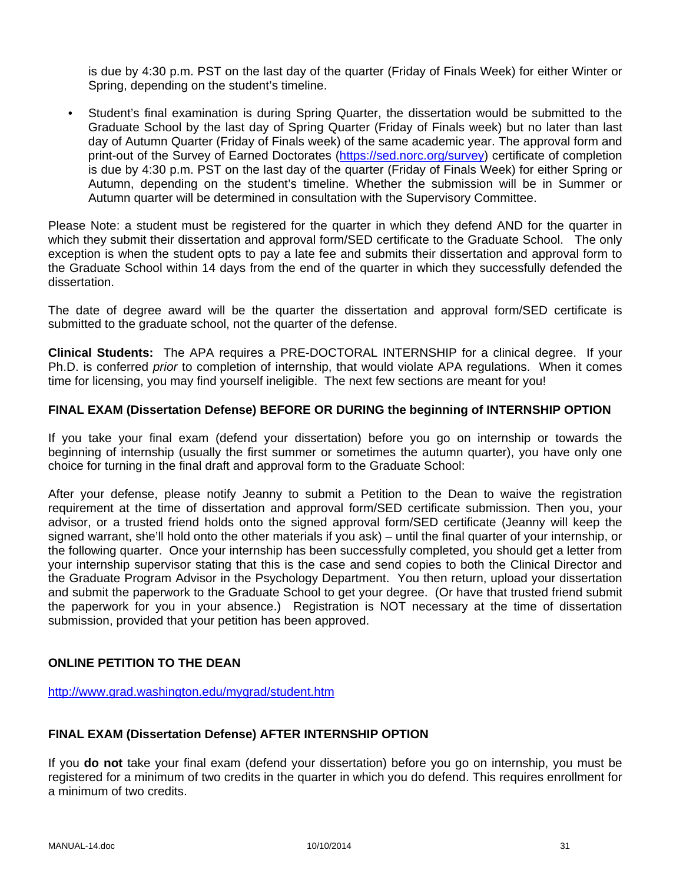is due by 4:30 p.m. PST on the last day of the quarter (Friday of Finals Week) for either Winter or Spring, depending on the student's timeline.

- Student's final examination is during Spring Quarter, the dissertation would be submitted to the Graduate School by the last day of Spring Quarter (Friday of Finals week) but no later than last day of Autumn Quarter (Friday of Finals week) of the same academic year. The approval form and print-out of the Survey of Earned Doctorates ([https://sed.norc.org/survey](https://sed.norc.org/survey)) certificate of completion is due by 4:30 p.m. PST on the last day of the quarter (Friday of Finals Week) for either Spring or Autumn, depending on the student's timeline. Whether the submission will be in Summer or Autumn quarter will be determined in consultation with the Supervisory Committee.

Please Note: a student must be registered for the quarter in which they defend AND for the quarter in which they submit their dissertation and approval form/SED certificate to the Graduate School. The only exception is when the student opts to pay a late fee and submits their dissertation and approval form to the Graduate School within 14 days from the end of the quarter in which they successfully defended the dissertation.

The date of degree award will be the quarter the dissertation and approval form/SED certificate is submitted to the graduate school, not the quarter of the defense.

**Clinical Students:** The APA requires a PRE-DOCTORAL INTERNSHIP for a clinical degree. If your Ph.D. is conferred *prior* to completion of internship, that would violate APA regulations. When it comes time for licensing, you may find yourself ineligible. The next few sections are meant for you!

### FINAL EXAM (Dissertation Defense) BEFORE OR DURING the beginning of INTERNSHIP OPTION

If you take your final exam (defend your dissertation) before you go on internship or towards the beginning of internship (usually the first summer or sometimes the autumn quarter), you have only one choice for turning in the final draft and approval form to the Graduate School:

After your defense, please notify Jeanny to submit a Petition to the Dean to waive the registration requirement at the time of dissertation and approval form/SED certificate submission. Then you, your advisor, or a trusted friend holds onto the signed approval form/SED certificate (Jeanny will keep the signed warrant, she'll hold onto the other materials if you ask) – until the final quarter of your internship, or the following quarter. Once your internship has been successfully completed, you should get a letter from your internship supervisor stating that this is the case and send copies to both the Clinical Director and the Graduate Program Advisor in the Psychology Department. You then return, upload your dissertation and submit the paperwork to the Graduate School to get your degree. (Or have that trusted friend submit the paperwork for you in your absence.) Registration is NOT necessary at the time of dissertation submission, provided that your petition has been approved.

### ONLINE PETITION TO THE DEAN

[http://www.grad.washington.edu/mygrad/student.htm](http://www.grad.washington.edu/mygrad/student.htm)

### FINAL EXAM (Dissertation Defense) AFTER INTERNSHIP OPTION

If you **do not** take your final exam (defend your dissertation) before you go on internship, you must be registered for a minimum of two credits in the quarter in which you do defend. This requires enrollment for a minimum of two credits.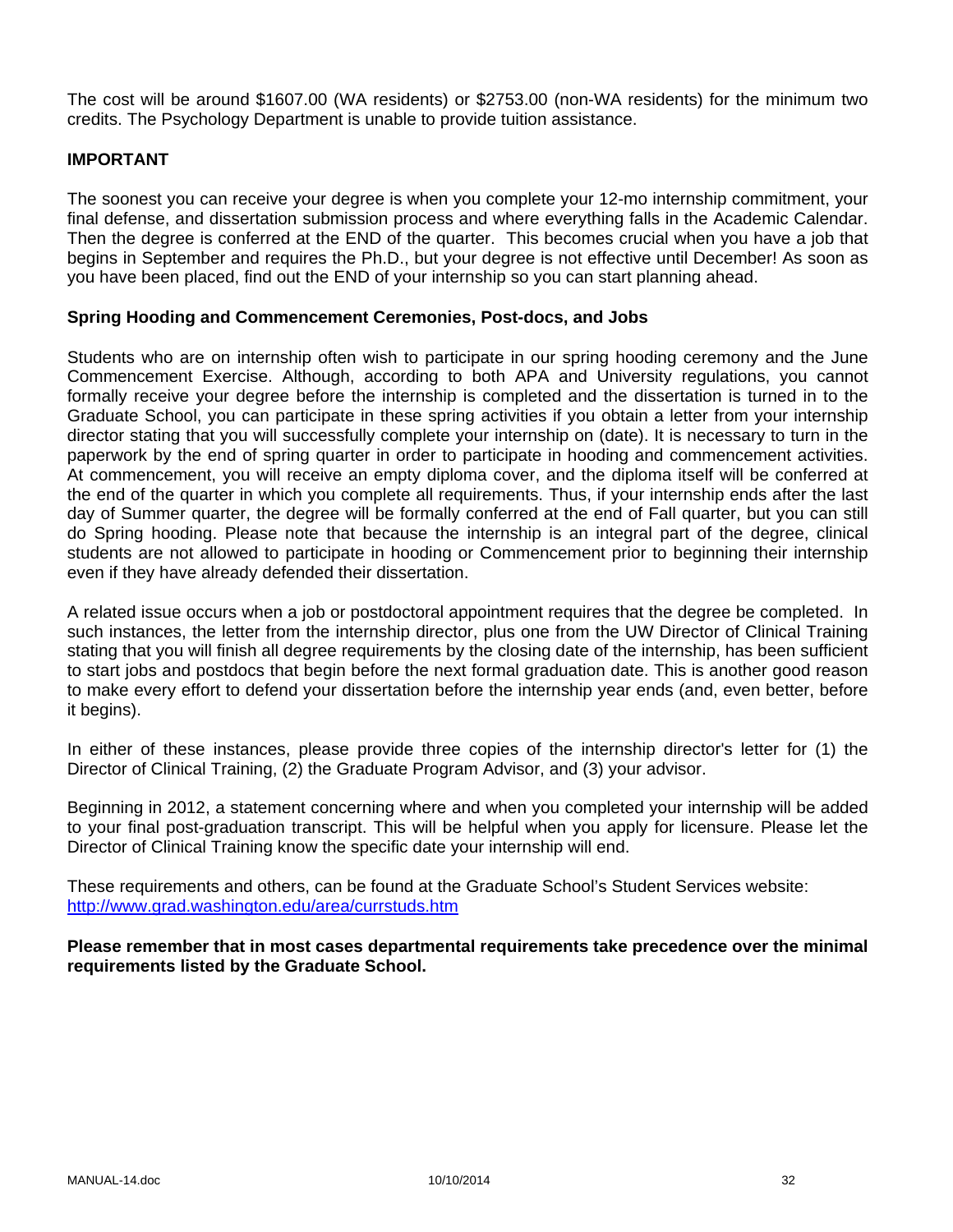The cost will be around $1607.00 (WA residents) or $2753.00 (non-WA residents) for the minimum two credits. The Psychology Department is unable to provide tuition assistance.

**IMPORTANT**

The soonest you can receive your degree is when you complete your 12-mo internship commitment, your final defense, and dissertation submission process and where everything falls in the Academic Calendar. Then the degree is conferred at the END of the quarter. This becomes crucial when you have a job that begins in September and requires the Ph.D., but your degree is not effective until December! As soon as you have been placed, find out the END of your internship so you can start planning ahead.

**Spring Hooding and Commencement Ceremonies, Post-docs, and Jobs**

Students who are on internship often wish to participate in our spring hooding ceremony and the June Commencement Exercise. Although, according to both APA and University regulations, you cannot formally receive your degree before the internship is completed and the dissertation is turned in to the Graduate School, you can participate in these spring activities if you obtain a letter from your internship director stating that you will successfully complete your internship on (date). It is necessary to turn in the paperwork by the end of spring quarter in order to participate in hooding and commencement activities. At commencement, you will receive an empty diploma cover, and the diploma itself will be conferred at the end of the quarter in which you complete all requirements. Thus, if your internship ends after the last day of Summer quarter, the degree will be formally conferred at the end of Fall quarter, but you can still do Spring hooding. Please note that because the internship is an integral part of the degree, clinical students are not allowed to participate in hooding or Commencement prior to beginning their internship even if they have already defended their dissertation.

A related issue occurs when a job or postdoctoral appointment requires that the degree be completed. In such instances, the letter from the internship director, plus one from the UW Director of Clinical Training stating that you will finish all degree requirements by the closing date of the internship, has been sufficient to start jobs and postdocs that begin before the next formal graduation date. This is another good reason to make every effort to defend your dissertation before the internship year ends (and, even better, before it begins).

In either of these instances, please provide three copies of the internship director's letter for (1) the Director of Clinical Training, (2) the Graduate Program Advisor, and (3) your advisor.

Beginning in 2012, a statement concerning where and when you completed your internship will be added to your final post-graduation transcript. This will be helpful when you apply for licensure. Please let the Director of Clinical Training know the specific date your internship will end.

These requirements and others, can be found at the Graduate School's Student Services website: http://www.grad.washington.edu/area/currstuds.htm

**Please remember that in most cases departmental requirements take precedence over the minimal requirements listed by the Graduate School.**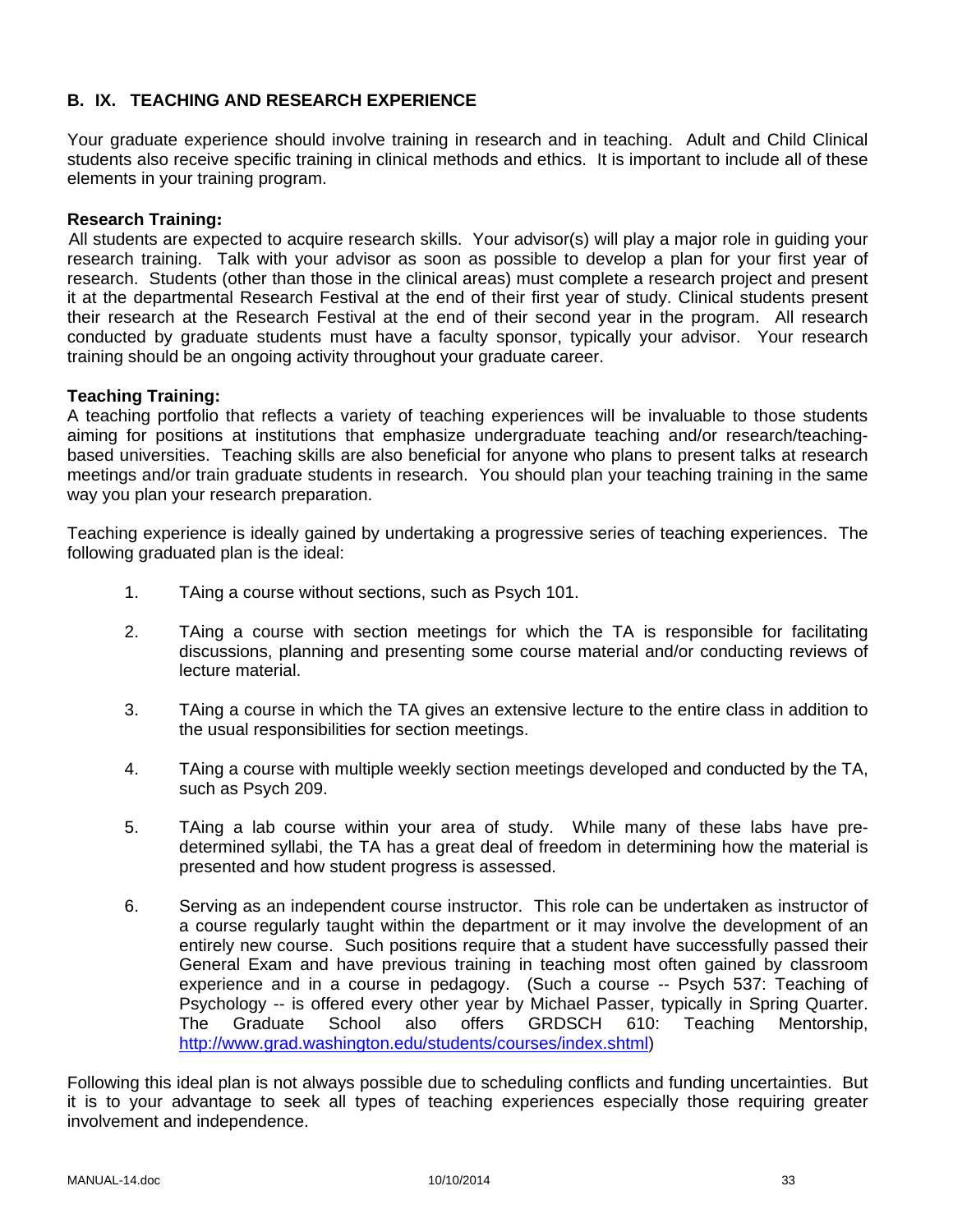## B. IX. TEACHING AND RESEARCH EXPERIENCE

Your graduate experience should involve training in research and in teaching. Adult and Child Clinical students also receive specific training in clinical methods and ethics. It is important to include all of these elements in your training program.

**Research Training:**
All students are expected to acquire research skills. Your advisor(s) will play a major role in guiding your research training. Talk with your advisor as soon as possible to develop a plan for your first year of research. Students (other than those in the clinical areas) must complete a research project and present it at the departmental Research Festival at the end of their first year of study. Clinical students present their research at the Research Festival at the end of their second year in the program. All research conducted by graduate students must have a faculty sponsor, typically your advisor. Your research training should be an ongoing activity throughout your graduate career.

**Teaching Training:**
A teaching portfolio that reflects a variety of teaching experiences will be invaluable to those students aiming for positions at institutions that emphasize undergraduate teaching and/or research/teaching-based universities. Teaching skills are also beneficial for anyone who plans to present talks at research meetings and/or train graduate students in research. You should plan your teaching training in the same way you plan your research preparation.

Teaching experience is ideally gained by undertaking a progressive series of teaching experiences. The following graduated plan is the ideal:

1. TAing a course without sections, such as Psych 101.

2. TAing a course with section meetings for which the TA is responsible for facilitating discussions, planning and presenting some course material and/or conducting reviews of lecture material.

3. TAing a course in which the TA gives an extensive lecture to the entire class in addition to the usual responsibilities for section meetings.

4. TAing a course with multiple weekly section meetings developed and conducted by the TA, such as Psych 209.

5. TAing a lab course within your area of study. While many of these labs have pre-determined syllabi, the TA has a great deal of freedom in determining how the material is presented and how student progress is assessed.

6. Serving as an independent course instructor. This role can be undertaken as instructor of a course regularly taught within the department or it may involve the development of an entirely new course. Such positions require that a student have successfully passed their General Exam and have previous training in teaching most often gained by classroom experience and in a course in pedagogy. (Such a course -- Psych 537: Teaching of Psychology -- is offered every other year by Michael Passer, typically in Spring Quarter. The Graduate School also offers GRDSCH 610: Teaching Mentorship, http://www.grad.washington.edu/students/courses/index.shtml)

Following this ideal plan is not always possible due to scheduling conflicts and funding uncertainties. But it is to your advantage to seek all types of teaching experiences especially those requiring greater involvement and independence.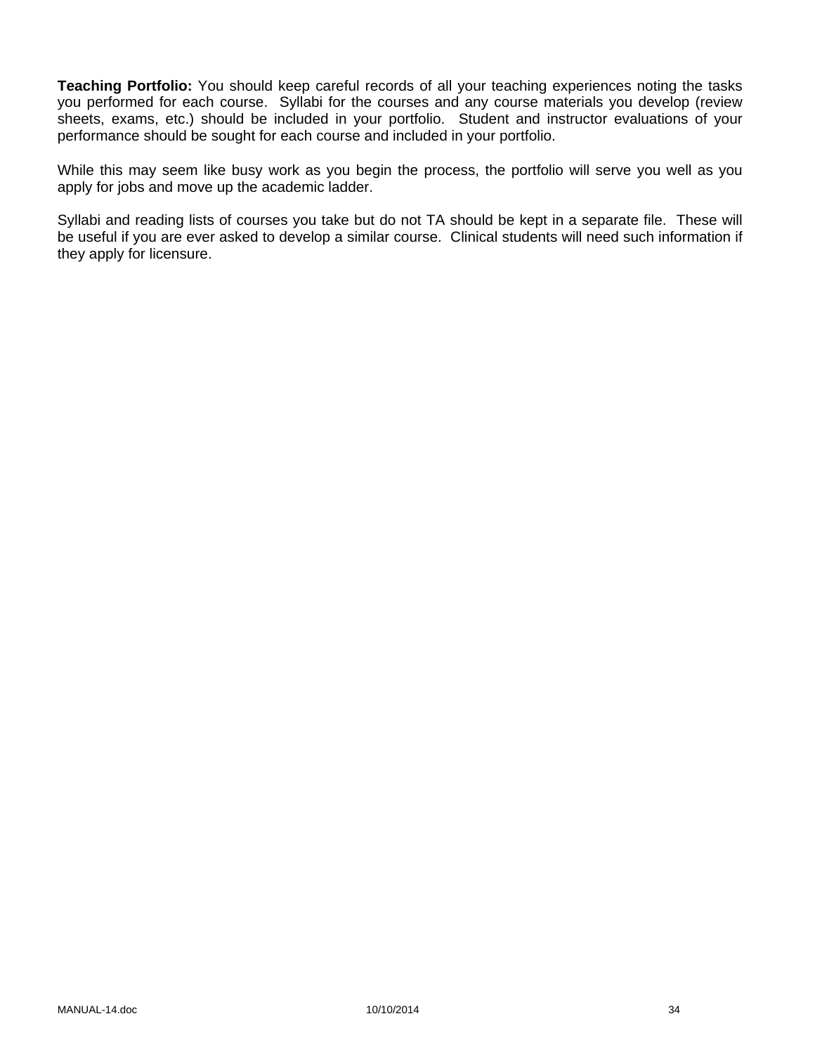**Teaching Portfolio:** You should keep careful records of all your teaching experiences noting the tasks you performed for each course. Syllabi for the courses and any course materials you develop (review sheets, exams, etc.) should be included in your portfolio. Student and instructor evaluations of your performance should be sought for each course and included in your portfolio.

While this may seem like busy work as you begin the process, the portfolio will serve you well as you apply for jobs and move up the academic ladder.

Syllabi and reading lists of courses you take but do not TA should be kept in a separate file. These will be useful if you are ever asked to develop a similar course. Clinical students will need such information if they apply for licensure.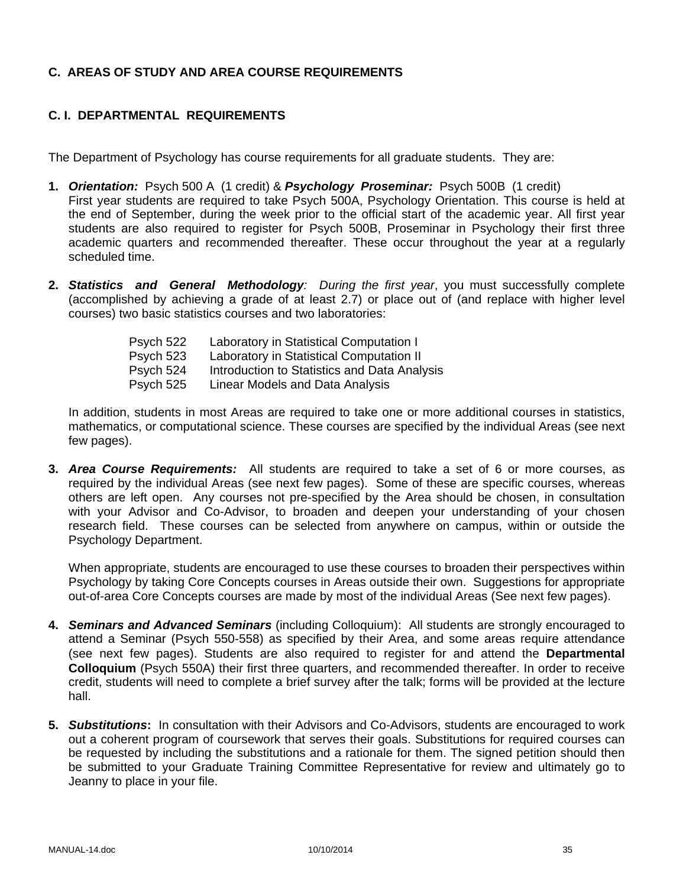## C. AREAS OF STUDY AND AREA COURSE REQUIREMENTS

### C. I. DEPARTMENTAL REQUIREMENTS

The Department of Psychology has course requirements for all graduate students. They are:

1. ***Orientation:*** Psych 500 A (1 credit) & ***Psychology Proseminar:*** Psych 500B (1 credit)
   First year students are required to take Psych 500A, Psychology Orientation. This course is held at the end of September, during the week prior to the official start of the academic year. All first year students are also required to register for Psych 500B, Proseminar in Psychology their first three academic quarters and recommended thereafter. These occur throughout the year at a regularly scheduled time.

2. ***Statistics and General Methodology****: During the first year*, you must successfully complete (accomplished by achieving a grade of at least 2.7) or place out of (and replace with higher level courses) two basic statistics courses and two laboratories:

   | | |
   |---|---|
   | Psych 522 | Laboratory in Statistical Computation I |
   | Psych 523 | Laboratory in Statistical Computation II |
   | Psych 524 | Introduction to Statistics and Data Analysis |
   | Psych 525 | Linear Models and Data Analysis |

   In addition, students in most Areas are required to take one or more additional courses in statistics, mathematics, or computational science. These courses are specified by the individual Areas (see next few pages).

3. ***Area Course Requirements:*** All students are required to take a set of 6 or more courses, as required by the individual Areas (see next few pages). Some of these are specific courses, whereas others are left open. Any courses not pre-specified by the Area should be chosen, in consultation with your Advisor and Co-Advisor, to broaden and deepen your understanding of your chosen research field. These courses can be selected from anywhere on campus, within or outside the Psychology Department.

   When appropriate, students are encouraged to use these courses to broaden their perspectives within Psychology by taking Core Concepts courses in Areas outside their own. Suggestions for appropriate out-of-area Core Concepts courses are made by most of the individual Areas (See next few pages).

4. ***Seminars and Advanced Seminars*** (including Colloquium): All students are strongly encouraged to attend a Seminar (Psych 550-558) as specified by their Area, and some areas require attendance (see next few pages). Students are also required to register for and attend the **Departmental Colloquium** (Psych 550A) their first three quarters, and recommended thereafter. In order to receive credit, students will need to complete a brief survey after the talk; forms will be provided at the lecture hall.

5. ***Substitutions*****:** In consultation with their Advisors and Co-Advisors, students are encouraged to work out a coherent program of coursework that serves their goals. Substitutions for required courses can be requested by including the substitutions and a rationale for them. The signed petition should then be submitted to your Graduate Training Committee Representative for review and ultimately go to Jeanny to place in your file.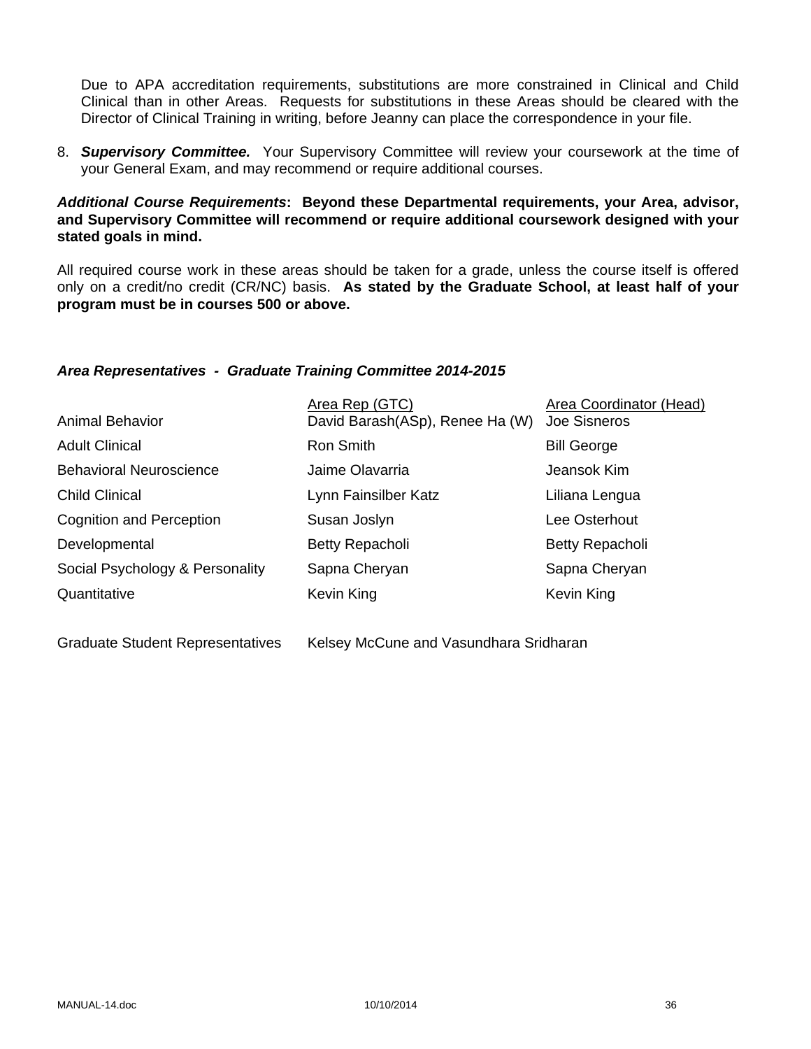Due to APA accreditation requirements, substitutions are more constrained in Clinical and Child Clinical than in other Areas. Requests for substitutions in these Areas should be cleared with the Director of Clinical Training in writing, before Jeanny can place the correspondence in your file.

8. ***Supervisory Committee.*** Your Supervisory Committee will review your coursework at the time of your General Exam, and may recommend or require additional courses.

***Additional Course Requirements*: Beyond these Departmental requirements, your Area, advisor, and Supervisory Committee will recommend or require additional coursework designed with your stated goals in mind.**

All required course work in these areas should be taken for a grade, unless the course itself is offered only on a credit/no credit (CR/NC) basis. **As stated by the Graduate School, at least half of your program must be in courses 500 or above.**

***Area Representatives - Graduate Training Committee 2014-2015***

| | Area Rep (GTC) | Area Coordinator (Head) |
|---|---|---|
| Animal Behavior | David Barash(ASp), Renee Ha (W) | Joe Sisneros |
| Adult Clinical | Ron Smith | Bill George |
| Behavioral Neuroscience | Jaime Olavarria | Jeansok Kim |
| Child Clinical | Lynn Fainsilber Katz | Liliana Lengua |
| Cognition and Perception | Susan Joslyn | Lee Osterhout |
| Developmental | Betty Repacholi | Betty Repacholi |
| Social Psychology & Personality | Sapna Cheryan | Sapna Cheryan |
| Quantitative | Kevin King | Kevin King |

Graduate Student Representatives    Kelsey McCune and Vasundhara Sridharan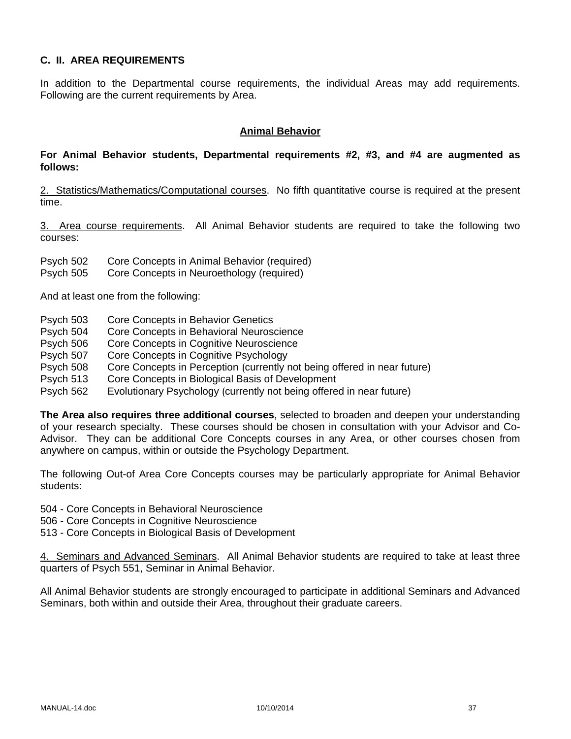## C. II. AREA REQUIREMENTS

In addition to the Departmental course requirements, the individual Areas may add requirements. Following are the current requirements by Area.

### Animal Behavior

**For Animal Behavior students, Departmental requirements #2, #3, and #4 are augmented as follows:**

2. Statistics/Mathematics/Computational courses. No fifth quantitative course is required at the present time.

3. Area course requirements. All Animal Behavior students are required to take the following two courses:

Psych 502 Core Concepts in Animal Behavior (required)
Psych 505 Core Concepts in Neuroethology (required)

And at least one from the following:

Psych 503 Core Concepts in Behavior Genetics
Psych 504 Core Concepts in Behavioral Neuroscience
Psych 506 Core Concepts in Cognitive Neuroscience
Psych 507 Core Concepts in Cognitive Psychology
Psych 508 Core Concepts in Perception (currently not being offered in near future)
Psych 513 Core Concepts in Biological Basis of Development
Psych 562 Evolutionary Psychology (currently not being offered in near future)

**The Area also requires three additional courses**, selected to broaden and deepen your understanding of your research specialty. These courses should be chosen in consultation with your Advisor and Co-Advisor. They can be additional Core Concepts courses in any Area, or other courses chosen from anywhere on campus, within or outside the Psychology Department.

The following Out-of Area Core Concepts courses may be particularly appropriate for Animal Behavior students:

504 - Core Concepts in Behavioral Neuroscience
506 - Core Concepts in Cognitive Neuroscience
513 - Core Concepts in Biological Basis of Development

4. Seminars and Advanced Seminars. All Animal Behavior students are required to take at least three quarters of Psych 551, Seminar in Animal Behavior.

All Animal Behavior students are strongly encouraged to participate in additional Seminars and Advanced Seminars, both within and outside their Area, throughout their graduate careers.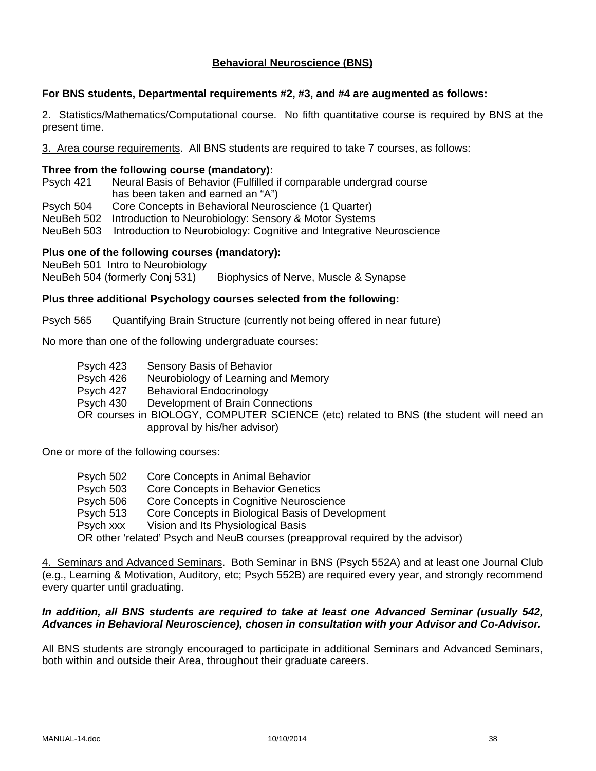## Behavioral Neuroscience (BNS)

**For BNS students, Departmental requirements #2, #3, and #4 are augmented as follows:**

2. Statistics/Mathematics/Computational course. No fifth quantitative course is required by BNS at the present time.

3. Area course requirements. All BNS students are required to take 7 courses, as follows:

**Three from the following course (mandatory):**

Psych 421 Neural Basis of Behavior (Fulfilled if comparable undergrad course has been taken and earned an "A")
Psych 504 Core Concepts in Behavioral Neuroscience (1 Quarter)
NeuBeh 502 Introduction to Neurobiology: Sensory & Motor Systems
NeuBeh 503 Introduction to Neurobiology: Cognitive and Integrative Neuroscience

**Plus one of the following courses (mandatory):**

NeuBeh 501 Intro to Neurobiology
NeuBeh 504 (formerly Conj 531) Biophysics of Nerve, Muscle & Synapse

**Plus three additional Psychology courses selected from the following:**

Psych 565 Quantifying Brain Structure (currently not being offered in near future)

No more than one of the following undergraduate courses:

Psych 423 Sensory Basis of Behavior
Psych 426 Neurobiology of Learning and Memory
Psych 427 Behavioral Endocrinology
Psych 430 Development of Brain Connections
OR courses in BIOLOGY, COMPUTER SCIENCE (etc) related to BNS (the student will need an approval by his/her advisor)

One or more of the following courses:

Psych 502 Core Concepts in Animal Behavior
Psych 503 Core Concepts in Behavior Genetics
Psych 506 Core Concepts in Cognitive Neuroscience
Psych 513 Core Concepts in Biological Basis of Development
Psych xxx Vision and Its Physiological Basis
OR other 'related' Psych and NeuB courses (preapproval required by the advisor)

4. Seminars and Advanced Seminars. Both Seminar in BNS (Psych 552A) and at least one Journal Club (e.g., Learning & Motivation, Auditory, etc; Psych 552B) are required every year, and strongly recommend every quarter until graduating.

***In addition, all BNS students are required to take at least one Advanced Seminar (usually 542, Advances in Behavioral Neuroscience), chosen in consultation with your Advisor and Co-Advisor.***

All BNS students are strongly encouraged to participate in additional Seminars and Advanced Seminars, both within and outside their Area, throughout their graduate careers.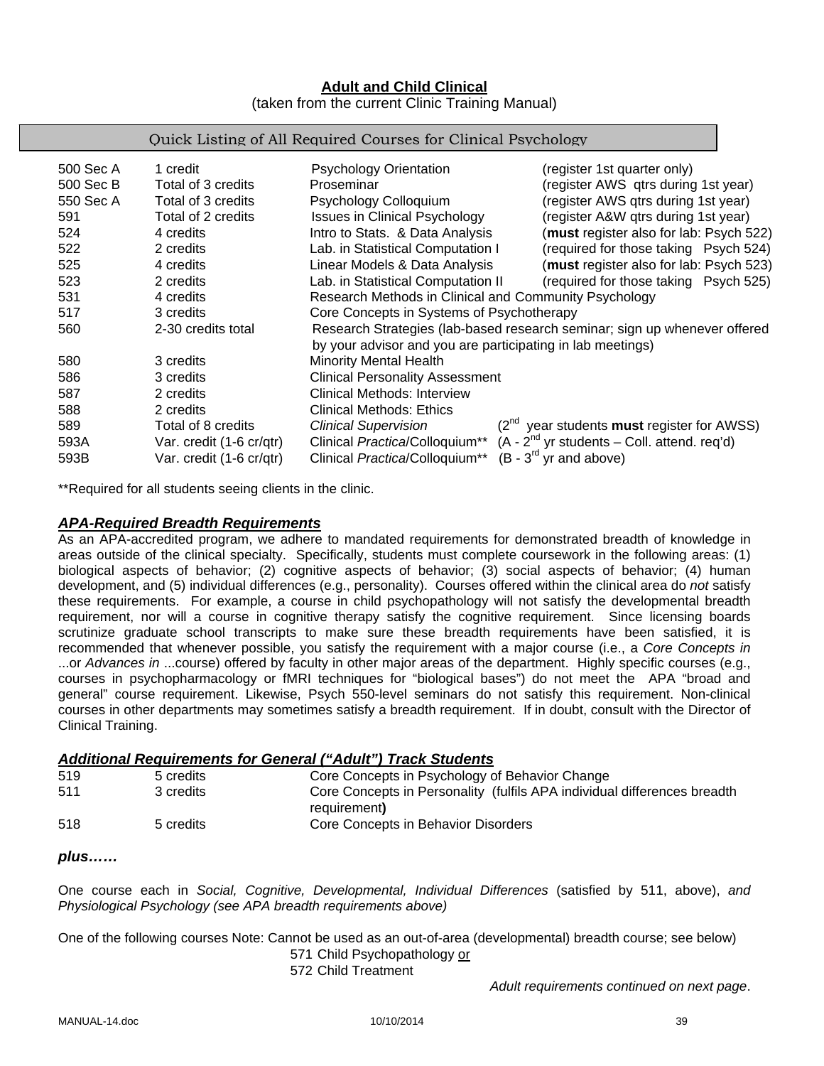## **Adult and Child Clinical**

(taken from the current Clinic Training Manual)

### Quick Listing of All Required Courses for Clinical Psychology

| | | | |
|---|---|---|---|
| 500 Sec A | 1 credit | Psychology Orientation | (register 1st quarter only) |
| 500 Sec B | Total of 3 credits | Proseminar | (register AWS qtrs during 1st year) |
| 550 Sec A | Total of 3 credits | Psychology Colloquium | (register AWS qtrs during 1st year) |
| 591 | Total of 2 credits | Issues in Clinical Psychology | (register A&W qtrs during 1st year) |
| 524 | 4 credits | Intro to Stats. & Data Analysis | (**must** register also for lab: Psych 522) |
| 522 | 2 credits | Lab. in Statistical Computation I | (required for those taking Psych 524) |
| 525 | 4 credits | Linear Models & Data Analysis | (**must** register also for lab: Psych 523) |
| 523 | 2 credits | Lab. in Statistical Computation II | (required for those taking Psych 525) |
| 531 | 4 credits | Research Methods in Clinical and Community Psychology | |
| 517 | 3 credits | Core Concepts in Systems of Psychotherapy | |
| 560 | 2-30 credits total | Research Strategies (lab-based research seminar; sign up whenever offered by your advisor and you are participating in lab meetings) | |
| 580 | 3 credits | Minority Mental Health | |
| 586 | 3 credits | Clinical Personality Assessment | |
| 587 | 2 credits | Clinical Methods: Interview | |
| 588 | 2 credits | Clinical Methods: Ethics | |
| 589 | Total of 8 credits | *Clinical Supervision* | (2nd year students **must** register for AWSS) |
| 593A | Var. credit (1-6 cr/qtr) | Clinical *Practica*/Colloquium** | (A - 2nd yr students – Coll. attend. req'd) |
| 593B | Var. credit (1-6 cr/qtr) | Clinical *Practica*/Colloquium** | (B - 3rd yr and above) |

**Required for all students seeing clients in the clinic.

### ***APA-Required Breadth Requirements***

As an APA-accredited program, we adhere to mandated requirements for demonstrated breadth of knowledge in areas outside of the clinical specialty. Specifically, students must complete coursework in the following areas: (1) biological aspects of behavior; (2) cognitive aspects of behavior; (3) social aspects of behavior; (4) human development, and (5) individual differences (e.g., personality). Courses offered within the clinical area do *not* satisfy these requirements. For example, a course in child psychopathology will not satisfy the developmental breadth requirement, nor will a course in cognitive therapy satisfy the cognitive requirement. Since licensing boards scrutinize graduate school transcripts to make sure these breadth requirements have been satisfied, it is recommended that whenever possible, you satisfy the requirement with a major course (i.e., a *Core Concepts in* ...or *Advances in* ...course) offered by faculty in other major areas of the department. Highly specific courses (e.g., courses in psychopharmacology or fMRI techniques for "biological bases") do not meet the APA "broad and general" course requirement. Likewise, Psych 550-level seminars do not satisfy this requirement. Non-clinical courses in other departments may sometimes satisfy a breadth requirement. If in doubt, consult with the Director of Clinical Training.

### ***Additional Requirements for General ("Adult") Track Students***

| | | |
|---|---|---|
| 519 | 5 credits | Core Concepts in Psychology of Behavior Change |
| 511 | 3 credits | Core Concepts in Personality (fulfils APA individual differences breadth requirement**)** |
| 518 | 5 credits | Core Concepts in Behavior Disorders |

***plus……***

One course each in *Social, Cognitive, Developmental, Individual Differences* (satisfied by 511, above), *and Physiological Psychology (see APA breadth requirements above)*

One of the following courses Note: Cannot be used as an out-of-area (developmental) breadth course; see below)

571 Child Psychopathology <u>or</u>
572 Child Treatment

*Adult requirements continued on next page*.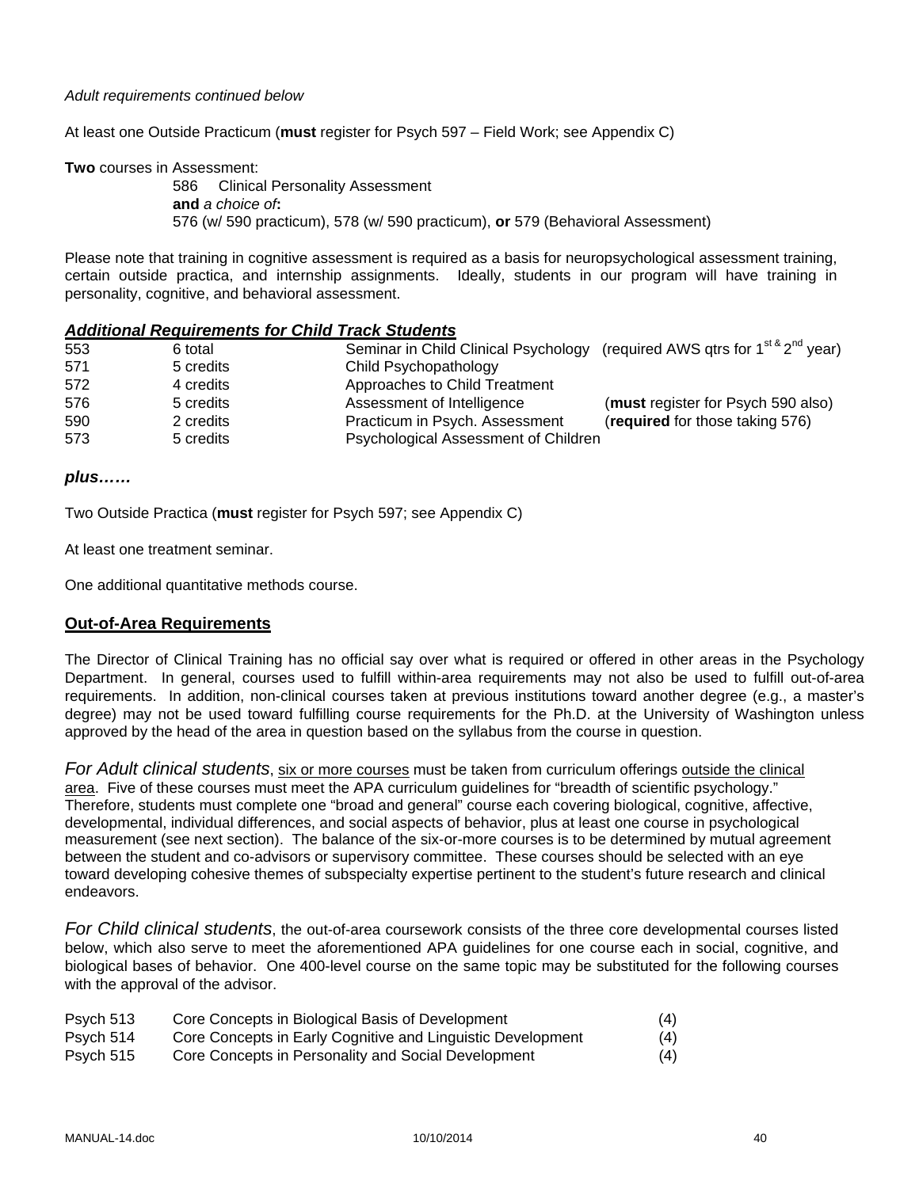*Adult requirements continued below*

At least one Outside Practicum (**must** register for Psych 597 – Field Work; see Appendix C)

**Two** courses in Assessment:

586 Clinical Personality Assessment
**and** *a choice of***:**
576 (w/ 590 practicum), 578 (w/ 590 practicum), **or** 579 (Behavioral Assessment)

Please note that training in cognitive assessment is required as a basis for neuropsychological assessment training, certain outside practica, and internship assignments. Ideally, students in our program will have training in personality, cognitive, and behavioral assessment.

### ***Additional Requirements for Child Track Students***

| | | | |
|---|---|---|---|
| 553 | 6 total | Seminar in Child Clinical Psychology | (required AWS qtrs for 1st & 2nd year) |
| 571 | 5 credits | Child Psychopathology | |
| 572 | 4 credits | Approaches to Child Treatment | |
| 576 | 5 credits | Assessment of Intelligence | (**must** register for Psych 590 also) |
| 590 | 2 credits | Practicum in Psych. Assessment | (**required** for those taking 576) |
| 573 | 5 credits | Psychological Assessment of Children | |

***plus……***

Two Outside Practica (**must** register for Psych 597; see Appendix C)

At least one treatment seminar.

One additional quantitative methods course.

### **Out-of-Area Requirements**

The Director of Clinical Training has no official say over what is required or offered in other areas in the Psychology Department. In general, courses used to fulfill within-area requirements may not also be used to fulfill out-of-area requirements. In addition, non-clinical courses taken at previous institutions toward another degree (e.g., a master's degree) may not be used toward fulfilling course requirements for the Ph.D. at the University of Washington unless approved by the head of the area in question based on the syllabus from the course in question.

*For Adult clinical students*, six or more courses must be taken from curriculum offerings outside the clinical area. Five of these courses must meet the APA curriculum guidelines for "breadth of scientific psychology." Therefore, students must complete one "broad and general" course each covering biological, cognitive, affective, developmental, individual differences, and social aspects of behavior, plus at least one course in psychological measurement (see next section). The balance of the six-or-more courses is to be determined by mutual agreement between the student and co-advisors or supervisory committee. These courses should be selected with an eye toward developing cohesive themes of subspecialty expertise pertinent to the student's future research and clinical endeavors.

*For Child clinical students*, the out-of-area coursework consists of the three core developmental courses listed below, which also serve to meet the aforementioned APA guidelines for one course each in social, cognitive, and biological bases of behavior. One 400-level course on the same topic may be substituted for the following courses with the approval of the advisor.

| | | |
|---|---|---|
| Psych 513 | Core Concepts in Biological Basis of Development | (4) |
| Psych 514 | Core Concepts in Early Cognitive and Linguistic Development | (4) |
| Psych 515 | Core Concepts in Personality and Social Development | (4) |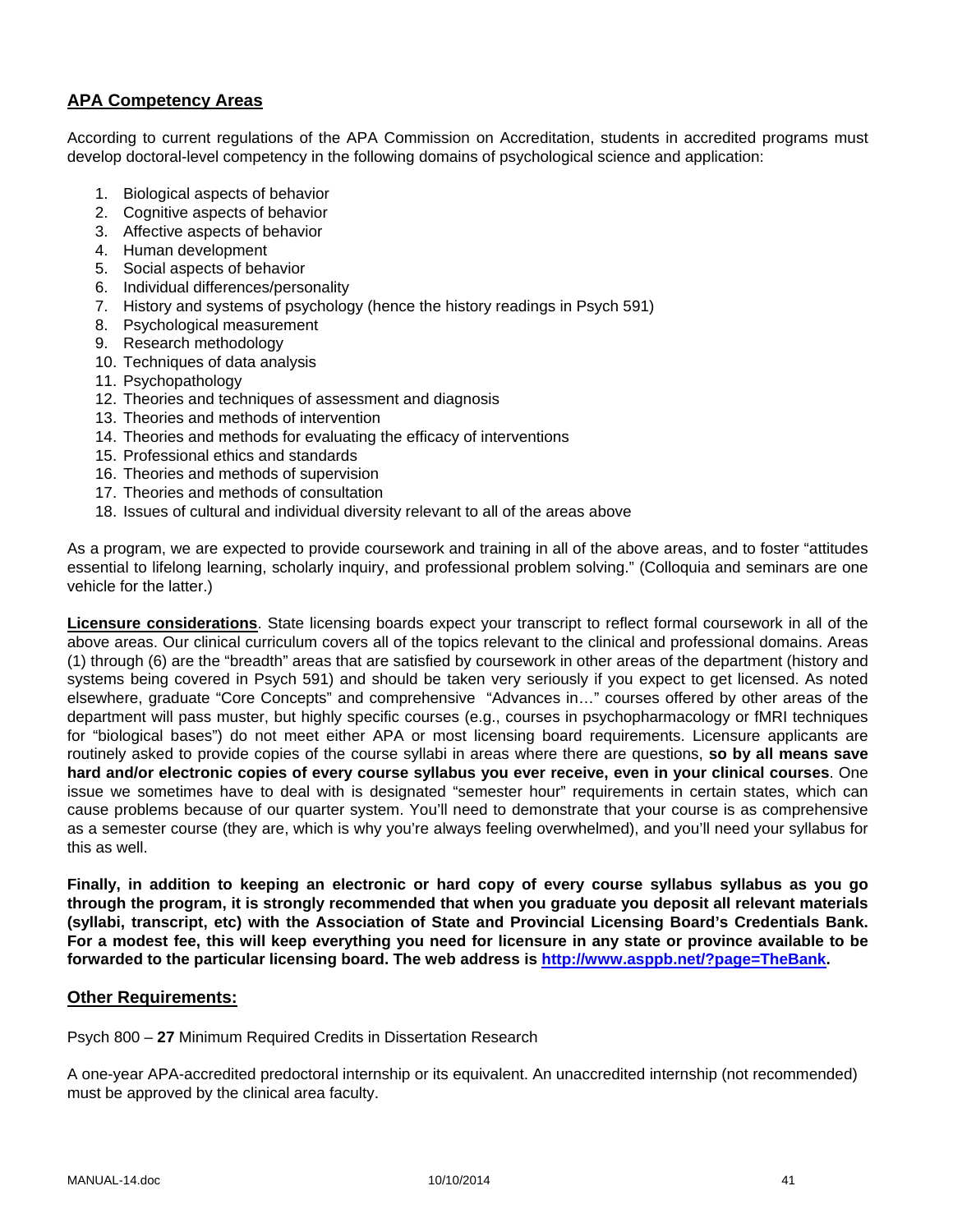## APA Competency Areas

According to current regulations of the APA Commission on Accreditation, students in accredited programs must develop doctoral-level competency in the following domains of psychological science and application:

1. Biological aspects of behavior
2. Cognitive aspects of behavior
3. Affective aspects of behavior
4. Human development
5. Social aspects of behavior
6. Individual differences/personality
7. History and systems of psychology (hence the history readings in Psych 591)
8. Psychological measurement
9. Research methodology
10. Techniques of data analysis
11. Psychopathology
12. Theories and techniques of assessment and diagnosis
13. Theories and methods of intervention
14. Theories and methods for evaluating the efficacy of interventions
15. Professional ethics and standards
16. Theories and methods of supervision
17. Theories and methods of consultation
18. Issues of cultural and individual diversity relevant to all of the areas above

As a program, we are expected to provide coursework and training in all of the above areas, and to foster "attitudes essential to lifelong learning, scholarly inquiry, and professional problem solving." (Colloquia and seminars are one vehicle for the latter.)

**Licensure considerations**. State licensing boards expect your transcript to reflect formal coursework in all of the above areas. Our clinical curriculum covers all of the topics relevant to the clinical and professional domains. Areas (1) through (6) are the "breadth" areas that are satisfied by coursework in other areas of the department (history and systems being covered in Psych 591) and should be taken very seriously if you expect to get licensed. As noted elsewhere, graduate "Core Concepts" and comprehensive "Advances in…" courses offered by other areas of the department will pass muster, but highly specific courses (e.g., courses in psychopharmacology or fMRI techniques for "biological bases") do not meet either APA or most licensing board requirements. Licensure applicants are routinely asked to provide copies of the course syllabi in areas where there are questions, **so by all means save hard and/or electronic copies of every course syllabus you ever receive, even in your clinical courses**. One issue we sometimes have to deal with is designated "semester hour" requirements in certain states, which can cause problems because of our quarter system. You'll need to demonstrate that your course is as comprehensive as a semester course (they are, which is why you're always feeling overwhelmed), and you'll need your syllabus for this as well.

**Finally, in addition to keeping an electronic or hard copy of every course syllabus syllabus as you go through the program, it is strongly recommended that when you graduate you deposit all relevant materials (syllabi, transcript, etc) with the Association of State and Provincial Licensing Board's Credentials Bank. For a modest fee, this will keep everything you need for licensure in any state or province available to be forwarded to the particular licensing board. The web address is [http://www.asppb.net/?page=TheBank](http://www.asppb.net/?page=TheBank).**

## Other Requirements:

Psych 800 – **27** Minimum Required Credits in Dissertation Research

A one-year APA-accredited predoctoral internship or its equivalent. An unaccredited internship (not recommended) must be approved by the clinical area faculty.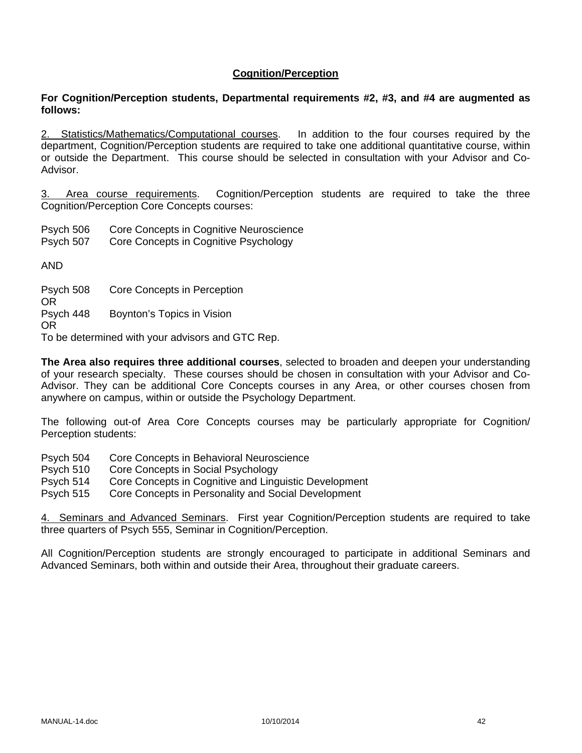## Cognition/Perception

**For Cognition/Perception students, Departmental requirements #2, #3, and #4 are augmented as follows:**

2. Statistics/Mathematics/Computational courses. In addition to the four courses required by the department, Cognition/Perception students are required to take one additional quantitative course, within or outside the Department. This course should be selected in consultation with your Advisor and Co-Advisor.

3. Area course requirements. Cognition/Perception students are required to take the three Cognition/Perception Core Concepts courses:

Psych 506 Core Concepts in Cognitive Neuroscience
Psych 507 Core Concepts in Cognitive Psychology

AND

Psych 508 Core Concepts in Perception
OR
Psych 448 Boynton's Topics in Vision
OR
To be determined with your advisors and GTC Rep.

**The Area also requires three additional courses**, selected to broaden and deepen your understanding of your research specialty. These courses should be chosen in consultation with your Advisor and Co-Advisor. They can be additional Core Concepts courses in any Area, or other courses chosen from anywhere on campus, within or outside the Psychology Department.

The following out-of Area Core Concepts courses may be particularly appropriate for Cognition/ Perception students:

Psych 504 Core Concepts in Behavioral Neuroscience
Psych 510 Core Concepts in Social Psychology
Psych 514 Core Concepts in Cognitive and Linguistic Development
Psych 515 Core Concepts in Personality and Social Development

4. Seminars and Advanced Seminars. First year Cognition/Perception students are required to take three quarters of Psych 555, Seminar in Cognition/Perception.

All Cognition/Perception students are strongly encouraged to participate in additional Seminars and Advanced Seminars, both within and outside their Area, throughout their graduate careers.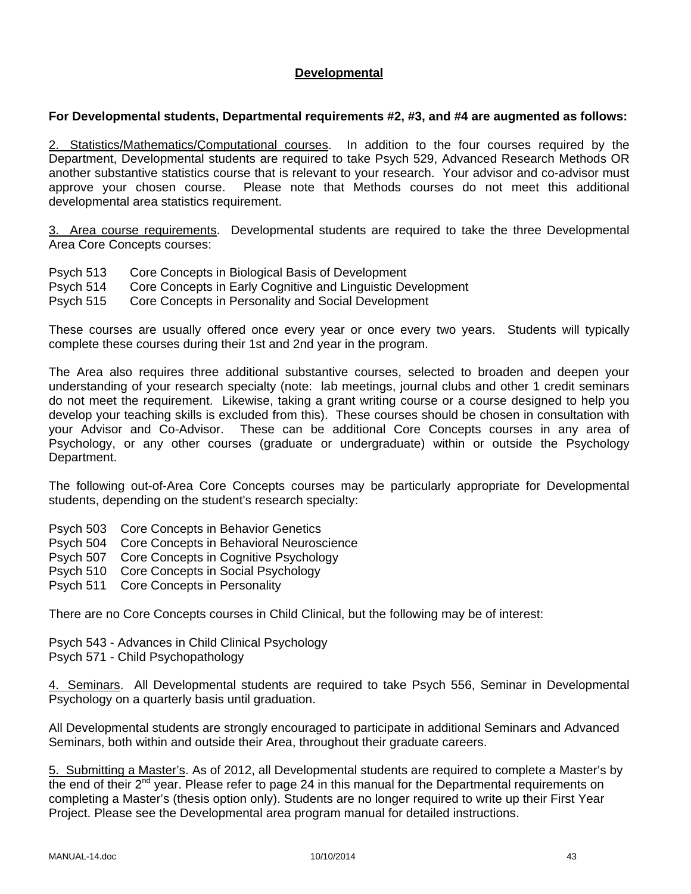## Developmental

**For Developmental students, Departmental requirements #2, #3, and #4 are augmented as follows:**

2. Statistics/Mathematics/Computational courses. In addition to the four courses required by the Department, Developmental students are required to take Psych 529, Advanced Research Methods OR another substantive statistics course that is relevant to your research. Your advisor and co-advisor must approve your chosen course. Please note that Methods courses do not meet this additional developmental area statistics requirement.

3. Area course requirements. Developmental students are required to take the three Developmental Area Core Concepts courses:

Psych 513 Core Concepts in Biological Basis of Development
Psych 514 Core Concepts in Early Cognitive and Linguistic Development
Psych 515 Core Concepts in Personality and Social Development

These courses are usually offered once every year or once every two years. Students will typically complete these courses during their 1st and 2nd year in the program.

The Area also requires three additional substantive courses, selected to broaden and deepen your understanding of your research specialty (note: lab meetings, journal clubs and other 1 credit seminars do not meet the requirement. Likewise, taking a grant writing course or a course designed to help you develop your teaching skills is excluded from this). These courses should be chosen in consultation with your Advisor and Co-Advisor. These can be additional Core Concepts courses in any area of Psychology, or any other courses (graduate or undergraduate) within or outside the Psychology Department.

The following out-of-Area Core Concepts courses may be particularly appropriate for Developmental students, depending on the student's research specialty:

Psych 503 Core Concepts in Behavior Genetics
Psych 504 Core Concepts in Behavioral Neuroscience
Psych 507 Core Concepts in Cognitive Psychology
Psych 510 Core Concepts in Social Psychology
Psych 511 Core Concepts in Personality

There are no Core Concepts courses in Child Clinical, but the following may be of interest:

Psych 543 - Advances in Child Clinical Psychology
Psych 571 - Child Psychopathology

4. Seminars. All Developmental students are required to take Psych 556, Seminar in Developmental Psychology on a quarterly basis until graduation.

All Developmental students are strongly encouraged to participate in additional Seminars and Advanced Seminars, both within and outside their Area, throughout their graduate careers.

5. Submitting a Master's. As of 2012, all Developmental students are required to complete a Master's by the end of their 2nd year. Please refer to page 24 in this manual for the Departmental requirements on completing a Master's (thesis option only). Students are no longer required to write up their First Year Project. Please see the Developmental area program manual for detailed instructions.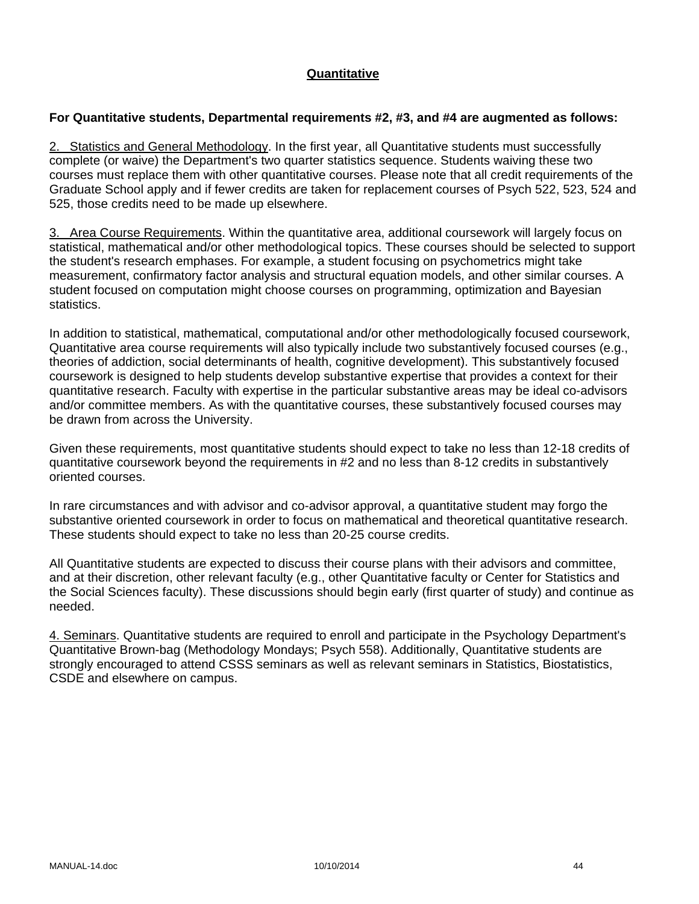## Quantitative

**For Quantitative students, Departmental requirements #2, #3, and #4 are augmented as follows:**

2. Statistics and General Methodology. In the first year, all Quantitative students must successfully complete (or waive) the Department's two quarter statistics sequence. Students waiving these two courses must replace them with other quantitative courses. Please note that all credit requirements of the Graduate School apply and if fewer credits are taken for replacement courses of Psych 522, 523, 524 and 525, those credits need to be made up elsewhere.

3. Area Course Requirements. Within the quantitative area, additional coursework will largely focus on statistical, mathematical and/or other methodological topics. These courses should be selected to support the student's research emphases. For example, a student focusing on psychometrics might take measurement, confirmatory factor analysis and structural equation models, and other similar courses. A student focused on computation might choose courses on programming, optimization and Bayesian statistics.

In addition to statistical, mathematical, computational and/or other methodologically focused coursework, Quantitative area course requirements will also typically include two substantively focused courses (e.g., theories of addiction, social determinants of health, cognitive development). This substantively focused coursework is designed to help students develop substantive expertise that provides a context for their quantitative research. Faculty with expertise in the particular substantive areas may be ideal co-advisors and/or committee members. As with the quantitative courses, these substantively focused courses may be drawn from across the University.

Given these requirements, most quantitative students should expect to take no less than 12-18 credits of quantitative coursework beyond the requirements in #2 and no less than 8-12 credits in substantively oriented courses.

In rare circumstances and with advisor and co-advisor approval, a quantitative student may forgo the substantive oriented coursework in order to focus on mathematical and theoretical quantitative research. These students should expect to take no less than 20-25 course credits.

All Quantitative students are expected to discuss their course plans with their advisors and committee, and at their discretion, other relevant faculty (e.g., other Quantitative faculty or Center for Statistics and the Social Sciences faculty). These discussions should begin early (first quarter of study) and continue as needed.

4. Seminars. Quantitative students are required to enroll and participate in the Psychology Department's Quantitative Brown-bag (Methodology Mondays; Psych 558). Additionally, Quantitative students are strongly encouraged to attend CSSS seminars as well as relevant seminars in Statistics, Biostatistics, CSDE and elsewhere on campus.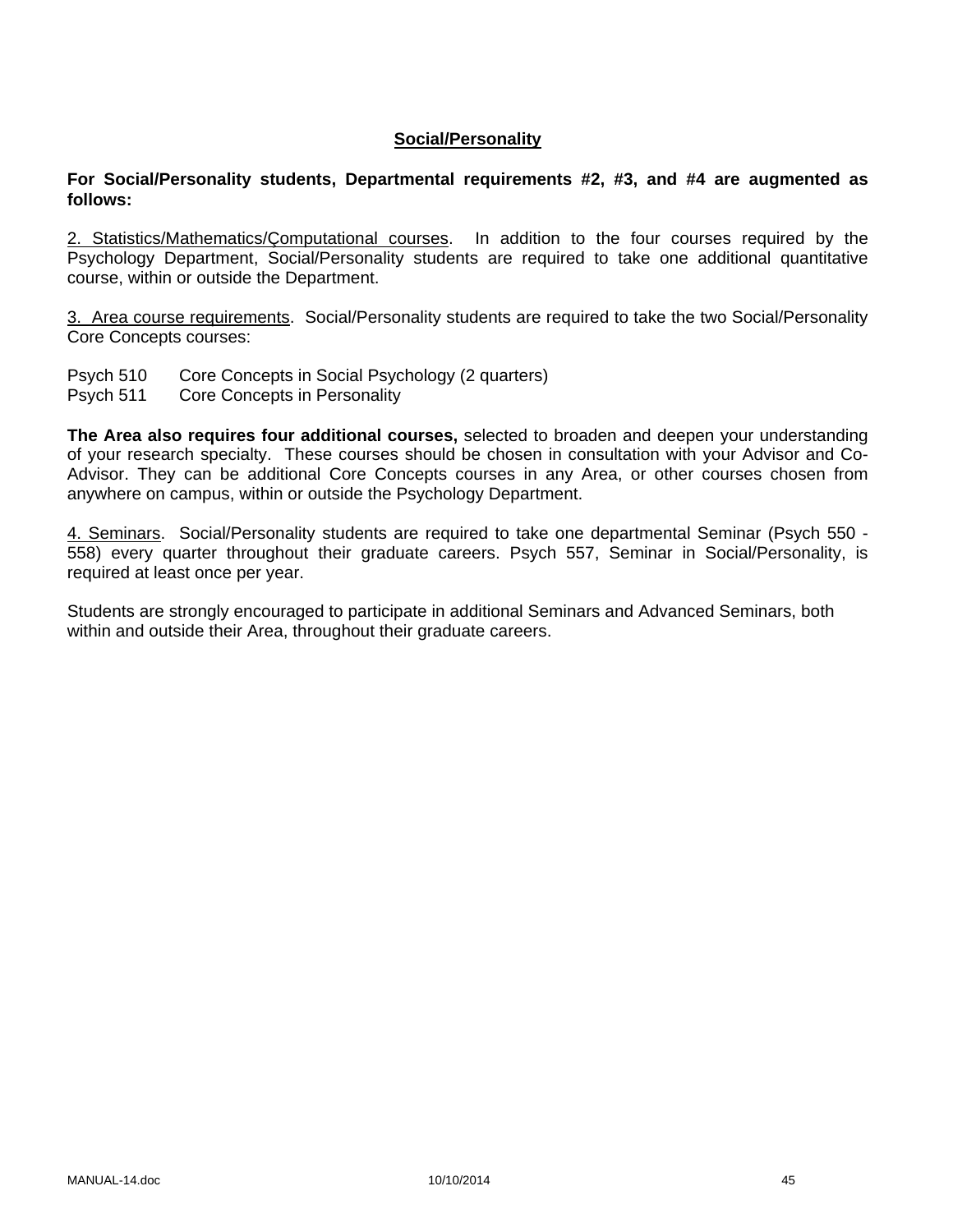## Social/Personality

**For Social/Personality students, Departmental requirements #2, #3, and #4 are augmented as follows:**

2. Statistics/Mathematics/Computational courses. In addition to the four courses required by the Psychology Department, Social/Personality students are required to take one additional quantitative course, within or outside the Department.

3. Area course requirements. Social/Personality students are required to take the two Social/Personality Core Concepts courses:

Psych 510 Core Concepts in Social Psychology (2 quarters)
Psych 511 Core Concepts in Personality

**The Area also requires four additional courses,** selected to broaden and deepen your understanding of your research specialty. These courses should be chosen in consultation with your Advisor and Co-Advisor. They can be additional Core Concepts courses in any Area, or other courses chosen from anywhere on campus, within or outside the Psychology Department.

4. Seminars. Social/Personality students are required to take one departmental Seminar (Psych 550 - 558) every quarter throughout their graduate careers. Psych 557, Seminar in Social/Personality, is required at least once per year.

Students are strongly encouraged to participate in additional Seminars and Advanced Seminars, both within and outside their Area, throughout their graduate careers.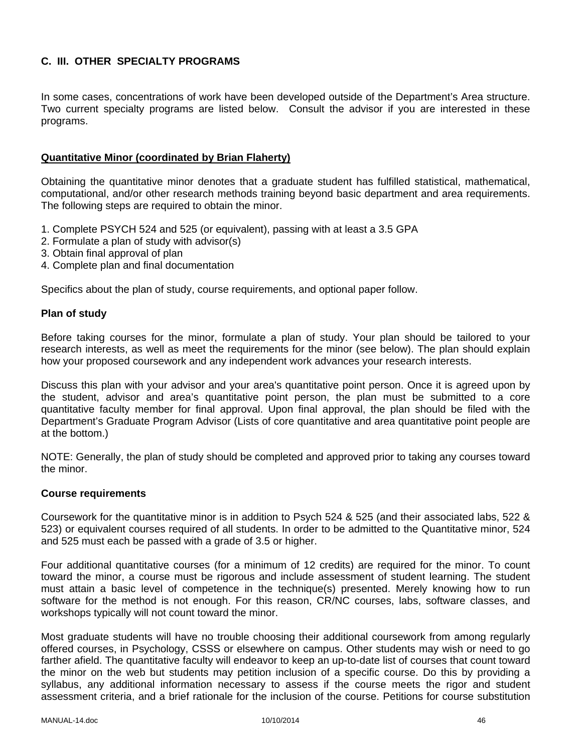## C. III. OTHER SPECIALTY PROGRAMS

In some cases, concentrations of work have been developed outside of the Department's Area structure. Two current specialty programs are listed below. Consult the advisor if you are interested in these programs.

### Quantitative Minor (coordinated by Brian Flaherty)

Obtaining the quantitative minor denotes that a graduate student has fulfilled statistical, mathematical, computational, and/or other research methods training beyond basic department and area requirements. The following steps are required to obtain the minor.

1. Complete PSYCH 524 and 525 (or equivalent), passing with at least a 3.5 GPA
2. Formulate a plan of study with advisor(s)
3. Obtain final approval of plan
4. Complete plan and final documentation

Specifics about the plan of study, course requirements, and optional paper follow.

#### Plan of study

Before taking courses for the minor, formulate a plan of study. Your plan should be tailored to your research interests, as well as meet the requirements for the minor (see below). The plan should explain how your proposed coursework and any independent work advances your research interests.

Discuss this plan with your advisor and your area's quantitative point person. Once it is agreed upon by the student, advisor and area's quantitative point person, the plan must be submitted to a core quantitative faculty member for final approval. Upon final approval, the plan should be filed with the Department's Graduate Program Advisor (Lists of core quantitative and area quantitative point people are at the bottom.)

NOTE: Generally, the plan of study should be completed and approved prior to taking any courses toward the minor.

#### Course requirements

Coursework for the quantitative minor is in addition to Psych 524 & 525 (and their associated labs, 522 & 523) or equivalent courses required of all students. In order to be admitted to the Quantitative minor, 524 and 525 must each be passed with a grade of 3.5 or higher.

Four additional quantitative courses (for a minimum of 12 credits) are required for the minor. To count toward the minor, a course must be rigorous and include assessment of student learning. The student must attain a basic level of competence in the technique(s) presented. Merely knowing how to run software for the method is not enough. For this reason, CR/NC courses, labs, software classes, and workshops typically will not count toward the minor.

Most graduate students will have no trouble choosing their additional coursework from among regularly offered courses, in Psychology, CSSS or elsewhere on campus. Other students may wish or need to go farther afield. The quantitative faculty will endeavor to keep an up-to-date list of courses that count toward the minor on the web but students may petition inclusion of a specific course. Do this by providing a syllabus, any additional information necessary to assess if the course meets the rigor and student assessment criteria, and a brief rationale for the inclusion of the course. Petitions for course substitution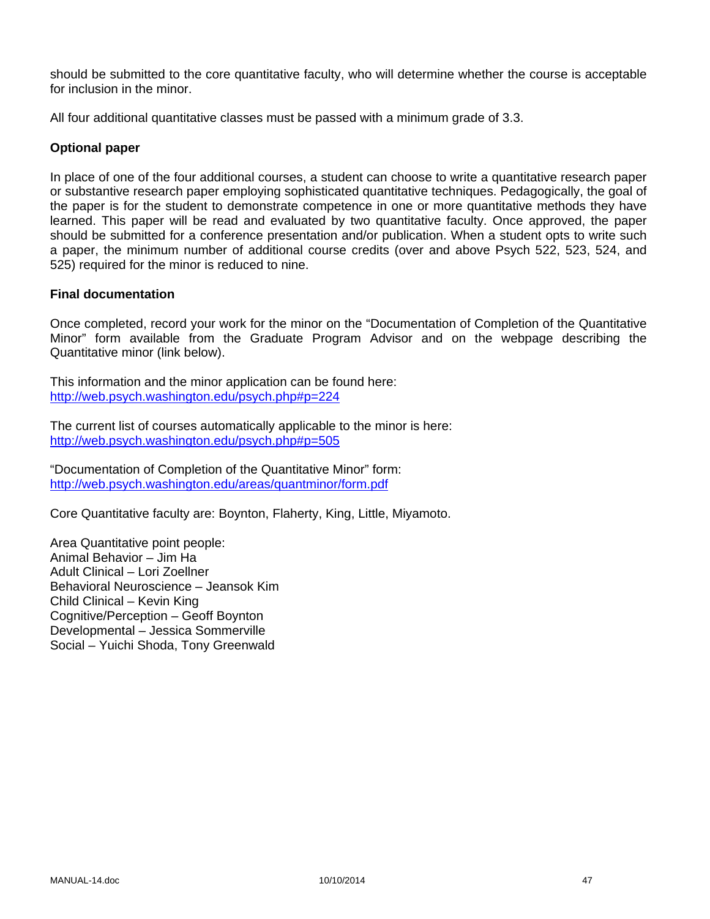should be submitted to the core quantitative faculty, who will determine whether the course is acceptable for inclusion in the minor.

All four additional quantitative classes must be passed with a minimum grade of 3.3.

**Optional paper**

In place of one of the four additional courses, a student can choose to write a quantitative research paper or substantive research paper employing sophisticated quantitative techniques. Pedagogically, the goal of the paper is for the student to demonstrate competence in one or more quantitative methods they have learned. This paper will be read and evaluated by two quantitative faculty. Once approved, the paper should be submitted for a conference presentation and/or publication. When a student opts to write such a paper, the minimum number of additional course credits (over and above Psych 522, 523, 524, and 525) required for the minor is reduced to nine.

**Final documentation**

Once completed, record your work for the minor on the "Documentation of Completion of the Quantitative Minor" form available from the Graduate Program Advisor and on the webpage describing the Quantitative minor (link below).

This information and the minor application can be found here:
http://web.psych.washington.edu/psych.php#p=224

The current list of courses automatically applicable to the minor is here:
http://web.psych.washington.edu/psych.php#p=505

"Documentation of Completion of the Quantitative Minor" form:
http://web.psych.washington.edu/areas/quantminor/form.pdf

Core Quantitative faculty are: Boynton, Flaherty, King, Little, Miyamoto.

Area Quantitative point people:
Animal Behavior – Jim Ha
Adult Clinical – Lori Zoellner
Behavioral Neuroscience – Jeansok Kim
Child Clinical – Kevin King
Cognitive/Perception – Geoff Boynton
Developmental – Jessica Sommerville
Social – Yuichi Shoda, Tony Greenwald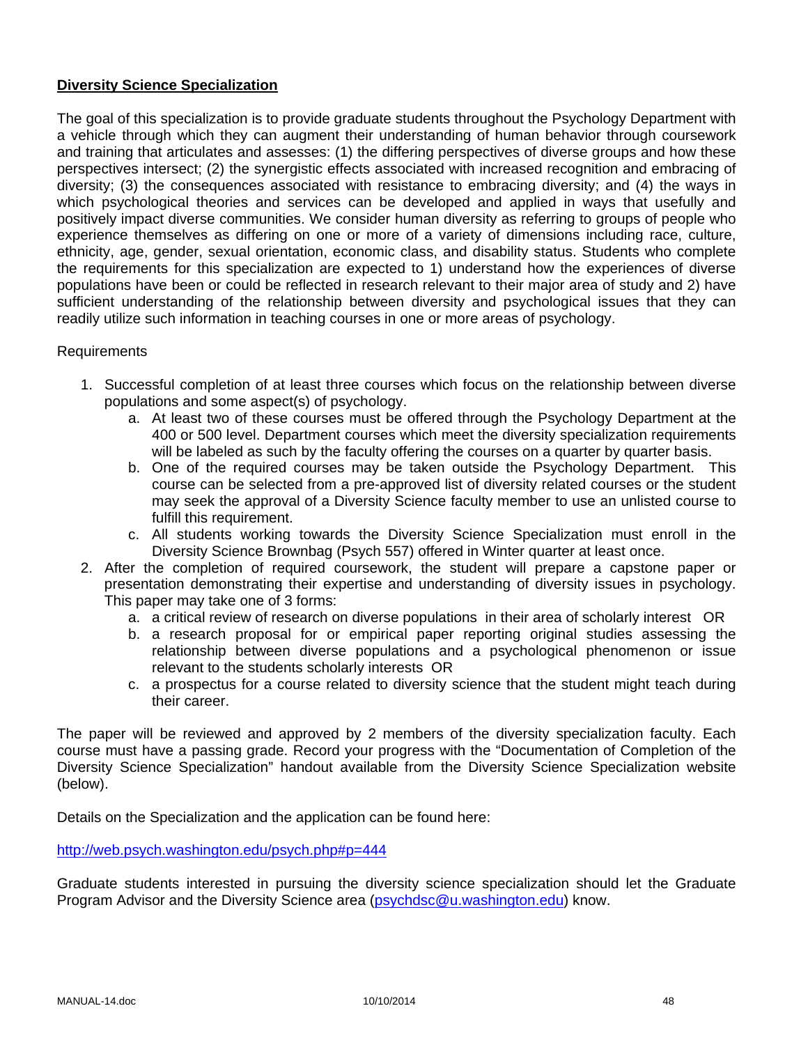## Diversity Science Specialization

The goal of this specialization is to provide graduate students throughout the Psychology Department with a vehicle through which they can augment their understanding of human behavior through coursework and training that articulates and assesses: (1) the differing perspectives of diverse groups and how these perspectives intersect; (2) the synergistic effects associated with increased recognition and embracing of diversity; (3) the consequences associated with resistance to embracing diversity; and (4) the ways in which psychological theories and services can be developed and applied in ways that usefully and positively impact diverse communities. We consider human diversity as referring to groups of people who experience themselves as differing on one or more of a variety of dimensions including race, culture, ethnicity, age, gender, sexual orientation, economic class, and disability status. Students who complete the requirements for this specialization are expected to 1) understand how the experiences of diverse populations have been or could be reflected in research relevant to their major area of study and 2) have sufficient understanding of the relationship between diversity and psychological issues that they can readily utilize such information in teaching courses in one or more areas of psychology.

Requirements

1. Successful completion of at least three courses which focus on the relationship between diverse populations and some aspect(s) of psychology.
    a. At least two of these courses must be offered through the Psychology Department at the 400 or 500 level. Department courses which meet the diversity specialization requirements will be labeled as such by the faculty offering the courses on a quarter by quarter basis.
    b. One of the required courses may be taken outside the Psychology Department. This course can be selected from a pre-approved list of diversity related courses or the student may seek the approval of a Diversity Science faculty member to use an unlisted course to fulfill this requirement.
    c. All students working towards the Diversity Science Specialization must enroll in the Diversity Science Brownbag (Psych 557) offered in Winter quarter at least once.
2. After the completion of required coursework, the student will prepare a capstone paper or presentation demonstrating their expertise and understanding of diversity issues in psychology. This paper may take one of 3 forms:
    a. a critical review of research on diverse populations in their area of scholarly interest OR
    b. a research proposal for or empirical paper reporting original studies assessing the relationship between diverse populations and a psychological phenomenon or issue relevant to the students scholarly interests OR
    c. a prospectus for a course related to diversity science that the student might teach during their career.

The paper will be reviewed and approved by 2 members of the diversity specialization faculty. Each course must have a passing grade. Record your progress with the "Documentation of Completion of the Diversity Science Specialization" handout available from the Diversity Science Specialization website (below).

Details on the Specialization and the application can be found here:

http://web.psych.washington.edu/psych.php#p=444

Graduate students interested in pursuing the diversity science specialization should let the Graduate Program Advisor and the Diversity Science area (psychdsc@u.washington.edu) know.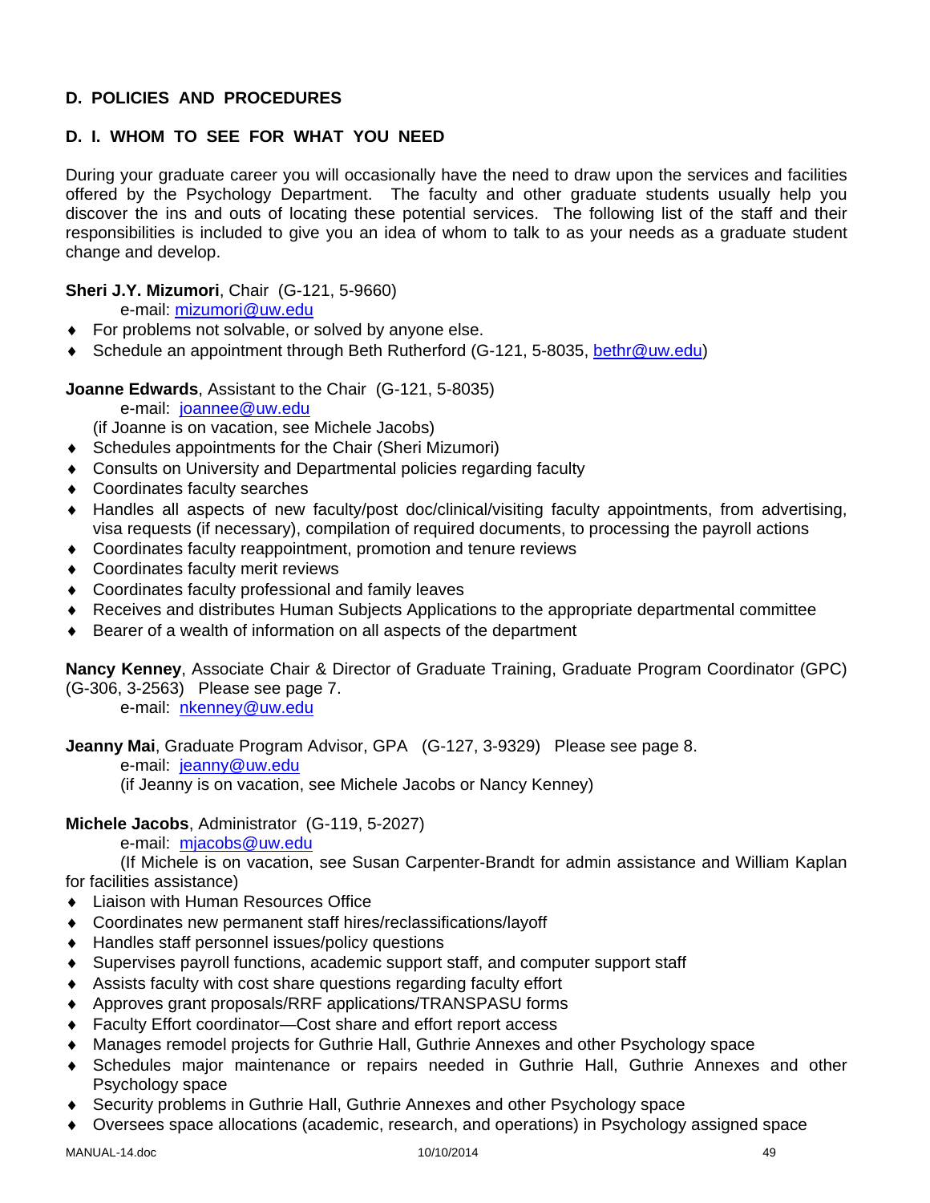## D. POLICIES AND PROCEDURES

### D. I. WHOM TO SEE FOR WHAT YOU NEED

During your graduate career you will occasionally have the need to draw upon the services and facilities offered by the Psychology Department. The faculty and other graduate students usually help you discover the ins and outs of locating these potential services. The following list of the staff and their responsibilities is included to give you an idea of whom to talk to as your needs as a graduate student change and develop.

**Sheri J.Y. Mizumori**, Chair (G-121, 5-9660)
e-mail: mizumori@uw.edu

- For problems not solvable, or solved by anyone else.
- Schedule an appointment through Beth Rutherford (G-121, 5-8035, bethr@uw.edu)

**Joanne Edwards**, Assistant to the Chair (G-121, 5-8035)
e-mail: joannee@uw.edu
(if Joanne is on vacation, see Michele Jacobs)

- Schedules appointments for the Chair (Sheri Mizumori)
- Consults on University and Departmental policies regarding faculty
- Coordinates faculty searches
- Handles all aspects of new faculty/post doc/clinical/visiting faculty appointments, from advertising, visa requests (if necessary), compilation of required documents, to processing the payroll actions
- Coordinates faculty reappointment, promotion and tenure reviews
- Coordinates faculty merit reviews
- Coordinates faculty professional and family leaves
- Receives and distributes Human Subjects Applications to the appropriate departmental committee
- Bearer of a wealth of information on all aspects of the department

**Nancy Kenney**, Associate Chair & Director of Graduate Training, Graduate Program Coordinator (GPC) (G-306, 3-2563) Please see page 7.
e-mail: nkenney@uw.edu

**Jeanny Mai**, Graduate Program Advisor, GPA (G-127, 3-9329) Please see page 8.
e-mail: jeanny@uw.edu
(if Jeanny is on vacation, see Michele Jacobs or Nancy Kenney)

**Michele Jacobs**, Administrator (G-119, 5-2027)
e-mail: mjacobs@uw.edu
(If Michele is on vacation, see Susan Carpenter-Brandt for admin assistance and William Kaplan for facilities assistance)

- Liaison with Human Resources Office
- Coordinates new permanent staff hires/reclassifications/layoff
- Handles staff personnel issues/policy questions
- Supervises payroll functions, academic support staff, and computer support staff
- Assists faculty with cost share questions regarding faculty effort
- Approves grant proposals/RRF applications/TRANSPASU forms
- Faculty Effort coordinator—Cost share and effort report access
- Manages remodel projects for Guthrie Hall, Guthrie Annexes and other Psychology space
- Schedules major maintenance or repairs needed in Guthrie Hall, Guthrie Annexes and other Psychology space
- Security problems in Guthrie Hall, Guthrie Annexes and other Psychology space
- Oversees space allocations (academic, research, and operations) in Psychology assigned space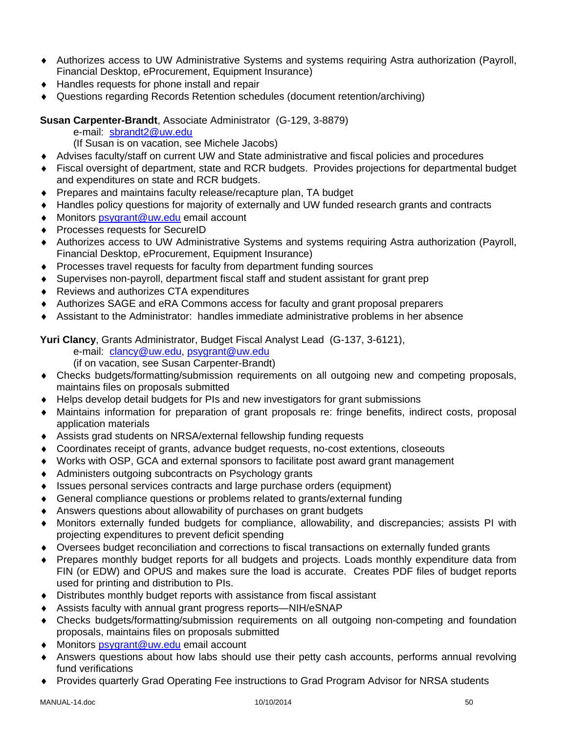- Authorizes access to UW Administrative Systems and systems requiring Astra authorization (Payroll, Financial Desktop, eProcurement, Equipment Insurance)
- Handles requests for phone install and repair
- Questions regarding Records Retention schedules (document retention/archiving)

**Susan Carpenter-Brandt**, Associate Administrator (G-129, 3-8879)
e-mail: sbrandt2@uw.edu
(If Susan is on vacation, see Michele Jacobs)

- Advises faculty/staff on current UW and State administrative and fiscal policies and procedures
- Fiscal oversight of department, state and RCR budgets. Provides projections for departmental budget and expenditures on state and RCR budgets.
- Prepares and maintains faculty release/recapture plan, TA budget
- Handles policy questions for majority of externally and UW funded research grants and contracts
- Monitors psygrant@uw.edu email account
- Processes requests for SecureID
- Authorizes access to UW Administrative Systems and systems requiring Astra authorization (Payroll, Financial Desktop, eProcurement, Equipment Insurance)
- Processes travel requests for faculty from department funding sources
- Supervises non-payroll, department fiscal staff and student assistant for grant prep
- Reviews and authorizes CTA expenditures
- Authorizes SAGE and eRA Commons access for faculty and grant proposal preparers
- Assistant to the Administrator: handles immediate administrative problems in her absence

**Yuri Clancy**, Grants Administrator, Budget Fiscal Analyst Lead (G-137, 3-6121),
e-mail: clancy@uw.edu, psygrant@uw.edu
(if on vacation, see Susan Carpenter-Brandt)

- Checks budgets/formatting/submission requirements on all outgoing new and competing proposals, maintains files on proposals submitted
- Helps develop detail budgets for PIs and new investigators for grant submissions
- Maintains information for preparation of grant proposals re: fringe benefits, indirect costs, proposal application materials
- Assists grad students on NRSA/external fellowship funding requests
- Coordinates receipt of grants, advance budget requests, no-cost extentions, closeouts
- Works with OSP, GCA and external sponsors to facilitate post award grant management
- Administers outgoing subcontracts on Psychology grants
- Issues personal services contracts and large purchase orders (equipment)
- General compliance questions or problems related to grants/external funding
- Answers questions about allowability of purchases on grant budgets
- Monitors externally funded budgets for compliance, allowability, and discrepancies; assists PI with projecting expenditures to prevent deficit spending
- Oversees budget reconciliation and corrections to fiscal transactions on externally funded grants
- Prepares monthly budget reports for all budgets and projects. Loads monthly expenditure data from FIN (or EDW) and OPUS and makes sure the load is accurate. Creates PDF files of budget reports used for printing and distribution to PIs.
- Distributes monthly budget reports with assistance from fiscal assistant
- Assists faculty with annual grant progress reports—NIH/eSNAP
- Checks budgets/formatting/submission requirements on all outgoing non-competing and foundation proposals, maintains files on proposals submitted
- Monitors psygrant@uw.edu email account
- Answers questions about how labs should use their petty cash accounts, performs annual revolving fund verifications
- Provides quarterly Grad Operating Fee instructions to Grad Program Advisor for NRSA students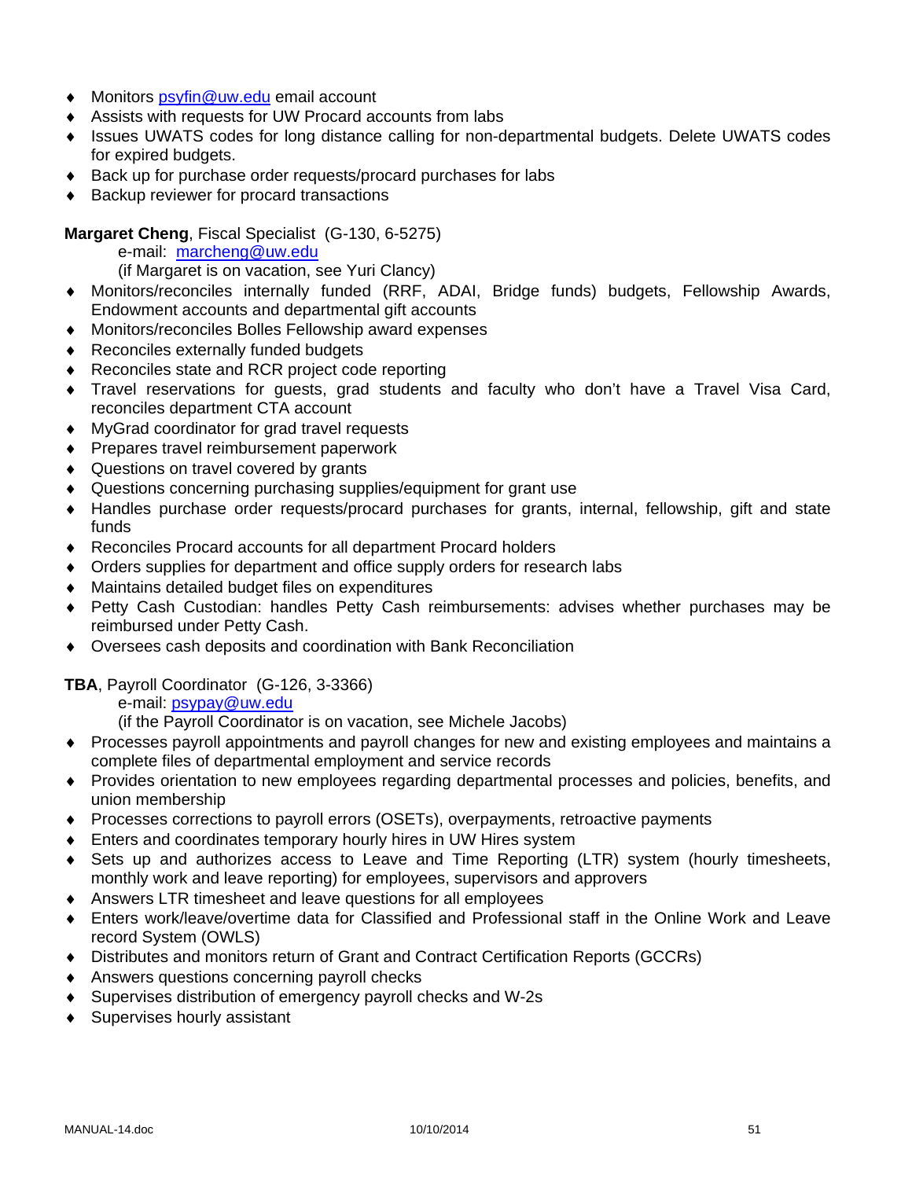- Monitors psyfin@uw.edu email account
- Assists with requests for UW Procard accounts from labs
- Issues UWATS codes for long distance calling for non-departmental budgets. Delete UWATS codes for expired budgets.
- Back up for purchase order requests/procard purchases for labs
- Backup reviewer for procard transactions

**Margaret Cheng**, Fiscal Specialist (G-130, 6-5275)
e-mail: marcheng@uw.edu
(if Margaret is on vacation, see Yuri Clancy)

- Monitors/reconciles internally funded (RRF, ADAI, Bridge funds) budgets, Fellowship Awards, Endowment accounts and departmental gift accounts
- Monitors/reconciles Bolles Fellowship award expenses
- Reconciles externally funded budgets
- Reconciles state and RCR project code reporting
- Travel reservations for guests, grad students and faculty who don't have a Travel Visa Card, reconciles department CTA account
- MyGrad coordinator for grad travel requests
- Prepares travel reimbursement paperwork
- Questions on travel covered by grants
- Questions concerning purchasing supplies/equipment for grant use
- Handles purchase order requests/procard purchases for grants, internal, fellowship, gift and state funds
- Reconciles Procard accounts for all department Procard holders
- Orders supplies for department and office supply orders for research labs
- Maintains detailed budget files on expenditures
- Petty Cash Custodian: handles Petty Cash reimbursements: advises whether purchases may be reimbursed under Petty Cash.
- Oversees cash deposits and coordination with Bank Reconciliation

**TBA**, Payroll Coordinator (G-126, 3-3366)
e-mail: psypay@uw.edu
(if the Payroll Coordinator is on vacation, see Michele Jacobs)

- Processes payroll appointments and payroll changes for new and existing employees and maintains a complete files of departmental employment and service records
- Provides orientation to new employees regarding departmental processes and policies, benefits, and union membership
- Processes corrections to payroll errors (OSETs), overpayments, retroactive payments
- Enters and coordinates temporary hourly hires in UW Hires system
- Sets up and authorizes access to Leave and Time Reporting (LTR) system (hourly timesheets, monthly work and leave reporting) for employees, supervisors and approvers
- Answers LTR timesheet and leave questions for all employees
- Enters work/leave/overtime data for Classified and Professional staff in the Online Work and Leave record System (OWLS)
- Distributes and monitors return of Grant and Contract Certification Reports (GCCRs)
- Answers questions concerning payroll checks
- Supervises distribution of emergency payroll checks and W-2s
- Supervises hourly assistant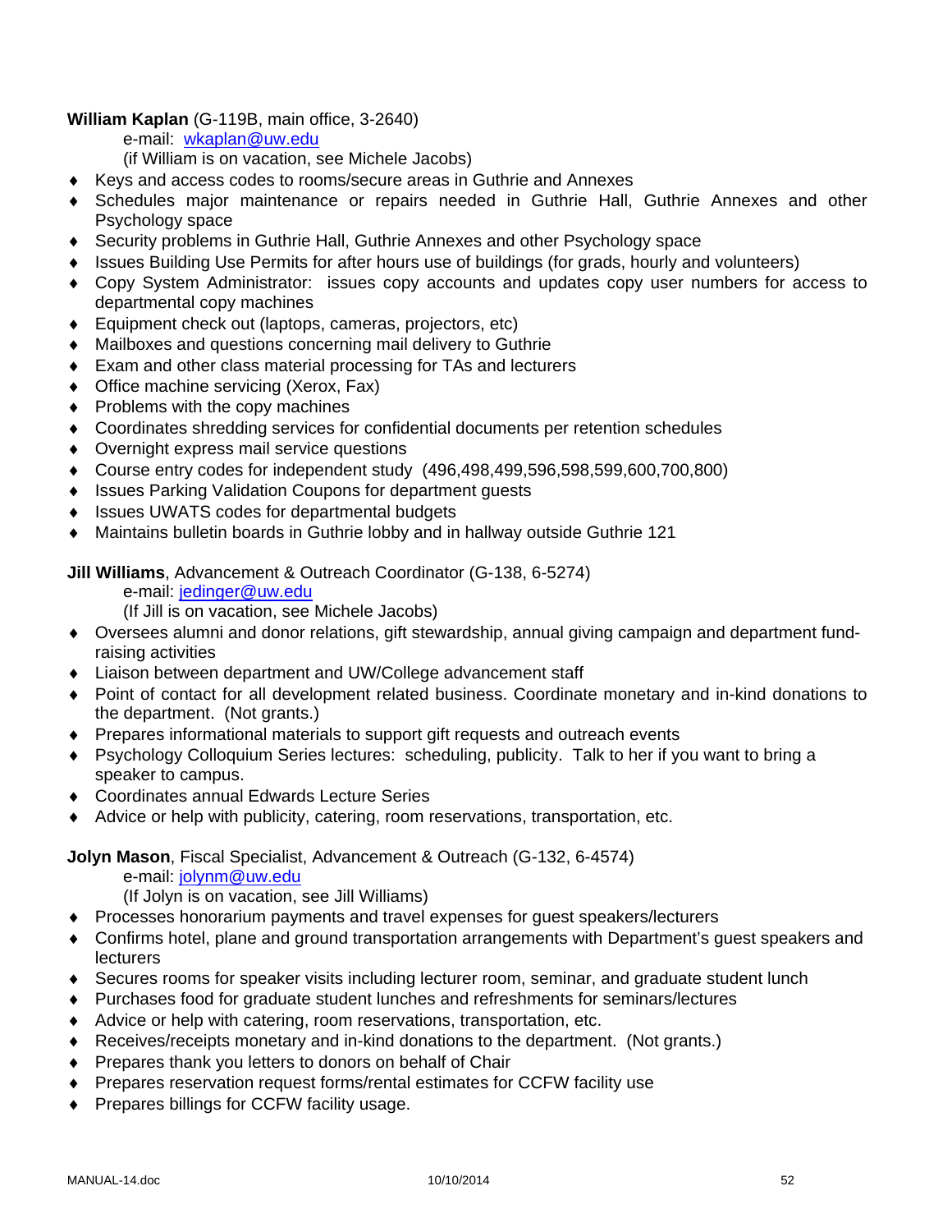**William Kaplan** (G-119B, main office, 3-2640)

e-mail: wkaplan@uw.edu

(if William is on vacation, see Michele Jacobs)

- Keys and access codes to rooms/secure areas in Guthrie and Annexes
- Schedules major maintenance or repairs needed in Guthrie Hall, Guthrie Annexes and other Psychology space
- Security problems in Guthrie Hall, Guthrie Annexes and other Psychology space
- Issues Building Use Permits for after hours use of buildings (for grads, hourly and volunteers)
- Copy System Administrator: issues copy accounts and updates copy user numbers for access to departmental copy machines
- Equipment check out (laptops, cameras, projectors, etc)
- Mailboxes and questions concerning mail delivery to Guthrie
- Exam and other class material processing for TAs and lecturers
- Office machine servicing (Xerox, Fax)
- Problems with the copy machines
- Coordinates shredding services for confidential documents per retention schedules
- Overnight express mail service questions
- Course entry codes for independent study (496,498,499,596,598,599,600,700,800)
- Issues Parking Validation Coupons for department guests
- Issues UWATS codes for departmental budgets
- Maintains bulletin boards in Guthrie lobby and in hallway outside Guthrie 121

**Jill Williams**, Advancement & Outreach Coordinator (G-138, 6-5274)

e-mail: jedinger@uw.edu

(If Jill is on vacation, see Michele Jacobs)

- Oversees alumni and donor relations, gift stewardship, annual giving campaign and department fund-raising activities
- Liaison between department and UW/College advancement staff
- Point of contact for all development related business. Coordinate monetary and in-kind donations to the department. (Not grants.)
- Prepares informational materials to support gift requests and outreach events
- Psychology Colloquium Series lectures: scheduling, publicity. Talk to her if you want to bring a speaker to campus.
- Coordinates annual Edwards Lecture Series
- Advice or help with publicity, catering, room reservations, transportation, etc.

**Jolyn Mason**, Fiscal Specialist, Advancement & Outreach (G-132, 6-4574)

e-mail: jolynm@uw.edu

(If Jolyn is on vacation, see Jill Williams)

- Processes honorarium payments and travel expenses for guest speakers/lecturers
- Confirms hotel, plane and ground transportation arrangements with Department's guest speakers and lecturers
- Secures rooms for speaker visits including lecturer room, seminar, and graduate student lunch
- Purchases food for graduate student lunches and refreshments for seminars/lectures
- Advice or help with catering, room reservations, transportation, etc.
- Receives/receipts monetary and in-kind donations to the department. (Not grants.)
- Prepares thank you letters to donors on behalf of Chair
- Prepares reservation request forms/rental estimates for CCFW facility use
- Prepares billings for CCFW facility usage.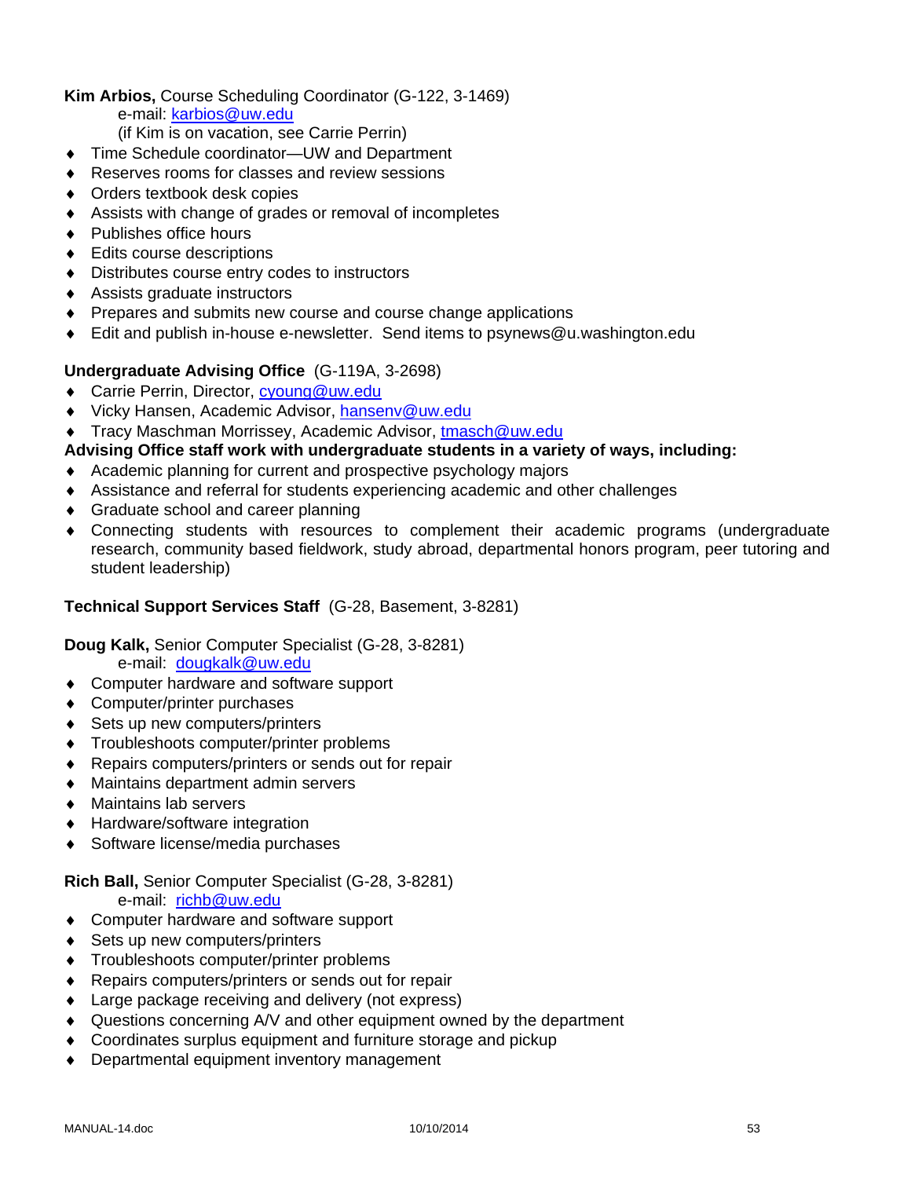**Kim Arbios,** Course Scheduling Coordinator (G-122, 3-1469)

e-mail: karbios@uw.edu

(if Kim is on vacation, see Carrie Perrin)

- Time Schedule coordinator—UW and Department
- Reserves rooms for classes and review sessions
- Orders textbook desk copies
- Assists with change of grades or removal of incompletes
- Publishes office hours
- Edits course descriptions
- Distributes course entry codes to instructors
- Assists graduate instructors
- Prepares and submits new course and course change applications
- Edit and publish in-house e-newsletter. Send items to psynews@u.washington.edu

**Undergraduate Advising Office** (G-119A, 3-2698)

- Carrie Perrin, Director, cyoung@uw.edu
- Vicky Hansen, Academic Advisor, hansenv@uw.edu
- Tracy Maschman Morrissey, Academic Advisor, tmasch@uw.edu

**Advising Office staff work with undergraduate students in a variety of ways, including:**

- Academic planning for current and prospective psychology majors
- Assistance and referral for students experiencing academic and other challenges
- Graduate school and career planning
- Connecting students with resources to complement their academic programs (undergraduate research, community based fieldwork, study abroad, departmental honors program, peer tutoring and student leadership)

**Technical Support Services Staff** (G-28, Basement, 3-8281)

**Doug Kalk,** Senior Computer Specialist (G-28, 3-8281)

e-mail: dougkalk@uw.edu

- Computer hardware and software support
- Computer/printer purchases
- Sets up new computers/printers
- Troubleshoots computer/printer problems
- Repairs computers/printers or sends out for repair
- Maintains department admin servers
- Maintains lab servers
- Hardware/software integration
- Software license/media purchases

**Rich Ball,** Senior Computer Specialist (G-28, 3-8281)

e-mail: richb@uw.edu

- Computer hardware and software support
- Sets up new computers/printers
- Troubleshoots computer/printer problems
- Repairs computers/printers or sends out for repair
- Large package receiving and delivery (not express)
- Questions concerning A/V and other equipment owned by the department
- Coordinates surplus equipment and furniture storage and pickup
- Departmental equipment inventory management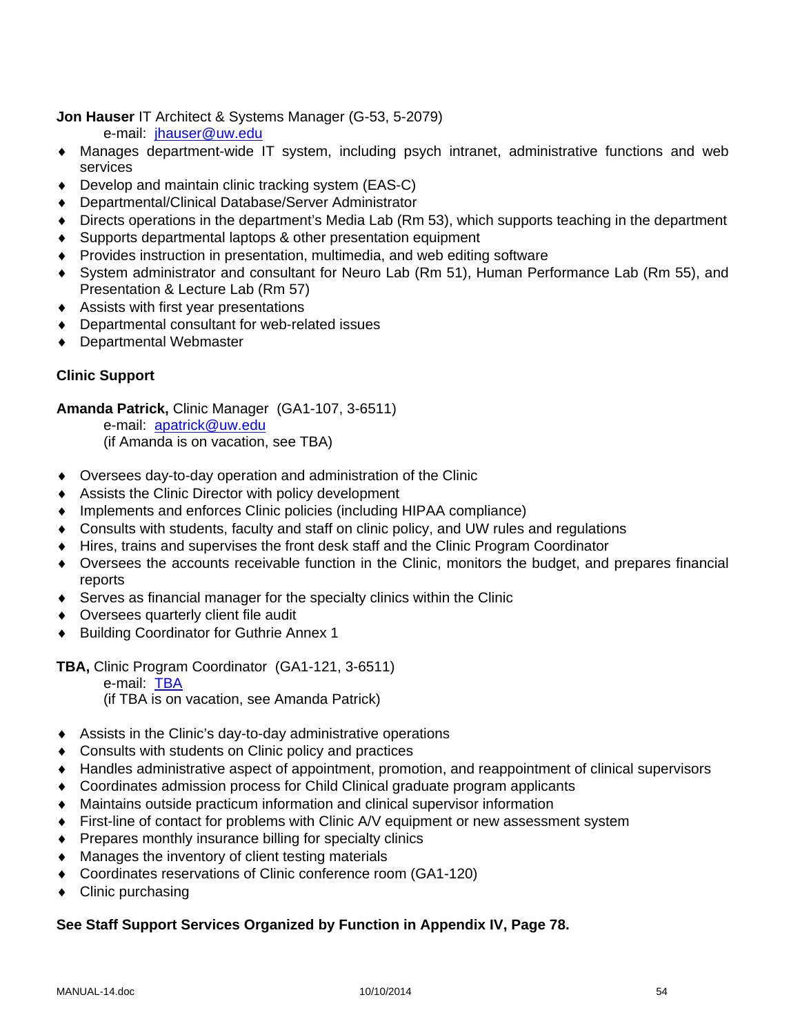**Jon Hauser** IT Architect & Systems Manager (G-53, 5-2079)

e-mail: [jhauser@uw.edu](mailto:jhauser@uw.edu)

- Manages department-wide IT system, including psych intranet, administrative functions and web services
- Develop and maintain clinic tracking system (EAS-C)
- Departmental/Clinical Database/Server Administrator
- Directs operations in the department's Media Lab (Rm 53), which supports teaching in the department
- Supports departmental laptops & other presentation equipment
- Provides instruction in presentation, multimedia, and web editing software
- System administrator and consultant for Neuro Lab (Rm 51), Human Performance Lab (Rm 55), and Presentation & Lecture Lab (Rm 57)
- Assists with first year presentations
- Departmental consultant for web-related issues
- Departmental Webmaster

**Clinic Support**

**Amanda Patrick,** Clinic Manager (GA1-107, 3-6511)

e-mail: [apatrick@uw.edu](mailto:apatrick@uw.edu)

(if Amanda is on vacation, see TBA)

- Oversees day-to-day operation and administration of the Clinic
- Assists the Clinic Director with policy development
- Implements and enforces Clinic policies (including HIPAA compliance)
- Consults with students, faculty and staff on clinic policy, and UW rules and regulations
- Hires, trains and supervises the front desk staff and the Clinic Program Coordinator
- Oversees the accounts receivable function in the Clinic, monitors the budget, and prepares financial reports
- Serves as financial manager for the specialty clinics within the Clinic
- Oversees quarterly client file audit
- Building Coordinator for Guthrie Annex 1

**TBA,** Clinic Program Coordinator (GA1-121, 3-6511)

e-mail: TBA

(if TBA is on vacation, see Amanda Patrick)

- Assists in the Clinic's day-to-day administrative operations
- Consults with students on Clinic policy and practices
- Handles administrative aspect of appointment, promotion, and reappointment of clinical supervisors
- Coordinates admission process for Child Clinical graduate program applicants
- Maintains outside practicum information and clinical supervisor information
- First-line of contact for problems with Clinic A/V equipment or new assessment system
- Prepares monthly insurance billing for specialty clinics
- Manages the inventory of client testing materials
- Coordinates reservations of Clinic conference room (GA1-120)
- Clinic purchasing

**See Staff Support Services Organized by Function in Appendix IV, Page 78.**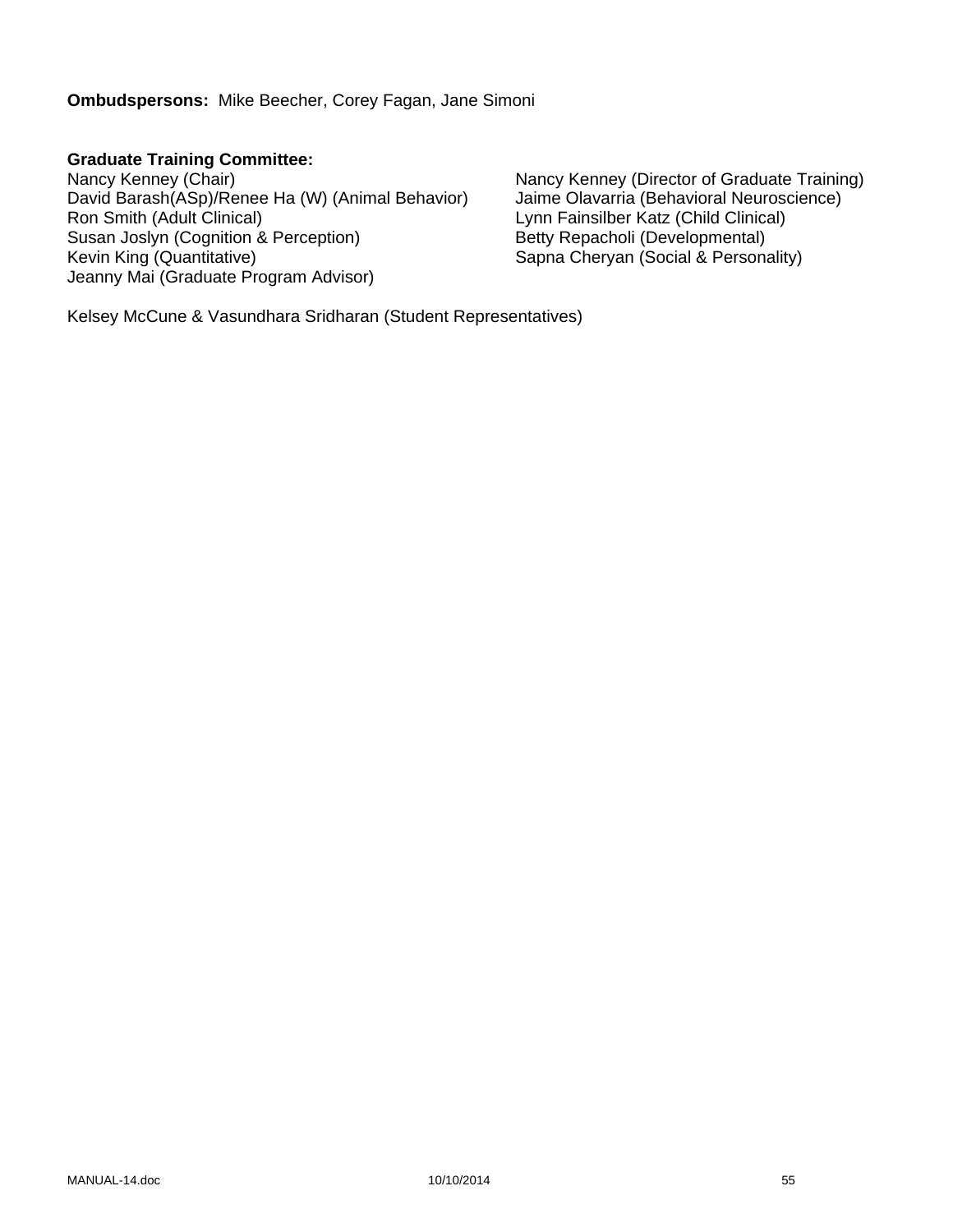**Ombudspersons:** Mike Beecher, Corey Fagan, Jane Simoni

**Graduate Training Committee:**

Nancy Kenney (Chair)
David Barash(ASp)/Renee Ha (W) (Animal Behavior)
Ron Smith (Adult Clinical)
Susan Joslyn (Cognition & Perception)
Kevin King (Quantitative)
Jeanny Mai (Graduate Program Advisor)

Nancy Kenney (Director of Graduate Training)
Jaime Olavarria (Behavioral Neuroscience)
Lynn Fainsilber Katz (Child Clinical)
Betty Repacholi (Developmental)
Sapna Cheryan (Social & Personality)

Kelsey McCune & Vasundhara Sridharan (Student Representatives)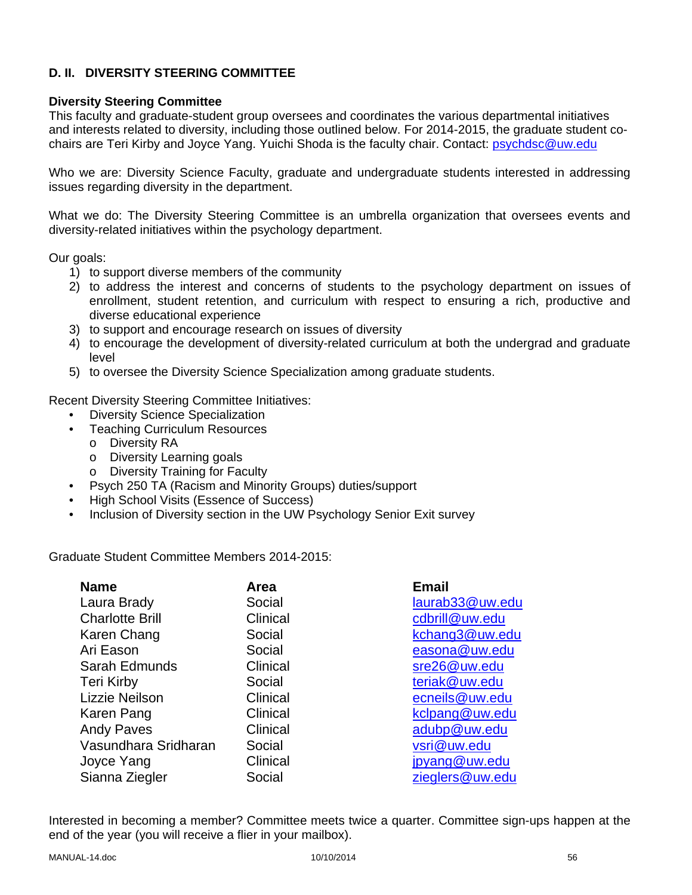## D. II. DIVERSITY STEERING COMMITTEE

**Diversity Steering Committee**

This faculty and graduate-student group oversees and coordinates the various departmental initiatives and interests related to diversity, including those outlined below. For 2014-2015, the graduate student co-chairs are Teri Kirby and Joyce Yang. Yuichi Shoda is the faculty chair. Contact: psychdsc@uw.edu

Who we are: Diversity Science Faculty, graduate and undergraduate students interested in addressing issues regarding diversity in the department.

What we do: The Diversity Steering Committee is an umbrella organization that oversees events and diversity-related initiatives within the psychology department.

Our goals:

1) to support diverse members of the community
2) to address the interest and concerns of students to the psychology department on issues of enrollment, student retention, and curriculum with respect to ensuring a rich, productive and diverse educational experience
3) to support and encourage research on issues of diversity
4) to encourage the development of diversity-related curriculum at both the undergrad and graduate level
5) to oversee the Diversity Science Specialization among graduate students.

Recent Diversity Steering Committee Initiatives:

- Diversity Science Specialization
- Teaching Curriculum Resources
  - Diversity RA
  - Diversity Learning goals
  - Diversity Training for Faculty
- Psych 250 TA (Racism and Minority Groups) duties/support
- High School Visits (Essence of Success)
- Inclusion of Diversity section in the UW Psychology Senior Exit survey

Graduate Student Committee Members 2014-2015:

| Name | Area | Email |
|---|---|---|
| Laura Brady | Social | laurab33@uw.edu |
| Charlotte Brill | Clinical | cdbrill@uw.edu |
| Karen Chang | Social | kchang3@uw.edu |
| Ari Eason | Social | easona@uw.edu |
| Sarah Edmunds | Clinical | sre26@uw.edu |
| Teri Kirby | Social | teriak@uw.edu |
| Lizzie Neilson | Clinical | ecneils@uw.edu |
| Karen Pang | Clinical | kclpang@uw.edu |
| Andy Paves | Clinical | adubp@uw.edu |
| Vasundhara Sridharan | Social | vsri@uw.edu |
| Joyce Yang | Clinical | jpyang@uw.edu |
| Sianna Ziegler | Social | zieglers@uw.edu |

Interested in becoming a member? Committee meets twice a quarter. Committee sign-ups happen at the end of the year (you will receive a flier in your mailbox).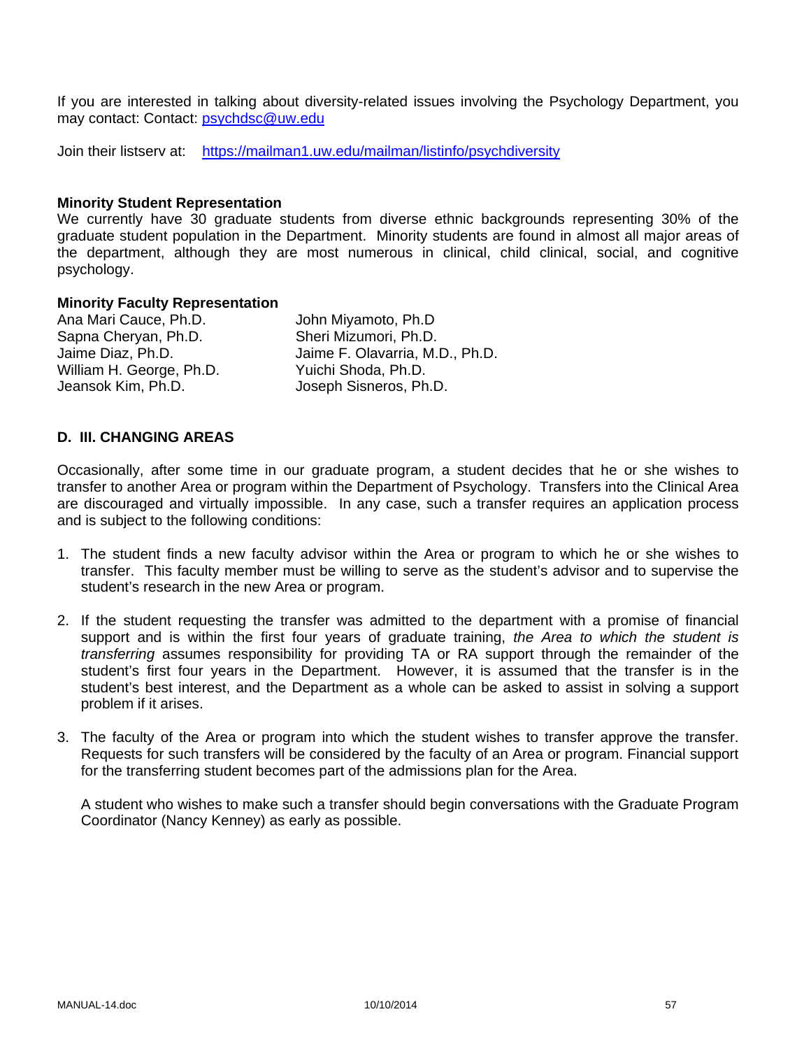If you are interested in talking about diversity-related issues involving the Psychology Department, you may contact: Contact: psychdsc@uw.edu

Join their listserv at: https://mailman1.uw.edu/mailman/listinfo/psychdiversity

**Minority Student Representation**
We currently have 30 graduate students from diverse ethnic backgrounds representing 30% of the graduate student population in the Department. Minority students are found in almost all major areas of the department, although they are most numerous in clinical, child clinical, social, and cognitive psychology.

**Minority Faculty Representation**

| | |
|---|---|
| Ana Mari Cauce, Ph.D. | John Miyamoto, Ph.D |
| Sapna Cheryan, Ph.D. | Sheri Mizumori, Ph.D. |
| Jaime Diaz, Ph.D. | Jaime F. Olavarria, M.D., Ph.D. |
| William H. George, Ph.D. | Yuichi Shoda, Ph.D. |
| Jeansok Kim, Ph.D. | Joseph Sisneros, Ph.D. |

## D. III. CHANGING AREAS

Occasionally, after some time in our graduate program, a student decides that he or she wishes to transfer to another Area or program within the Department of Psychology. Transfers into the Clinical Area are discouraged and virtually impossible. In any case, such a transfer requires an application process and is subject to the following conditions:

1. The student finds a new faculty advisor within the Area or program to which he or she wishes to transfer. This faculty member must be willing to serve as the student's advisor and to supervise the student's research in the new Area or program.

2. If the student requesting the transfer was admitted to the department with a promise of financial support and is within the first four years of graduate training, *the Area to which the student is transferring* assumes responsibility for providing TA or RA support through the remainder of the student's first four years in the Department. However, it is assumed that the transfer is in the student's best interest, and the Department as a whole can be asked to assist in solving a support problem if it arises.

3. The faculty of the Area or program into which the student wishes to transfer approve the transfer. Requests for such transfers will be considered by the faculty of an Area or program. Financial support for the transferring student becomes part of the admissions plan for the Area.

   A student who wishes to make such a transfer should begin conversations with the Graduate Program Coordinator (Nancy Kenney) as early as possible.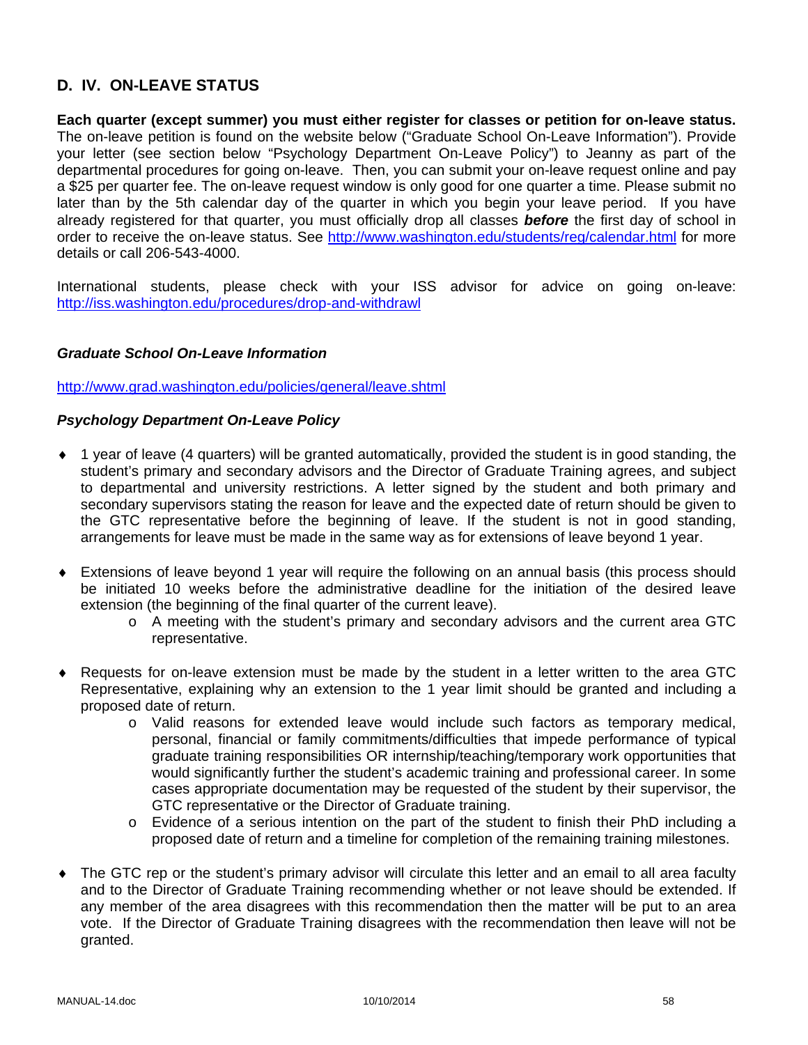## D. IV. ON-LEAVE STATUS

**Each quarter (except summer) you must either register for classes or petition for on-leave status.** The on-leave petition is found on the website below ("Graduate School On-Leave Information"). Provide your letter (see section below "Psychology Department On-Leave Policy") to Jeanny as part of the departmental procedures for going on-leave. Then, you can submit your on-leave request online and pay a $25 per quarter fee. The on-leave request window is only good for one quarter a time. Please submit no later than by the 5th calendar day of the quarter in which you begin your leave period. If you have already registered for that quarter, you must officially drop all classes ***before*** the first day of school in order to receive the on-leave status. See http://www.washington.edu/students/reg/calendar.html for more details or call 206-543-4000.

International students, please check with your ISS advisor for advice on going on-leave: http://iss.washington.edu/procedures/drop-and-withdrawl

### *Graduate School On-Leave Information*

http://www.grad.washington.edu/policies/general/leave.shtml

### *Psychology Department On-Leave Policy*

- 1 year of leave (4 quarters) will be granted automatically, provided the student is in good standing, the student's primary and secondary advisors and the Director of Graduate Training agrees, and subject to departmental and university restrictions. A letter signed by the student and both primary and secondary supervisors stating the reason for leave and the expected date of return should be given to the GTC representative before the beginning of leave. If the student is not in good standing, arrangements for leave must be made in the same way as for extensions of leave beyond 1 year.

- Extensions of leave beyond 1 year will require the following on an annual basis (this process should be initiated 10 weeks before the administrative deadline for the initiation of the desired leave extension (the beginning of the final quarter of the current leave).
  - A meeting with the student's primary and secondary advisors and the current area GTC representative.

- Requests for on-leave extension must be made by the student in a letter written to the area GTC Representative, explaining why an extension to the 1 year limit should be granted and including a proposed date of return.
  - Valid reasons for extended leave would include such factors as temporary medical, personal, financial or family commitments/difficulties that impede performance of typical graduate training responsibilities OR internship/teaching/temporary work opportunities that would significantly further the student's academic training and professional career. In some cases appropriate documentation may be requested of the student by their supervisor, the GTC representative or the Director of Graduate training.
  - Evidence of a serious intention on the part of the student to finish their PhD including a proposed date of return and a timeline for completion of the remaining training milestones.

- The GTC rep or the student's primary advisor will circulate this letter and an email to all area faculty and to the Director of Graduate Training recommending whether or not leave should be extended. If any member of the area disagrees with this recommendation then the matter will be put to an area vote. If the Director of Graduate Training disagrees with the recommendation then leave will not be granted.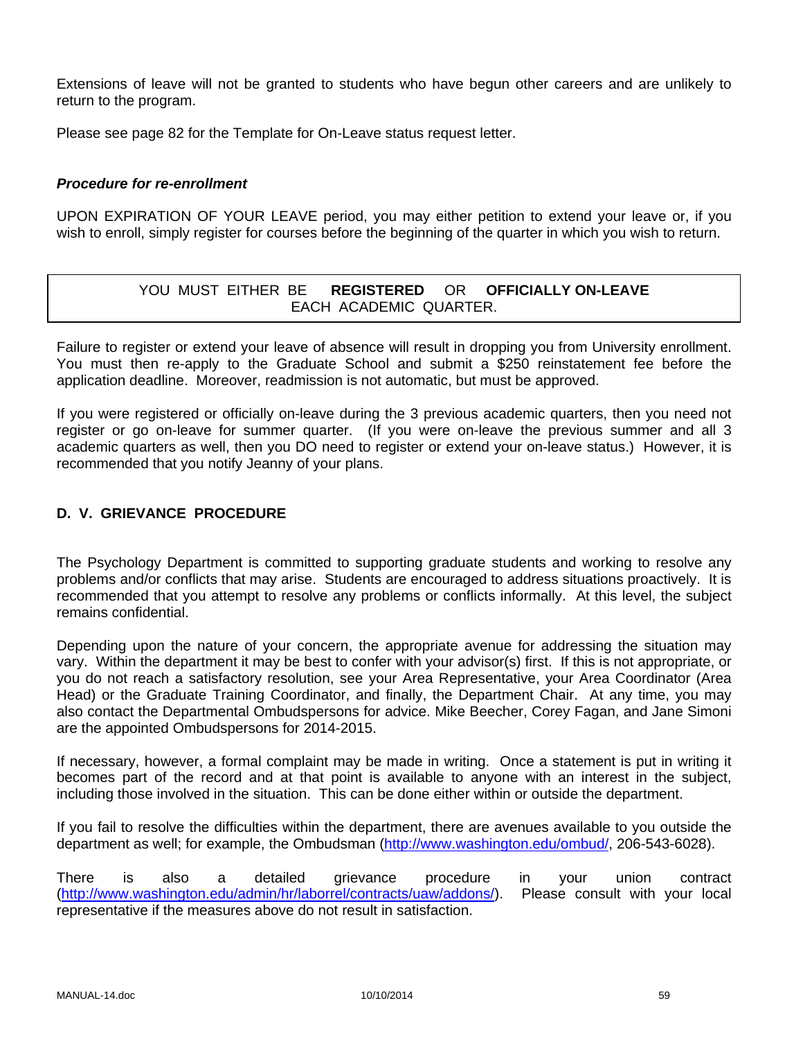Extensions of leave will not be granted to students who have begun other careers and are unlikely to return to the program.

Please see page 82 for the Template for On-Leave status request letter.

***Procedure for re-enrollment***

UPON EXPIRATION OF YOUR LEAVE period, you may either petition to extend your leave or, if you wish to enroll, simply register for courses before the beginning of the quarter in which you wish to return.

> YOU MUST EITHER BE **REGISTERED** OR **OFFICIALLY ON-LEAVE** EACH ACADEMIC QUARTER.

Failure to register or extend your leave of absence will result in dropping you from University enrollment. You must then re-apply to the Graduate School and submit a $250 reinstatement fee before the application deadline. Moreover, readmission is not automatic, but must be approved.

If you were registered or officially on-leave during the 3 previous academic quarters, then you need not register or go on-leave for summer quarter. (If you were on-leave the previous summer and all 3 academic quarters as well, then you DO need to register or extend your on-leave status.) However, it is recommended that you notify Jeanny of your plans.

## D. V. GRIEVANCE PROCEDURE

The Psychology Department is committed to supporting graduate students and working to resolve any problems and/or conflicts that may arise. Students are encouraged to address situations proactively. It is recommended that you attempt to resolve any problems or conflicts informally. At this level, the subject remains confidential.

Depending upon the nature of your concern, the appropriate avenue for addressing the situation may vary. Within the department it may be best to confer with your advisor(s) first. If this is not appropriate, or you do not reach a satisfactory resolution, see your Area Representative, your Area Coordinator (Area Head) or the Graduate Training Coordinator, and finally, the Department Chair. At any time, you may also contact the Departmental Ombudspersons for advice. Mike Beecher, Corey Fagan, and Jane Simoni are the appointed Ombudspersons for 2014-2015.

If necessary, however, a formal complaint may be made in writing. Once a statement is put in writing it becomes part of the record and at that point is available to anyone with an interest in the subject, including those involved in the situation. This can be done either within or outside the department.

If you fail to resolve the difficulties within the department, there are avenues available to you outside the department as well; for example, the Ombudsman (http://www.washington.edu/ombud/, 206-543-6028).

There is also a detailed grievance procedure in your union contract (http://www.washington.edu/admin/hr/laborrel/contracts/uaw/addons/). Please consult with your local representative if the measures above do not result in satisfaction.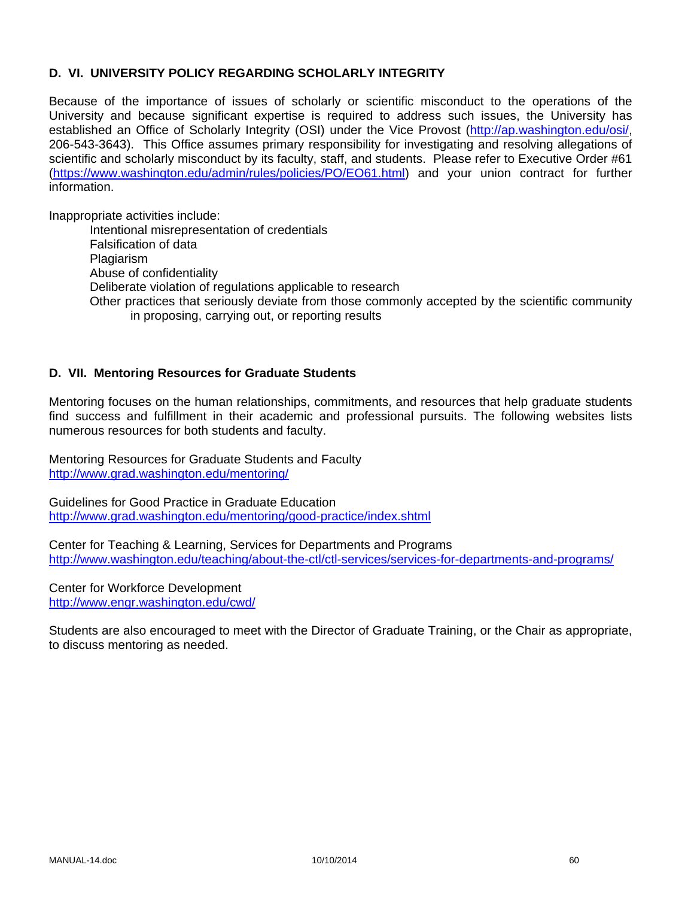## D. VI. UNIVERSITY POLICY REGARDING SCHOLARLY INTEGRITY

Because of the importance of issues of scholarly or scientific misconduct to the operations of the University and because significant expertise is required to address such issues, the University has established an Office of Scholarly Integrity (OSI) under the Vice Provost (http://ap.washington.edu/osi/, 206-543-3643). This Office assumes primary responsibility for investigating and resolving allegations of scientific and scholarly misconduct by its faculty, staff, and students. Please refer to Executive Order #61 (https://www.washington.edu/admin/rules/policies/PO/EO61.html) and your union contract for further information.

Inappropriate activities include:

- Intentional misrepresentation of credentials
- Falsification of data
- Plagiarism
- Abuse of confidentiality
- Deliberate violation of regulations applicable to research
- Other practices that seriously deviate from those commonly accepted by the scientific community in proposing, carrying out, or reporting results

## D. VII. Mentoring Resources for Graduate Students

Mentoring focuses on the human relationships, commitments, and resources that help graduate students find success and fulfillment in their academic and professional pursuits. The following websites lists numerous resources for both students and faculty.

Mentoring Resources for Graduate Students and Faculty
http://www.grad.washington.edu/mentoring/

Guidelines for Good Practice in Graduate Education
http://www.grad.washington.edu/mentoring/good-practice/index.shtml

Center for Teaching & Learning, Services for Departments and Programs
http://www.washington.edu/teaching/about-the-ctl/ctl-services/services-for-departments-and-programs/

Center for Workforce Development
http://www.engr.washington.edu/cwd/

Students are also encouraged to meet with the Director of Graduate Training, or the Chair as appropriate, to discuss mentoring as needed.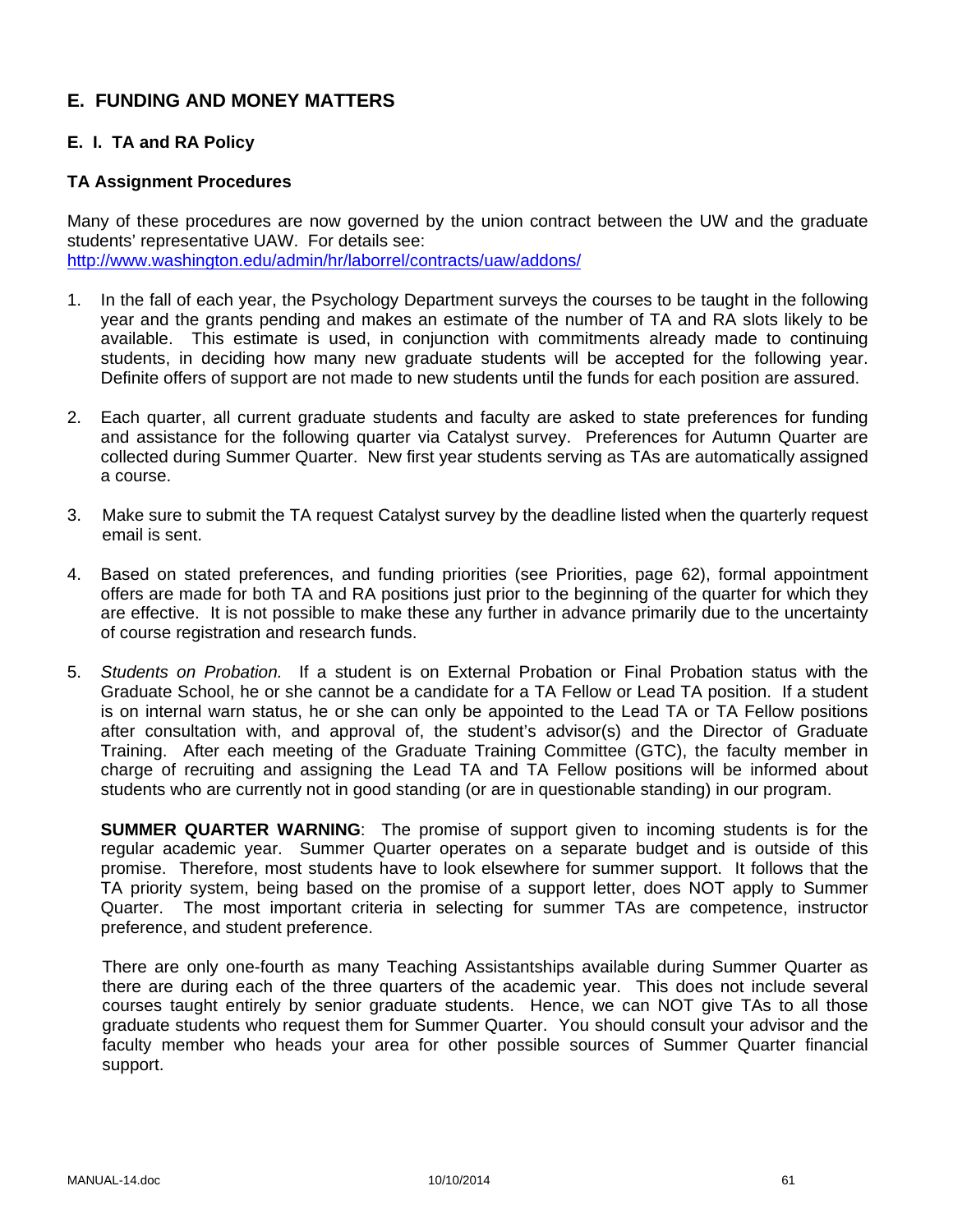## E. FUNDING AND MONEY MATTERS

### E. I. TA and RA Policy

#### TA Assignment Procedures

Many of these procedures are now governed by the union contract between the UW and the graduate students' representative UAW. For details see: http://www.washington.edu/admin/hr/laborrel/contracts/uaw/addons/

1. In the fall of each year, the Psychology Department surveys the courses to be taught in the following year and the grants pending and makes an estimate of the number of TA and RA slots likely to be available. This estimate is used, in conjunction with commitments already made to continuing students, in deciding how many new graduate students will be accepted for the following year. Definite offers of support are not made to new students until the funds for each position are assured.

2. Each quarter, all current graduate students and faculty are asked to state preferences for funding and assistance for the following quarter via Catalyst survey. Preferences for Autumn Quarter are collected during Summer Quarter. New first year students serving as TAs are automatically assigned a course.

3. Make sure to submit the TA request Catalyst survey by the deadline listed when the quarterly request email is sent.

4. Based on stated preferences, and funding priorities (see Priorities, page 62), formal appointment offers are made for both TA and RA positions just prior to the beginning of the quarter for which they are effective. It is not possible to make these any further in advance primarily due to the uncertainty of course registration and research funds.

5. *Students on Probation.* If a student is on External Probation or Final Probation status with the Graduate School, he or she cannot be a candidate for a TA Fellow or Lead TA position. If a student is on internal warn status, he or she can only be appointed to the Lead TA or TA Fellow positions after consultation with, and approval of, the student's advisor(s) and the Director of Graduate Training. After each meeting of the Graduate Training Committee (GTC), the faculty member in charge of recruiting and assigning the Lead TA and TA Fellow positions will be informed about students who are currently not in good standing (or are in questionable standing) in our program.

   **SUMMER QUARTER WARNING**: The promise of support given to incoming students is for the regular academic year. Summer Quarter operates on a separate budget and is outside of this promise. Therefore, most students have to look elsewhere for summer support. It follows that the TA priority system, being based on the promise of a support letter, does NOT apply to Summer Quarter. The most important criteria in selecting for summer TAs are competence, instructor preference, and student preference.

   There are only one-fourth as many Teaching Assistantships available during Summer Quarter as there are during each of the three quarters of the academic year. This does not include several courses taught entirely by senior graduate students. Hence, we can NOT give TAs to all those graduate students who request them for Summer Quarter. You should consult your advisor and the faculty member who heads your area for other possible sources of Summer Quarter financial support.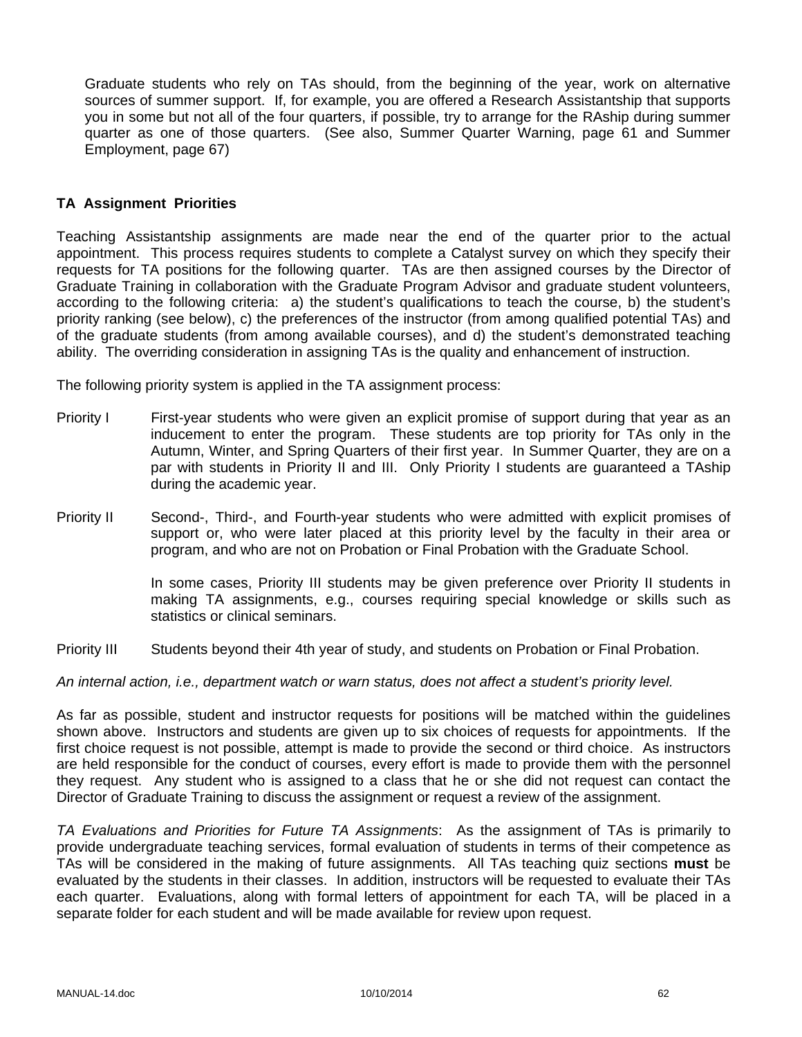Graduate students who rely on TAs should, from the beginning of the year, work on alternative sources of summer support. If, for example, you are offered a Research Assistantship that supports you in some but not all of the four quarters, if possible, try to arrange for the RAship during summer quarter as one of those quarters. (See also, Summer Quarter Warning, page 61 and Summer Employment, page 67)

### TA Assignment Priorities

Teaching Assistantship assignments are made near the end of the quarter prior to the actual appointment. This process requires students to complete a Catalyst survey on which they specify their requests for TA positions for the following quarter. TAs are then assigned courses by the Director of Graduate Training in collaboration with the Graduate Program Advisor and graduate student volunteers, according to the following criteria: a) the student's qualifications to teach the course, b) the student's priority ranking (see below), c) the preferences of the instructor (from among qualified potential TAs) and of the graduate students (from among available courses), and d) the student's demonstrated teaching ability. The overriding consideration in assigning TAs is the quality and enhancement of instruction.

The following priority system is applied in the TA assignment process:

Priority I — First-year students who were given an explicit promise of support during that year as an inducement to enter the program. These students are top priority for TAs only in the Autumn, Winter, and Spring Quarters of their first year. In Summer Quarter, they are on a par with students in Priority II and III. Only Priority I students are guaranteed a TAship during the academic year.

Priority II — Second-, Third-, and Fourth-year students who were admitted with explicit promises of support or, who were later placed at this priority level by the faculty in their area or program, and who are not on Probation or Final Probation with the Graduate School.

In some cases, Priority III students may be given preference over Priority II students in making TA assignments, e.g., courses requiring special knowledge or skills such as statistics or clinical seminars.

Priority III — Students beyond their 4th year of study, and students on Probation or Final Probation.

*An internal action, i.e., department watch or warn status, does not affect a student's priority level.*

As far as possible, student and instructor requests for positions will be matched within the guidelines shown above. Instructors and students are given up to six choices of requests for appointments. If the first choice request is not possible, attempt is made to provide the second or third choice. As instructors are held responsible for the conduct of courses, every effort is made to provide them with the personnel they request. Any student who is assigned to a class that he or she did not request can contact the Director of Graduate Training to discuss the assignment or request a review of the assignment.

*TA Evaluations and Priorities for Future TA Assignments*: As the assignment of TAs is primarily to provide undergraduate teaching services, formal evaluation of students in terms of their competence as TAs will be considered in the making of future assignments. All TAs teaching quiz sections **must** be evaluated by the students in their classes. In addition, instructors will be requested to evaluate their TAs each quarter. Evaluations, along with formal letters of appointment for each TA, will be placed in a separate folder for each student and will be made available for review upon request.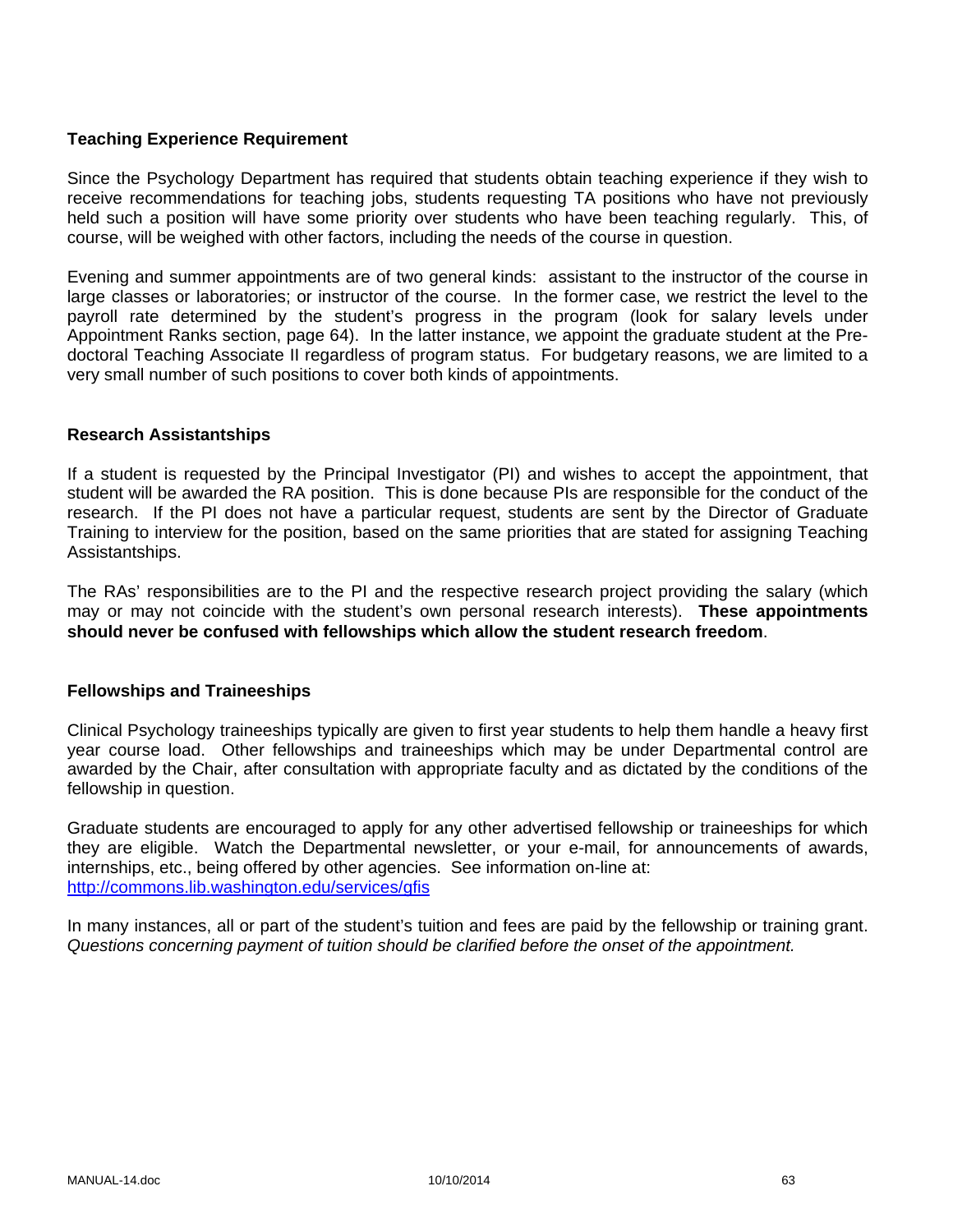### Teaching Experience Requirement

Since the Psychology Department has required that students obtain teaching experience if they wish to receive recommendations for teaching jobs, students requesting TA positions who have not previously held such a position will have some priority over students who have been teaching regularly. This, of course, will be weighed with other factors, including the needs of the course in question.

Evening and summer appointments are of two general kinds: assistant to the instructor of the course in large classes or laboratories; or instructor of the course. In the former case, we restrict the level to the payroll rate determined by the student's progress in the program (look for salary levels under Appointment Ranks section, page 64). In the latter instance, we appoint the graduate student at the Pre-doctoral Teaching Associate II regardless of program status. For budgetary reasons, we are limited to a very small number of such positions to cover both kinds of appointments.

### Research Assistantships

If a student is requested by the Principal Investigator (PI) and wishes to accept the appointment, that student will be awarded the RA position. This is done because PIs are responsible for the conduct of the research. If the PI does not have a particular request, students are sent by the Director of Graduate Training to interview for the position, based on the same priorities that are stated for assigning Teaching Assistantships.

The RAs' responsibilities are to the PI and the respective research project providing the salary (which may or may not coincide with the student's own personal research interests). **These appointments should never be confused with fellowships which allow the student research freedom**.

### Fellowships and Traineeships

Clinical Psychology traineeships typically are given to first year students to help them handle a heavy first year course load. Other fellowships and traineeships which may be under Departmental control are awarded by the Chair, after consultation with appropriate faculty and as dictated by the conditions of the fellowship in question.

Graduate students are encouraged to apply for any other advertised fellowship or traineeships for which they are eligible. Watch the Departmental newsletter, or your e-mail, for announcements of awards, internships, etc., being offered by other agencies. See information on-line at: [http://commons.lib.washington.edu/services/gfis](http://commons.lib.washington.edu/services/gfis)

In many instances, all or part of the student's tuition and fees are paid by the fellowship or training grant. *Questions concerning payment of tuition should be clarified before the onset of the appointment.*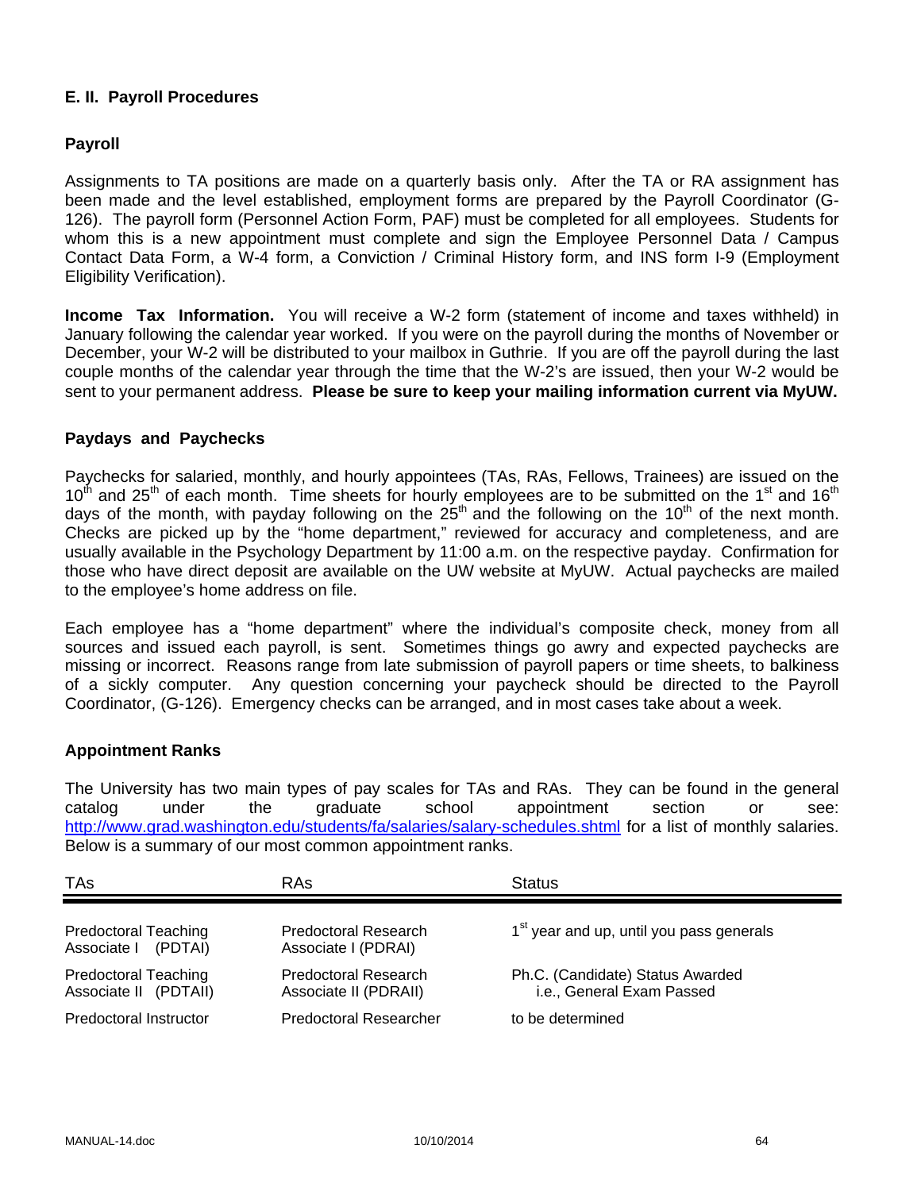## E. II. Payroll Procedures

### Payroll

Assignments to TA positions are made on a quarterly basis only. After the TA or RA assignment has been made and the level established, employment forms are prepared by the Payroll Coordinator (G-126). The payroll form (Personnel Action Form, PAF) must be completed for all employees. Students for whom this is a new appointment must complete and sign the Employee Personnel Data / Campus Contact Data Form, a W-4 form, a Conviction / Criminal History form, and INS form I-9 (Employment Eligibility Verification).

**Income Tax Information.** You will receive a W-2 form (statement of income and taxes withheld) in January following the calendar year worked. If you were on the payroll during the months of November or December, your W-2 will be distributed to your mailbox in Guthrie. If you are off the payroll during the last couple months of the calendar year through the time that the W-2's are issued, then your W-2 would be sent to your permanent address. **Please be sure to keep your mailing information current via MyUW.**

### Paydays and Paychecks

Paychecks for salaried, monthly, and hourly appointees (TAs, RAs, Fellows, Trainees) are issued on the 10th and 25th of each month. Time sheets for hourly employees are to be submitted on the 1st and 16th days of the month, with payday following on the 25th and the following on the 10th of the next month. Checks are picked up by the "home department," reviewed for accuracy and completeness, and are usually available in the Psychology Department by 11:00 a.m. on the respective payday. Confirmation for those who have direct deposit are available on the UW website at MyUW. Actual paychecks are mailed to the employee's home address on file.

Each employee has a "home department" where the individual's composite check, money from all sources and issued each payroll, is sent. Sometimes things go awry and expected paychecks are missing or incorrect. Reasons range from late submission of payroll papers or time sheets, to balkiness of a sickly computer. Any question concerning your paycheck should be directed to the Payroll Coordinator, (G-126). Emergency checks can be arranged, and in most cases take about a week.

### Appointment Ranks

The University has two main types of pay scales for TAs and RAs. They can be found in the general catalog under the graduate school appointment section or see: http://www.grad.washington.edu/students/fa/salaries/salary-schedules.shtml for a list of monthly salaries. Below is a summary of our most common appointment ranks.

| TAs | RAs | Status |
|---|---|---|
| Predoctoral Teaching Associate I (PDTAI) | Predoctoral Research Associate I (PDRAI) | 1st year and up, until you pass generals |
| Predoctoral Teaching Associate II (PDTAII) | Predoctoral Research Associate II (PDRAII) | Ph.C. (Candidate) Status Awarded i.e., General Exam Passed |
| Predoctoral Instructor | Predoctoral Researcher | to be determined |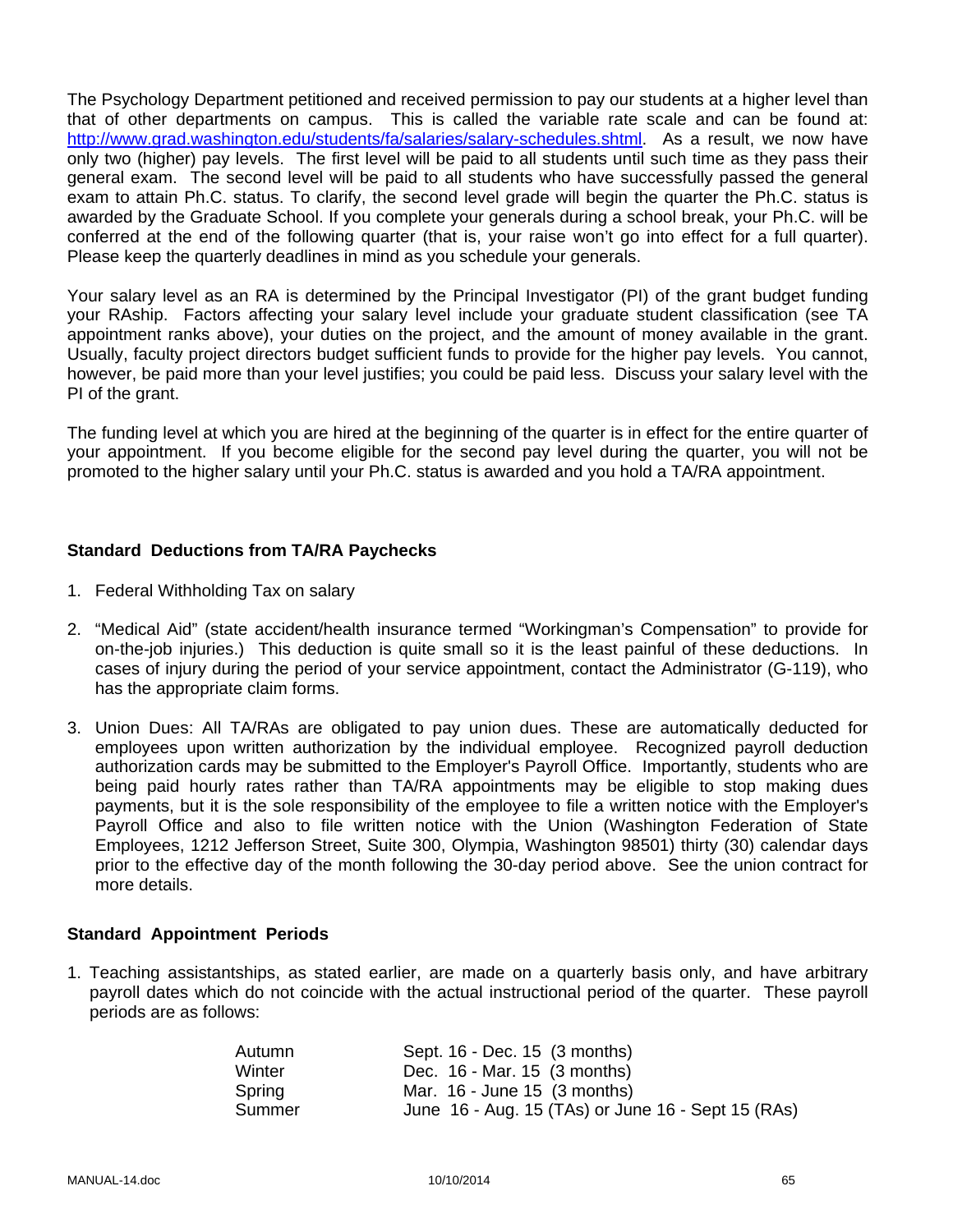The Psychology Department petitioned and received permission to pay our students at a higher level than that of other departments on campus. This is called the variable rate scale and can be found at: [http://www.grad.washington.edu/students/fa/salaries/salary-schedules.shtml](http://www.grad.washington.edu/students/fa/salaries/salary-schedules.shtml). As a result, we now have only two (higher) pay levels. The first level will be paid to all students until such time as they pass their general exam. The second level will be paid to all students who have successfully passed the general exam to attain Ph.C. status. To clarify, the second level grade will begin the quarter the Ph.C. status is awarded by the Graduate School. If you complete your generals during a school break, your Ph.C. will be conferred at the end of the following quarter (that is, your raise won't go into effect for a full quarter). Please keep the quarterly deadlines in mind as you schedule your generals.

Your salary level as an RA is determined by the Principal Investigator (PI) of the grant budget funding your RAship. Factors affecting your salary level include your graduate student classification (see TA appointment ranks above), your duties on the project, and the amount of money available in the grant. Usually, faculty project directors budget sufficient funds to provide for the higher pay levels. You cannot, however, be paid more than your level justifies; you could be paid less. Discuss your salary level with the PI of the grant.

The funding level at which you are hired at the beginning of the quarter is in effect for the entire quarter of your appointment. If you become eligible for the second pay level during the quarter, you will not be promoted to the higher salary until your Ph.C. status is awarded and you hold a TA/RA appointment.

### Standard Deductions from TA/RA Paychecks

1. Federal Withholding Tax on salary
2. "Medical Aid" (state accident/health insurance termed "Workingman's Compensation" to provide for on-the-job injuries.) This deduction is quite small so it is the least painful of these deductions. In cases of injury during the period of your service appointment, contact the Administrator (G-119), who has the appropriate claim forms.
3. Union Dues: All TA/RAs are obligated to pay union dues. These are automatically deducted for employees upon written authorization by the individual employee. Recognized payroll deduction authorization cards may be submitted to the Employer's Payroll Office. Importantly, students who are being paid hourly rates rather than TA/RA appointments may be eligible to stop making dues payments, but it is the sole responsibility of the employee to file a written notice with the Employer's Payroll Office and also to file written notice with the Union (Washington Federation of State Employees, 1212 Jefferson Street, Suite 300, Olympia, Washington 98501) thirty (30) calendar days prior to the effective day of the month following the 30-day period above. See the union contract for more details.

### Standard Appointment Periods

1. Teaching assistantships, as stated earlier, are made on a quarterly basis only, and have arbitrary payroll dates which do not coincide with the actual instructional period of the quarter. These payroll periods are as follows:

| | |
|---|---|
| Autumn | Sept. 16 - Dec. 15 (3 months) |
| Winter | Dec. 16 - Mar. 15 (3 months) |
| Spring | Mar. 16 - June 15 (3 months) |
| Summer | June 16 - Aug. 15 (TAs) or June 16 - Sept 15 (RAs) |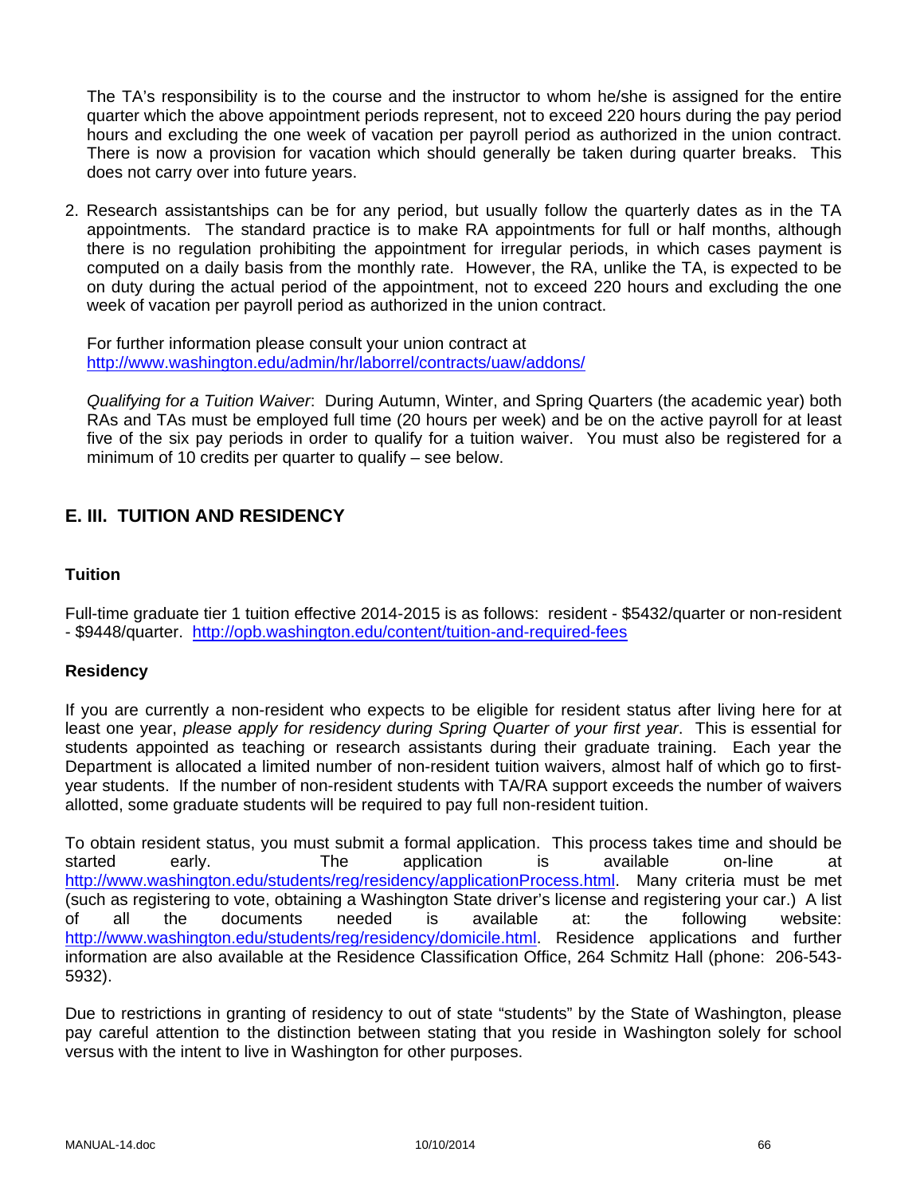The TA's responsibility is to the course and the instructor to whom he/she is assigned for the entire quarter which the above appointment periods represent, not to exceed 220 hours during the pay period hours and excluding the one week of vacation per payroll period as authorized in the union contract. There is now a provision for vacation which should generally be taken during quarter breaks. This does not carry over into future years.

2. Research assistantships can be for any period, but usually follow the quarterly dates as in the TA appointments. The standard practice is to make RA appointments for full or half months, although there is no regulation prohibiting the appointment for irregular periods, in which cases payment is computed on a daily basis from the monthly rate. However, the RA, unlike the TA, is expected to be on duty during the actual period of the appointment, not to exceed 220 hours and excluding the one week of vacation per payroll period as authorized in the union contract.

   For further information please consult your union contract at http://www.washington.edu/admin/hr/laborrel/contracts/uaw/addons/

   *Qualifying for a Tuition Waiver*: During Autumn, Winter, and Spring Quarters (the academic year) both RAs and TAs must be employed full time (20 hours per week) and be on the active payroll for at least five of the six pay periods in order to qualify for a tuition waiver. You must also be registered for a minimum of 10 credits per quarter to qualify – see below.

## E. III. TUITION AND RESIDENCY

### Tuition

Full-time graduate tier 1 tuition effective 2014-2015 is as follows: resident - $5432/quarter or non-resident - $9448/quarter. http://opb.washington.edu/content/tuition-and-required-fees

### Residency

If you are currently a non-resident who expects to be eligible for resident status after living here for at least one year, *please apply for residency during Spring Quarter of your first year*. This is essential for students appointed as teaching or research assistants during their graduate training. Each year the Department is allocated a limited number of non-resident tuition waivers, almost half of which go to first-year students. If the number of non-resident students with TA/RA support exceeds the number of waivers allotted, some graduate students will be required to pay full non-resident tuition.

To obtain resident status, you must submit a formal application. This process takes time and should be started early. The application is available on-line at http://www.washington.edu/students/reg/residency/applicationProcess.html. Many criteria must be met (such as registering to vote, obtaining a Washington State driver's license and registering your car.) A list of all the documents needed is available at: the following website: http://www.washington.edu/students/reg/residency/domicile.html. Residence applications and further information are also available at the Residence Classification Office, 264 Schmitz Hall (phone: 206-543-5932).

Due to restrictions in granting of residency to out of state "students" by the State of Washington, please pay careful attention to the distinction between stating that you reside in Washington solely for school versus with the intent to live in Washington for other purposes.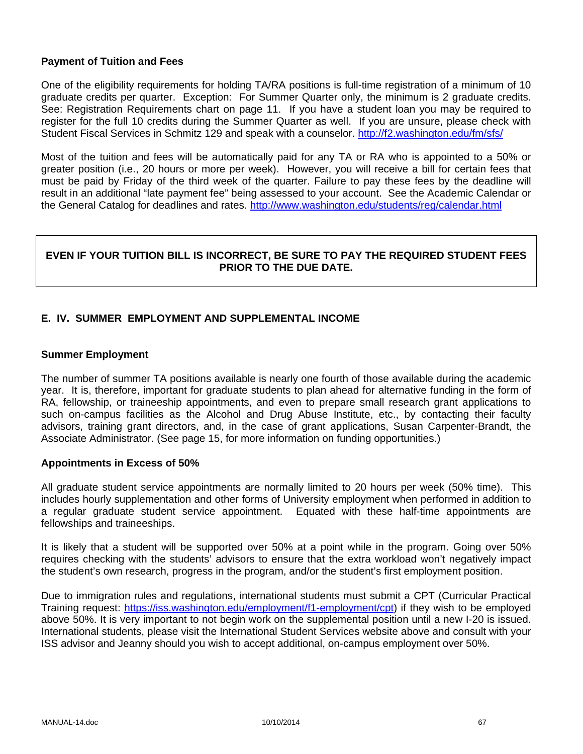### Payment of Tuition and Fees

One of the eligibility requirements for holding TA/RA positions is full-time registration of a minimum of 10 graduate credits per quarter. Exception: For Summer Quarter only, the minimum is 2 graduate credits. See: Registration Requirements chart on page 11. If you have a student loan you may be required to register for the full 10 credits during the Summer Quarter as well. If you are unsure, please check with Student Fiscal Services in Schmitz 129 and speak with a counselor. http://f2.washington.edu/fm/sfs/

Most of the tuition and fees will be automatically paid for any TA or RA who is appointed to a 50% or greater position (i.e., 20 hours or more per week). However, you will receive a bill for certain fees that must be paid by Friday of the third week of the quarter. Failure to pay these fees by the deadline will result in an additional "late payment fee" being assessed to your account. See the Academic Calendar or the General Catalog for deadlines and rates. http://www.washington.edu/students/reg/calendar.html

**EVEN IF YOUR TUITION BILL IS INCORRECT, BE SURE TO PAY THE REQUIRED STUDENT FEES PRIOR TO THE DUE DATE.**

## E. IV. SUMMER EMPLOYMENT AND SUPPLEMENTAL INCOME

### Summer Employment

The number of summer TA positions available is nearly one fourth of those available during the academic year. It is, therefore, important for graduate students to plan ahead for alternative funding in the form of RA, fellowship, or traineeship appointments, and even to prepare small research grant applications to such on-campus facilities as the Alcohol and Drug Abuse Institute, etc., by contacting their faculty advisors, training grant directors, and, in the case of grant applications, Susan Carpenter-Brandt, the Associate Administrator. (See page 15, for more information on funding opportunities.)

### Appointments in Excess of 50%

All graduate student service appointments are normally limited to 20 hours per week (50% time). This includes hourly supplementation and other forms of University employment when performed in addition to a regular graduate student service appointment. Equated with these half-time appointments are fellowships and traineeships.

It is likely that a student will be supported over 50% at a point while in the program. Going over 50% requires checking with the students' advisors to ensure that the extra workload won't negatively impact the student's own research, progress in the program, and/or the student's first employment position.

Due to immigration rules and regulations, international students must submit a CPT (Curricular Practical Training request: https://iss.washington.edu/employment/f1-employment/cpt) if they wish to be employed above 50%. It is very important to not begin work on the supplemental position until a new I-20 is issued. International students, please visit the International Student Services website above and consult with your ISS advisor and Jeanny should you wish to accept additional, on-campus employment over 50%.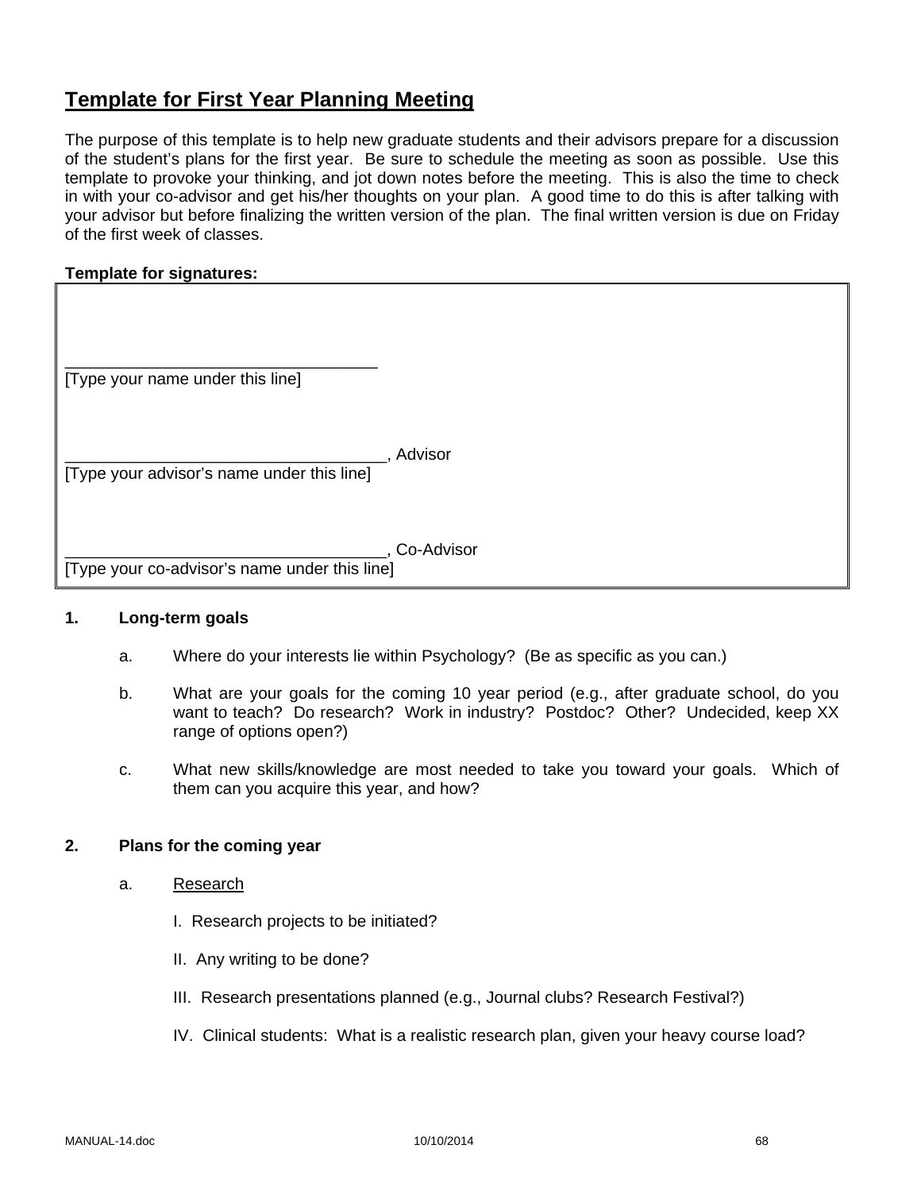# Template for First Year Planning Meeting

The purpose of this template is to help new graduate students and their advisors prepare for a discussion of the student's plans for the first year. Be sure to schedule the meeting as soon as possible. Use this template to provoke your thinking, and jot down notes before the meeting. This is also the time to check in with your co-advisor and get his/her thoughts on your plan. A good time to do this is after talking with your advisor but before finalizing the written version of the plan. The final written version is due on Friday of the first week of classes.

**Template for signatures:**

___________________________________
[Type your name under this line]

___________________________________, Advisor
[Type your advisor's name under this line]

___________________________________, Co-Advisor
[Type your co-advisor's name under this line]

**1. Long-term goals**

a. Where do your interests lie within Psychology? (Be as specific as you can.)

b. What are your goals for the coming 10 year period (e.g., after graduate school, do you want to teach? Do research? Work in industry? Postdoc? Other? Undecided, keep XX range of options open?)

c. What new skills/knowledge are most needed to take you toward your goals. Which of them can you acquire this year, and how?

**2. Plans for the coming year**

a. Research

I. Research projects to be initiated?

II. Any writing to be done?

III. Research presentations planned (e.g., Journal clubs? Research Festival?)

IV. Clinical students: What is a realistic research plan, given your heavy course load?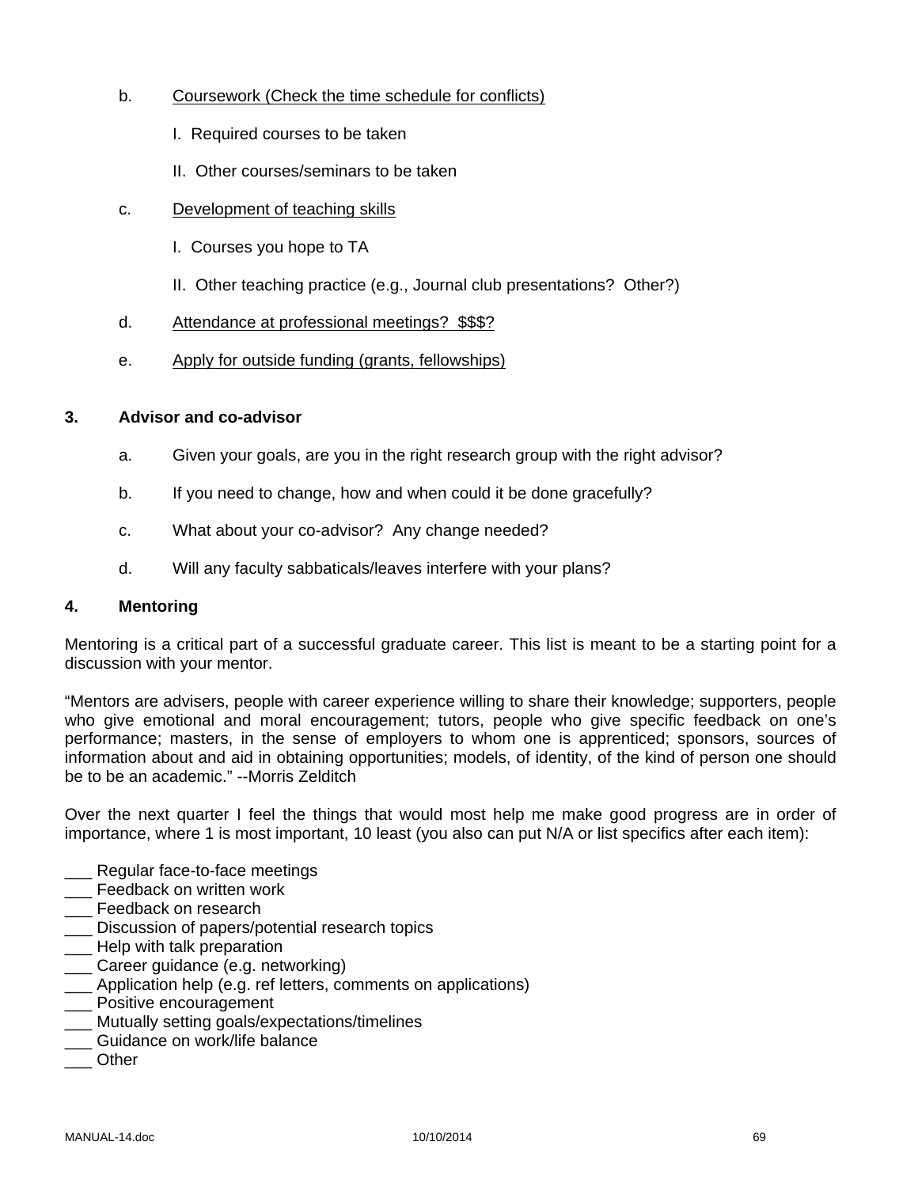b. <u>Coursework (Check the time schedule for conflicts)</u>

   I. Required courses to be taken

   II. Other courses/seminars to be taken

c. <u>Development of teaching skills</u>

   I. Courses you hope to TA

   II. Other teaching practice (e.g., Journal club presentations? Other?)

d. <u>Attendance at professional meetings? $$$?</u>

e. <u>Apply for outside funding (grants, fellowships)</u>

**3. Advisor and co-advisor**

a. Given your goals, are you in the right research group with the right advisor?

b. If you need to change, how and when could it be done gracefully?

c. What about your co-advisor? Any change needed?

d. Will any faculty sabbaticals/leaves interfere with your plans?

**4. Mentoring**

Mentoring is a critical part of a successful graduate career. This list is meant to be a starting point for a discussion with your mentor.

"Mentors are advisers, people with career experience willing to share their knowledge; supporters, people who give emotional and moral encouragement; tutors, people who give specific feedback on one's performance; masters, in the sense of employers to whom one is apprenticed; sponsors, sources of information about and aid in obtaining opportunities; models, of identity, of the kind of person one should be to be an academic." --Morris Zelditch

Over the next quarter I feel the things that would most help me make good progress are in order of importance, where 1 is most important, 10 least (you also can put N/A or list specifics after each item):

___ Regular face-to-face meetings
___ Feedback on written work
___ Feedback on research
___ Discussion of papers/potential research topics
___ Help with talk preparation
___ Career guidance (e.g. networking)
___ Application help (e.g. ref letters, comments on applications)
___ Positive encouragement
___ Mutually setting goals/expectations/timelines
___ Guidance on work/life balance
___ Other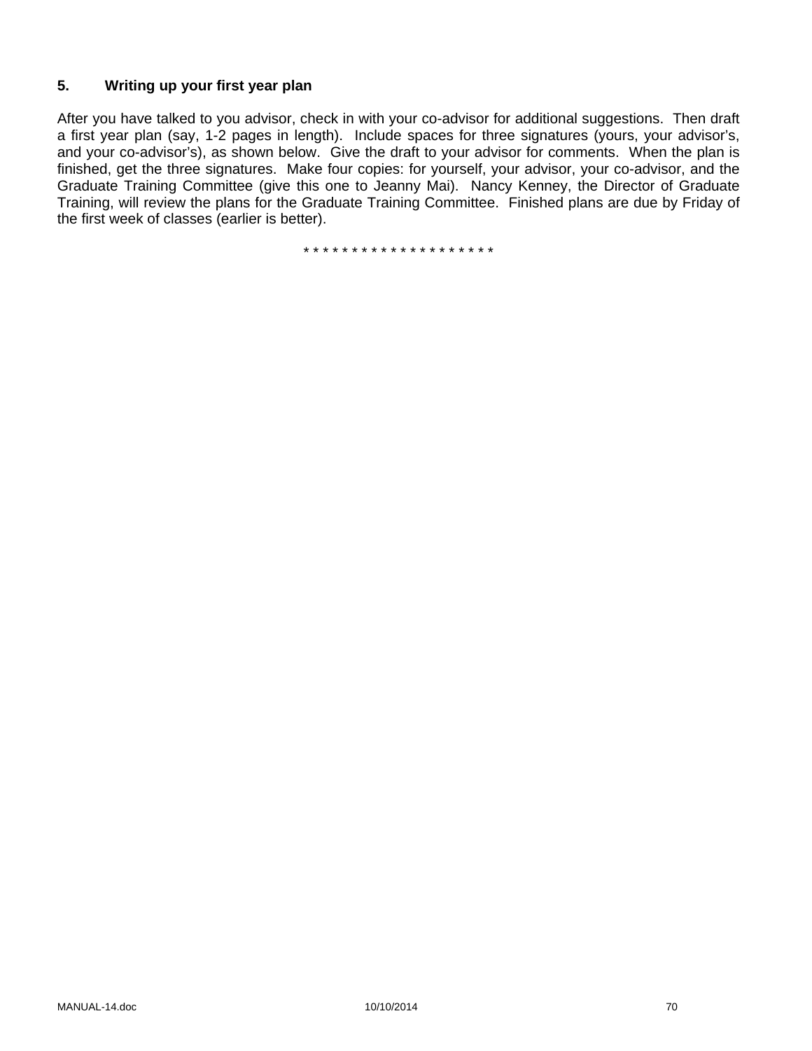## 5. Writing up your first year plan

After you have talked to you advisor, check in with your co-advisor for additional suggestions. Then draft a first year plan (say, 1-2 pages in length). Include spaces for three signatures (yours, your advisor's, and your co-advisor's), as shown below. Give the draft to your advisor for comments. When the plan is finished, get the three signatures. Make four copies: for yourself, your advisor, your co-advisor, and the Graduate Training Committee (give this one to Jeanny Mai). Nancy Kenney, the Director of Graduate Training, will review the plans for the Graduate Training Committee. Finished plans are due by Friday of the first week of classes (earlier is better).

* * * * * * * * * * * * * * * * * * * *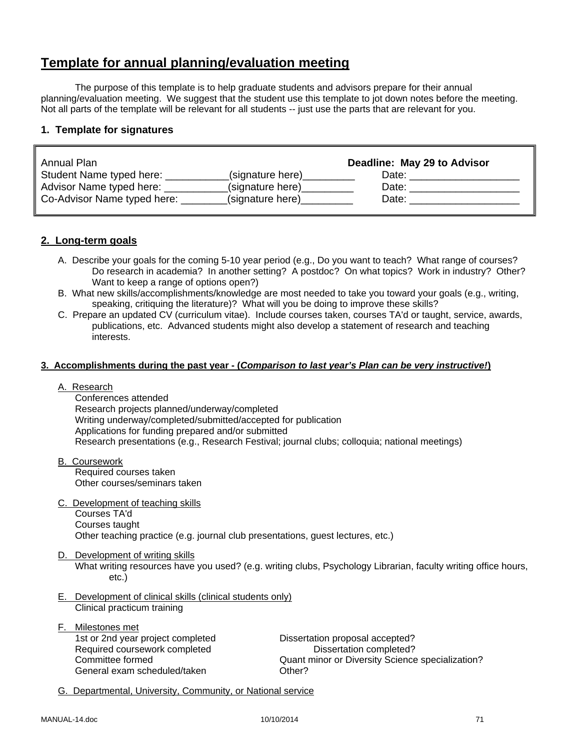## Template for annual planning/evaluation meeting

The purpose of this template is to help graduate students and advisors prepare for their annual planning/evaluation meeting. We suggest that the student use this template to jot down notes before the meeting. Not all parts of the template will be relevant for all students -- just use the parts that are relevant for you.

### 1. Template for signatures

Annual Plan **Deadline: May 29 to Advisor**

Student Name typed here: ___________(signature here)_________ Date: ___________________

Advisor Name typed here: ___________(signature here)_________ Date: ___________________

Co-Advisor Name typed here: ________(signature here)_________ Date: ___________________

### 2. Long-term goals

A. Describe your goals for the coming 5-10 year period (e.g., Do you want to teach? What range of courses? Do research in academia? In another setting? A postdoc? On what topics? Work in industry? Other? Want to keep a range of options open?)

B. What new skills/accomplishments/knowledge are most needed to take you toward your goals (e.g., writing, speaking, critiquing the literature)? What will you be doing to improve these skills?

C. Prepare an updated CV (curriculum vitae). Include courses taken, courses TA'd or taught, service, awards, publications, etc. Advanced students might also develop a statement of research and teaching interests.

### 3. Accomplishments during the past year - (*Comparison to last year's Plan can be very instructive!*)

A. Research
- Conferences attended
- Research projects planned/underway/completed
- Writing underway/completed/submitted/accepted for publication
- Applications for funding prepared and/or submitted
- Research presentations (e.g., Research Festival; journal clubs; colloquia; national meetings)

B. Coursework
- Required courses taken
- Other courses/seminars taken

C. Development of teaching skills
- Courses TA'd
- Courses taught
- Other teaching practice (e.g. journal club presentations, guest lectures, etc.)

D. Development of writing skills
- What writing resources have you used? (e.g. writing clubs, Psychology Librarian, faculty writing office hours, etc.)

E. Development of clinical skills (clinical students only)
- Clinical practicum training

F. Milestones met
- 1st or 2nd year project completed
- Required coursework completed
- Committee formed
- General exam scheduled/taken
- Dissertation proposal accepted?
- Dissertation completed?
- Quant minor or Diversity Science specialization?
- Other?

G. Departmental, University, Community, or National service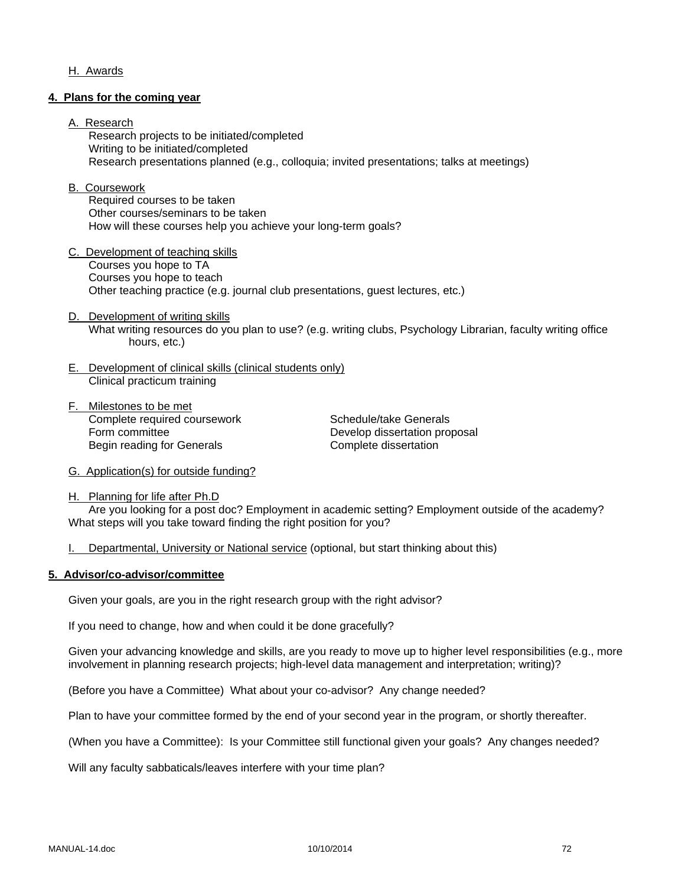H. Awards

**4. Plans for the coming year**

A. Research

Research projects to be initiated/completed
Writing to be initiated/completed
Research presentations planned (e.g., colloquia; invited presentations; talks at meetings)

B. Coursework

Required courses to be taken
Other courses/seminars to be taken
How will these courses help you achieve your long-term goals?

C. Development of teaching skills

Courses you hope to TA
Courses you hope to teach
Other teaching practice (e.g. journal club presentations, guest lectures, etc.)

D. Development of writing skills

What writing resources do you plan to use? (e.g. writing clubs, Psychology Librarian, faculty writing office hours, etc.)

E. Development of clinical skills (clinical students only)

Clinical practicum training

F. Milestones to be met

Complete required coursework
Form committee
Begin reading for Generals
Schedule/take Generals
Develop dissertation proposal
Complete dissertation

G. Application(s) for outside funding?

H. Planning for life after Ph.D

Are you looking for a post doc? Employment in academic setting? Employment outside of the academy? What steps will you take toward finding the right position for you?

I. Departmental, University or National service (optional, but start thinking about this)

**5. Advisor/co-advisor/committee**

Given your goals, are you in the right research group with the right advisor?

If you need to change, how and when could it be done gracefully?

Given your advancing knowledge and skills, are you ready to move up to higher level responsibilities (e.g., more involvement in planning research projects; high-level data management and interpretation; writing)?

(Before you have a Committee) What about your co-advisor? Any change needed?

Plan to have your committee formed by the end of your second year in the program, or shortly thereafter.

(When you have a Committee): Is your Committee still functional given your goals? Any changes needed?

Will any faculty sabbaticals/leaves interfere with your time plan?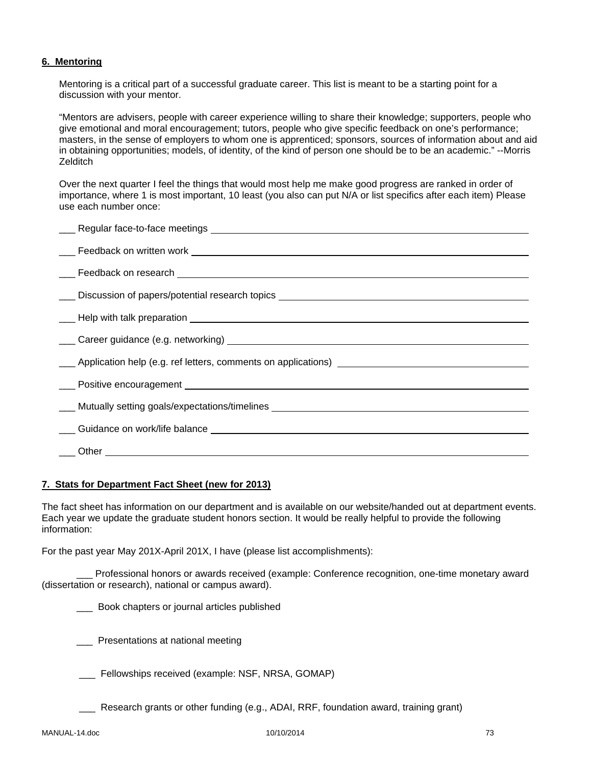**6. Mentoring**

Mentoring is a critical part of a successful graduate career. This list is meant to be a starting point for a discussion with your mentor.

"Mentors are advisers, people with career experience willing to share their knowledge; supporters, people who give emotional and moral encouragement; tutors, people who give specific feedback on one's performance; masters, in the sense of employers to whom one is apprenticed; sponsors, sources of information about and aid in obtaining opportunities; models, of identity, of the kind of person one should be to be an academic." --Morris Zelditch

Over the next quarter I feel the things that would most help me make good progress are ranked in order of importance, where 1 is most important, 10 least (you also can put N/A or list specifics after each item) Please use each number once:

___ Regular face-to-face meetings ______________________________

___ Feedback on written work ______________________________

___ Feedback on research ______________________________

___ Discussion of papers/potential research topics ______________________________

___ Help with talk preparation ______________________________

___ Career guidance (e.g. networking) ______________________________

___ Application help (e.g. ref letters, comments on applications) ______________________________

___ Positive encouragement ______________________________

___ Mutually setting goals/expectations/timelines ______________________________

___ Guidance on work/life balance ______________________________

___ Other ______________________________

**7. Stats for Department Fact Sheet (new for 2013)**

The fact sheet has information on our department and is available on our website/handed out at department events. Each year we update the graduate student honors section. It would be really helpful to provide the following information:

For the past year May 201X-April 201X, I have (please list accomplishments):

___ Professional honors or awards received (example: Conference recognition, one-time monetary award (dissertation or research), national or campus award).

___ Book chapters or journal articles published

___ Presentations at national meeting

___ Fellowships received (example: NSF, NRSA, GOMAP)

___ Research grants or other funding (e.g., ADAI, RRF, foundation award, training grant)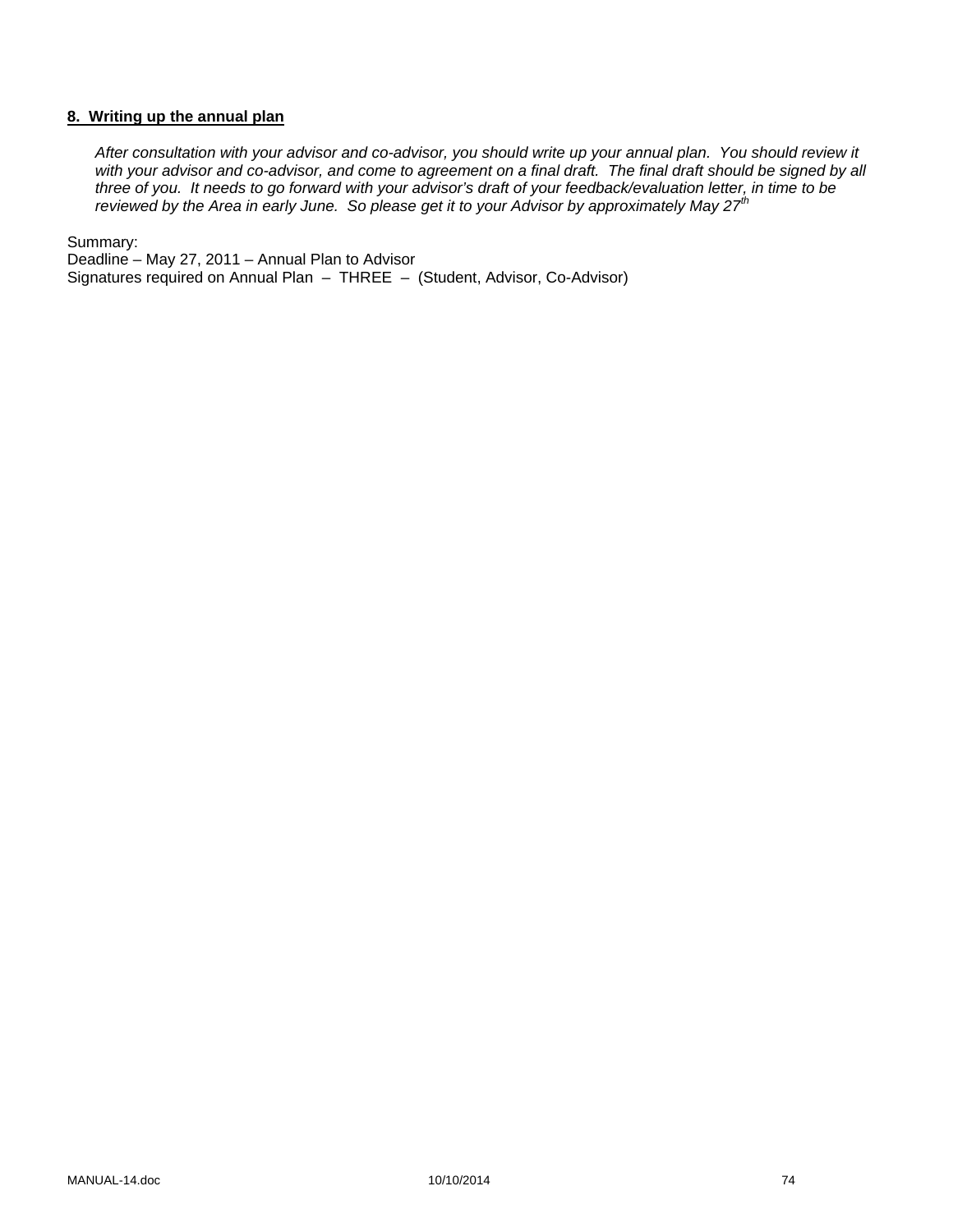**8. Writing up the annual plan**

*After consultation with your advisor and co-advisor, you should write up your annual plan. You should review it with your advisor and co-advisor, and come to agreement on a final draft. The final draft should be signed by all three of you. It needs to go forward with your advisor's draft of your feedback/evaluation letter, in time to be reviewed by the Area in early June. So please get it to your Advisor by approximately May 27th*

Summary:
Deadline – May 27, 2011 – Annual Plan to Advisor
Signatures required on Annual Plan – THREE – (Student, Advisor, Co-Advisor)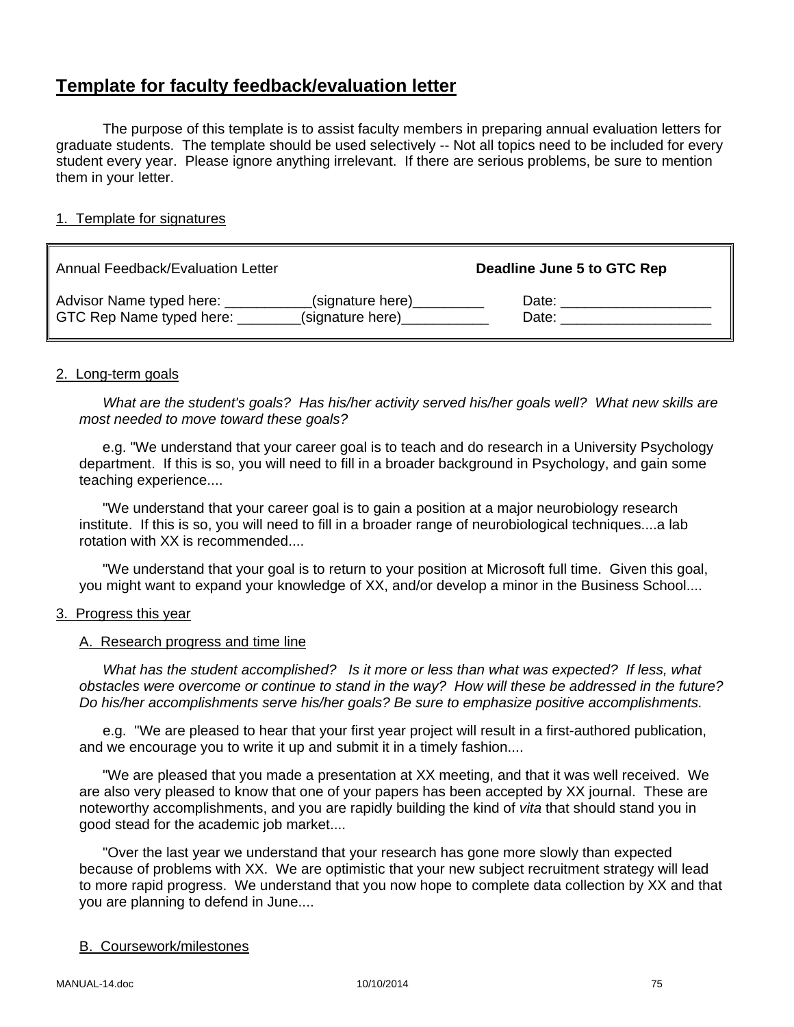# Template for faculty feedback/evaluation letter

The purpose of this template is to assist faculty members in preparing annual evaluation letters for graduate students. The template should be used selectively -- Not all topics need to be included for every student every year. Please ignore anything irrelevant. If there are serious problems, be sure to mention them in your letter.

## 1. Template for signatures

| Annual Feedback/Evaluation Letter | **Deadline June 5 to GTC Rep** |
|---|---|
| Advisor Name typed here: ___________(signature here)_________ | Date: ___________________ |
| GTC Rep Name typed here: ________(signature here)___________ | Date: ___________________ |

## 2. Long-term goals

*What are the student's goals? Has his/her activity served his/her goals well? What new skills are most needed to move toward these goals?*

e.g. "We understand that your career goal is to teach and do research in a University Psychology department. If this is so, you will need to fill in a broader background in Psychology, and gain some teaching experience....

"We understand that your career goal is to gain a position at a major neurobiology research institute. If this is so, you will need to fill in a broader range of neurobiological techniques....a lab rotation with XX is recommended....

"We understand that your goal is to return to your position at Microsoft full time. Given this goal, you might want to expand your knowledge of XX, and/or develop a minor in the Business School....

## 3. Progress this year

### A. Research progress and time line

*What has the student accomplished? Is it more or less than what was expected? If less, what obstacles were overcome or continue to stand in the way? How will these be addressed in the future? Do his/her accomplishments serve his/her goals? Be sure to emphasize positive accomplishments.*

e.g. "We are pleased to hear that your first year project will result in a first-authored publication, and we encourage you to write it up and submit it in a timely fashion....

"We are pleased that you made a presentation at XX meeting, and that it was well received. We are also very pleased to know that one of your papers has been accepted by XX journal. These are noteworthy accomplishments, and you are rapidly building the kind of *vita* that should stand you in good stead for the academic job market....

"Over the last year we understand that your research has gone more slowly than expected because of problems with XX. We are optimistic that your new subject recruitment strategy will lead to more rapid progress. We understand that you now hope to complete data collection by XX and that you are planning to defend in June....

### B. Coursework/milestones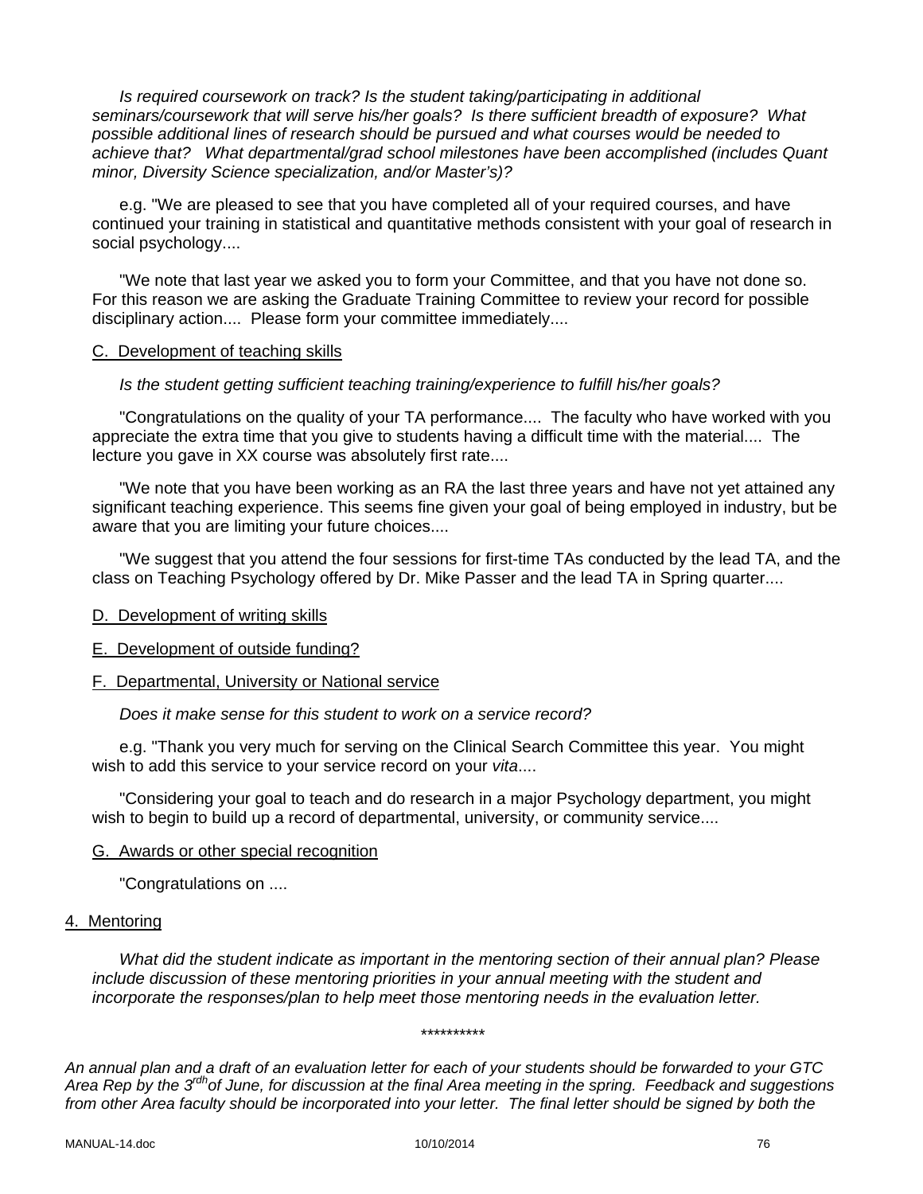*Is required coursework on track? Is the student taking/participating in additional seminars/coursework that will serve his/her goals? Is there sufficient breadth of exposure? What possible additional lines of research should be pursued and what courses would be needed to achieve that? What departmental/grad school milestones have been accomplished (includes Quant minor, Diversity Science specialization, and/or Master's)?*

e.g. "We are pleased to see that you have completed all of your required courses, and have continued your training in statistical and quantitative methods consistent with your goal of research in social psychology....

"We note that last year we asked you to form your Committee, and that you have not done so. For this reason we are asking the Graduate Training Committee to review your record for possible disciplinary action.... Please form your committee immediately....

C. Development of teaching skills

*Is the student getting sufficient teaching training/experience to fulfill his/her goals?*

"Congratulations on the quality of your TA performance.... The faculty who have worked with you appreciate the extra time that you give to students having a difficult time with the material.... The lecture you gave in XX course was absolutely first rate....

"We note that you have been working as an RA the last three years and have not yet attained any significant teaching experience. This seems fine given your goal of being employed in industry, but be aware that you are limiting your future choices....

"We suggest that you attend the four sessions for first-time TAs conducted by the lead TA, and the class on Teaching Psychology offered by Dr. Mike Passer and the lead TA in Spring quarter....

D. Development of writing skills

E. Development of outside funding?

F. Departmental, University or National service

*Does it make sense for this student to work on a service record?*

e.g. "Thank you very much for serving on the Clinical Search Committee this year. You might wish to add this service to your service record on your *vita*....

"Considering your goal to teach and do research in a major Psychology department, you might wish to begin to build up a record of departmental, university, or community service....

G. Awards or other special recognition

"Congratulations on ....

4. Mentoring

*What did the student indicate as important in the mentoring section of their annual plan? Please include discussion of these mentoring priorities in your annual meeting with the student and incorporate the responses/plan to help meet those mentoring needs in the evaluation letter.*

**********

*An annual plan and a draft of an evaluation letter for each of your students should be forwarded to your GTC Area Rep by the 3rdh of June, for discussion at the final Area meeting in the spring. Feedback and suggestions from other Area faculty should be incorporated into your letter. The final letter should be signed by both the*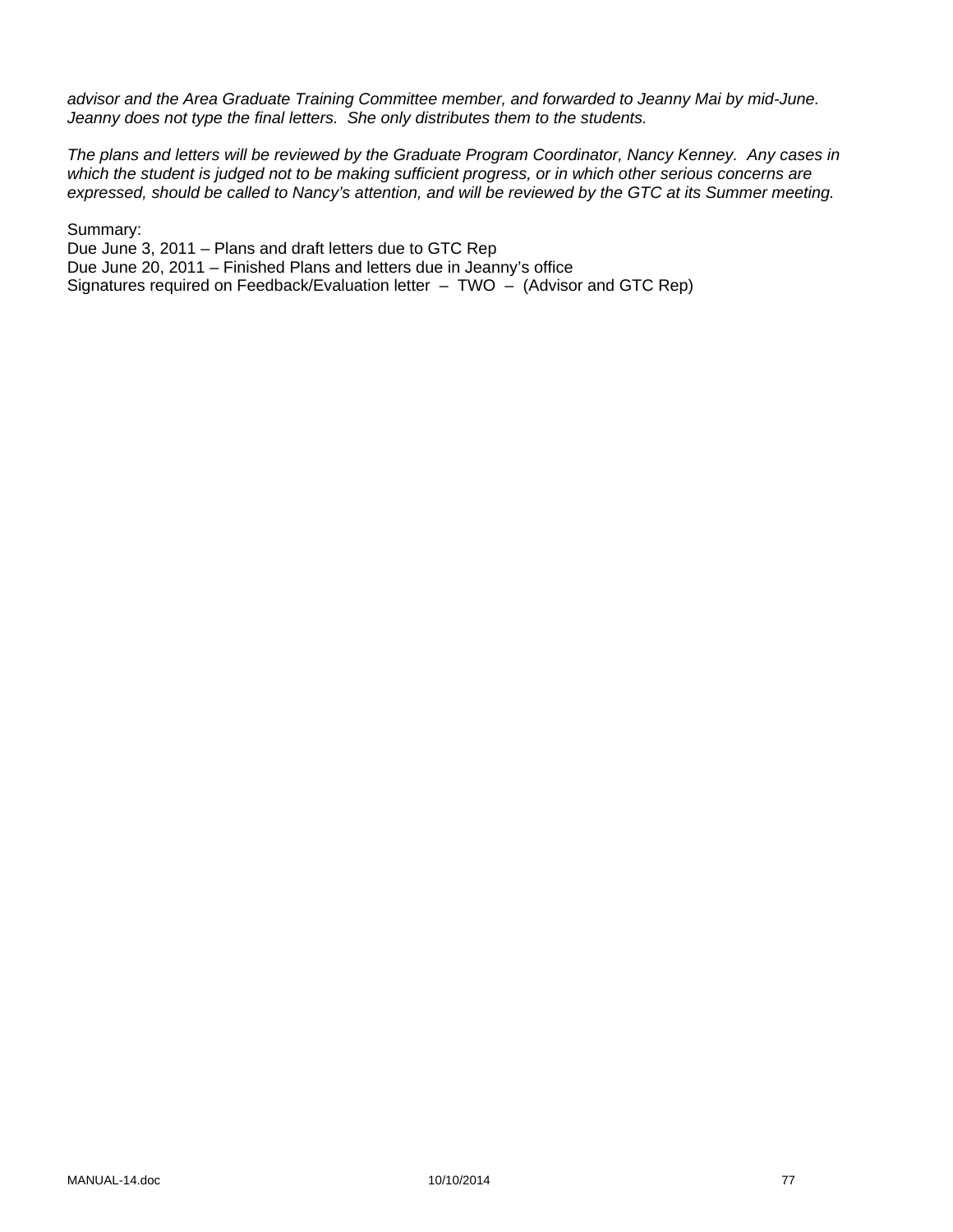*advisor and the Area Graduate Training Committee member, and forwarded to Jeanny Mai by mid-June. Jeanny does not type the final letters. She only distributes them to the students.*

*The plans and letters will be reviewed by the Graduate Program Coordinator, Nancy Kenney. Any cases in which the student is judged not to be making sufficient progress, or in which other serious concerns are expressed, should be called to Nancy's attention, and will be reviewed by the GTC at its Summer meeting.*

Summary:
Due June 3, 2011 – Plans and draft letters due to GTC Rep
Due June 20, 2011 – Finished Plans and letters due in Jeanny's office
Signatures required on Feedback/Evaluation letter – TWO – (Advisor and GTC Rep)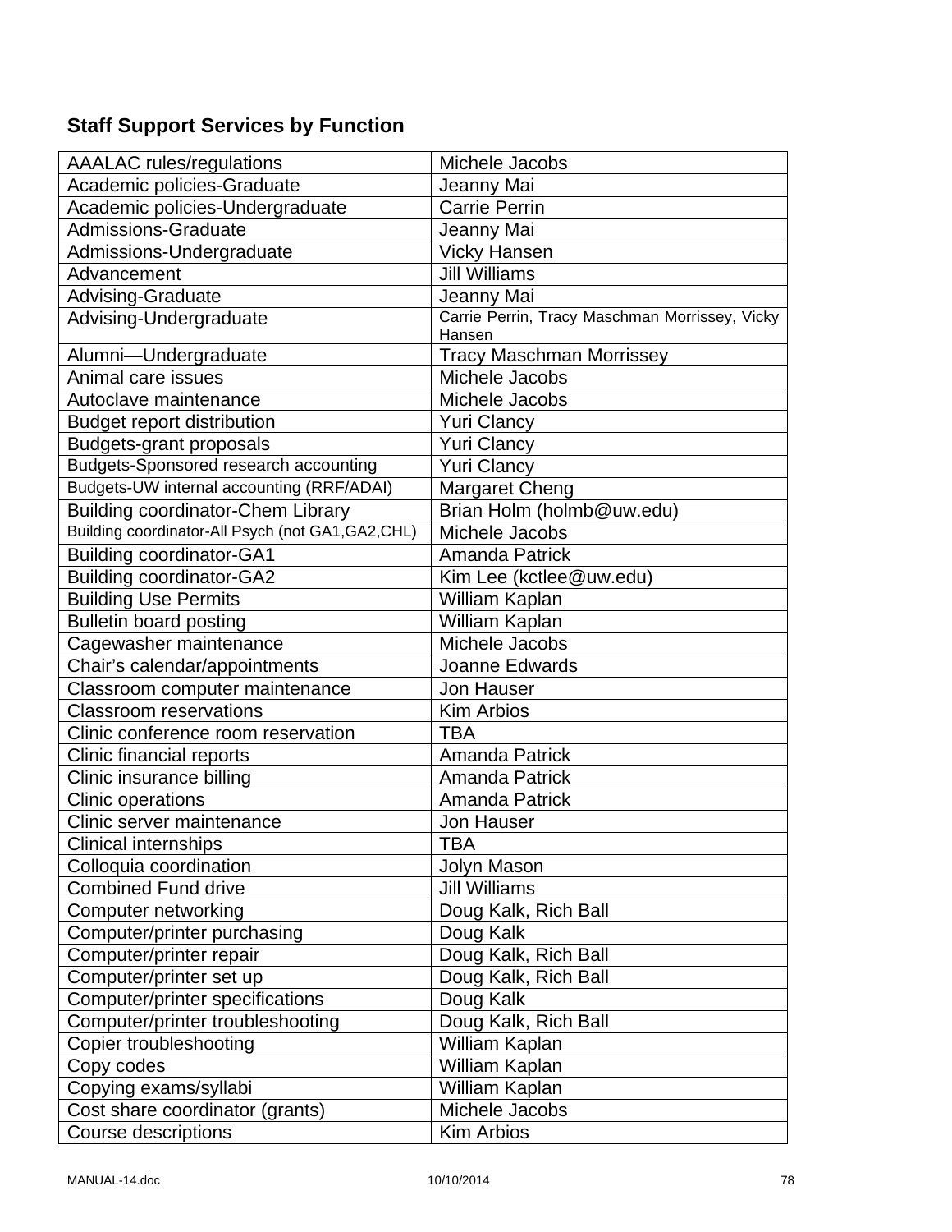## Staff Support Services by Function

| | |
|---|---|
| AAALAC rules/regulations | Michele Jacobs |
| Academic policies-Graduate | Jeanny Mai |
| Academic policies-Undergraduate | Carrie Perrin |
| Admissions-Graduate | Jeanny Mai |
| Admissions-Undergraduate | Vicky Hansen |
| Advancement | Jill Williams |
| Advising-Graduate | Jeanny Mai |
| Advising-Undergraduate | Carrie Perrin, Tracy Maschman Morrissey, Vicky Hansen |
| Alumni—Undergraduate | Tracy Maschman Morrissey |
| Animal care issues | Michele Jacobs |
| Autoclave maintenance | Michele Jacobs |
| Budget report distribution | Yuri Clancy |
| Budgets-grant proposals | Yuri Clancy |
| Budgets-Sponsored research accounting | Yuri Clancy |
| Budgets-UW internal accounting (RRF/ADAI) | Margaret Cheng |
| Building coordinator-Chem Library | Brian Holm (holmb@uw.edu) |
| Building coordinator-All Psych (not GA1,GA2,CHL) | Michele Jacobs |
| Building coordinator-GA1 | Amanda Patrick |
| Building coordinator-GA2 | Kim Lee (kctlee@uw.edu) |
| Building Use Permits | William Kaplan |
| Bulletin board posting | William Kaplan |
| Cagewasher maintenance | Michele Jacobs |
| Chair's calendar/appointments | Joanne Edwards |
| Classroom computer maintenance | Jon Hauser |
| Classroom reservations | Kim Arbios |
| Clinic conference room reservation | TBA |
| Clinic financial reports | Amanda Patrick |
| Clinic insurance billing | Amanda Patrick |
| Clinic operations | Amanda Patrick |
| Clinic server maintenance | Jon Hauser |
| Clinical internships | TBA |
| Colloquia coordination | Jolyn Mason |
| Combined Fund drive | Jill Williams |
| Computer networking | Doug Kalk, Rich Ball |
| Computer/printer purchasing | Doug Kalk |
| Computer/printer repair | Doug Kalk, Rich Ball |
| Computer/printer set up | Doug Kalk, Rich Ball |
| Computer/printer specifications | Doug Kalk |
| Computer/printer troubleshooting | Doug Kalk, Rich Ball |
| Copier troubleshooting | William Kaplan |
| Copy codes | William Kaplan |
| Copying exams/syllabi | William Kaplan |
| Cost share coordinator (grants) | Michele Jacobs |
| Course descriptions | Kim Arbios |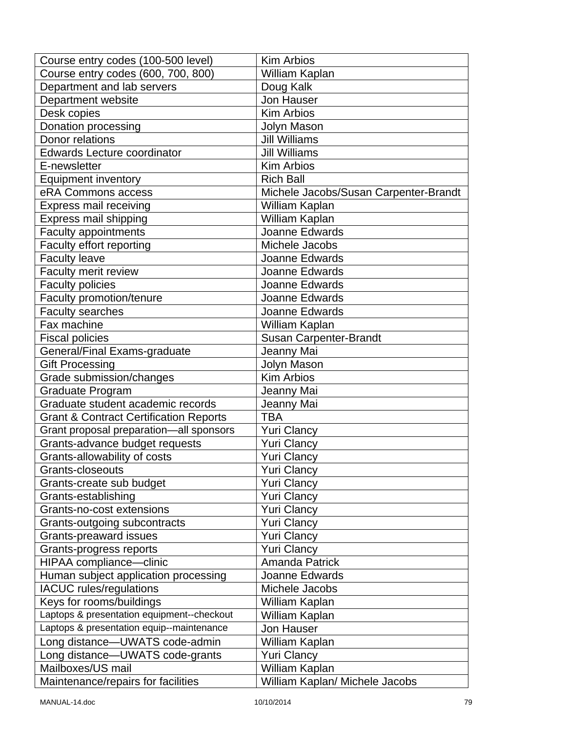| Course entry codes (100-500 level) | Kim Arbios |
|---|---|
| Course entry codes (600, 700, 800) | William Kaplan |
| Department and lab servers | Doug Kalk |
| Department website | Jon Hauser |
| Desk copies | Kim Arbios |
| Donation processing | Jolyn Mason |
| Donor relations | Jill Williams |
| Edwards Lecture coordinator | Jill Williams |
| E-newsletter | Kim Arbios |
| Equipment inventory | Rich Ball |
| eRA Commons access | Michele Jacobs/Susan Carpenter-Brandt |
| Express mail receiving | William Kaplan |
| Express mail shipping | William Kaplan |
| Faculty appointments | Joanne Edwards |
| Faculty effort reporting | Michele Jacobs |
| Faculty leave | Joanne Edwards |
| Faculty merit review | Joanne Edwards |
| Faculty policies | Joanne Edwards |
| Faculty promotion/tenure | Joanne Edwards |
| Faculty searches | Joanne Edwards |
| Fax machine | William Kaplan |
| Fiscal policies | Susan Carpenter-Brandt |
| General/Final Exams-graduate | Jeanny Mai |
| Gift Processing | Jolyn Mason |
| Grade submission/changes | Kim Arbios |
| Graduate Program | Jeanny Mai |
| Graduate student academic records | Jeanny Mai |
| Grant & Contract Certification Reports | TBA |
| Grant proposal preparation—all sponsors | Yuri Clancy |
| Grants-advance budget requests | Yuri Clancy |
| Grants-allowability of costs | Yuri Clancy |
| Grants-closeouts | Yuri Clancy |
| Grants-create sub budget | Yuri Clancy |
| Grants-establishing | Yuri Clancy |
| Grants-no-cost extensions | Yuri Clancy |
| Grants-outgoing subcontracts | Yuri Clancy |
| Grants-preaward issues | Yuri Clancy |
| Grants-progress reports | Yuri Clancy |
| HIPAA compliance—clinic | Amanda Patrick |
| Human subject application processing | Joanne Edwards |
| IACUC rules/regulations | Michele Jacobs |
| Keys for rooms/buildings | William Kaplan |
| Laptops & presentation equipment--checkout | William Kaplan |
| Laptops & presentation equip--maintenance | Jon Hauser |
| Long distance—UWATS code-admin | William Kaplan |
| Long distance—UWATS code-grants | Yuri Clancy |
| Mailboxes/US mail | William Kaplan |
| Maintenance/repairs for facilities | William Kaplan/ Michele Jacobs |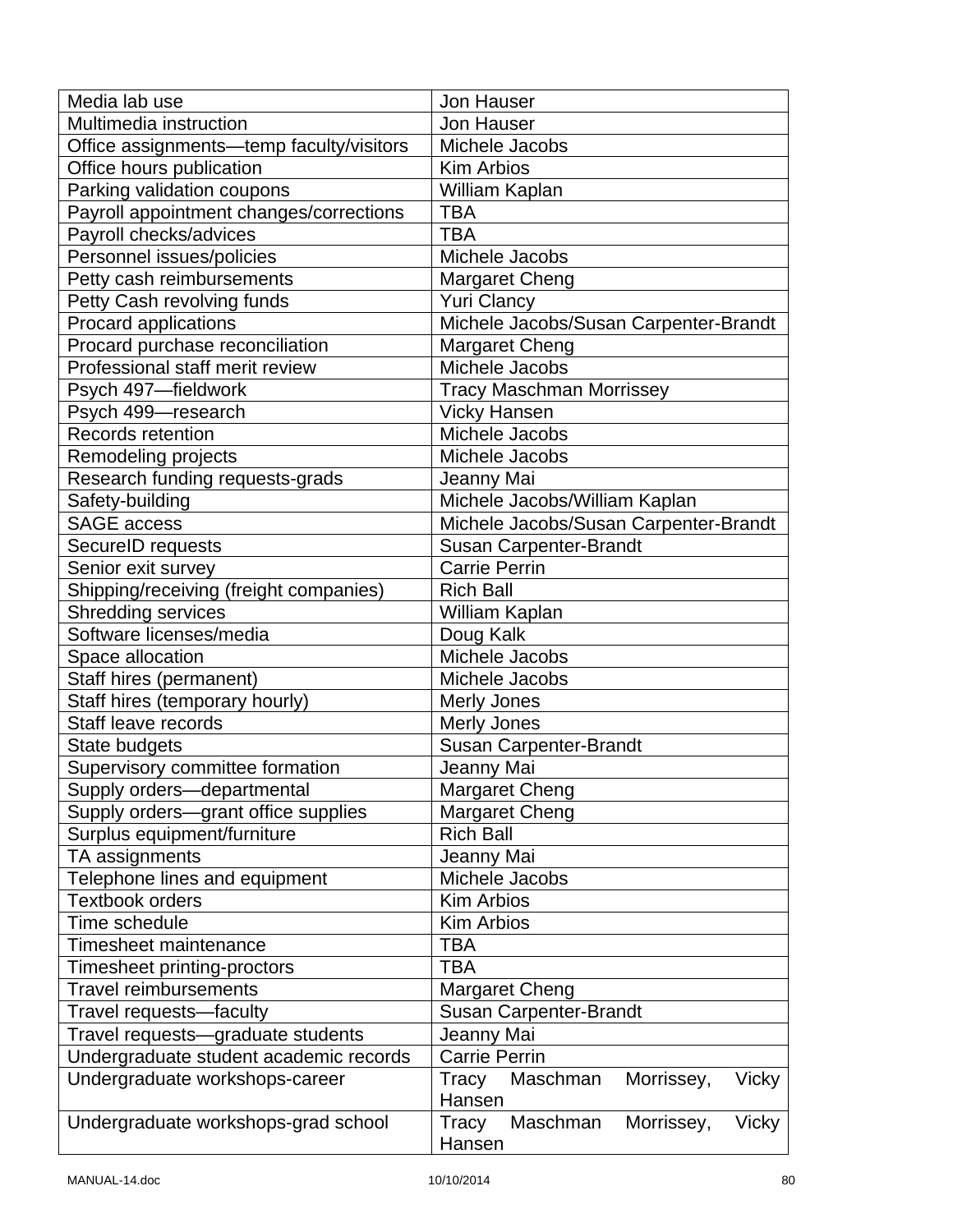| Media lab use | Jon Hauser |
|---|---|
| Multimedia instruction | Jon Hauser |
| Office assignments—temp faculty/visitors | Michele Jacobs |
| Office hours publication | Kim Arbios |
| Parking validation coupons | William Kaplan |
| Payroll appointment changes/corrections | TBA |
| Payroll checks/advices | TBA |
| Personnel issues/policies | Michele Jacobs |
| Petty cash reimbursements | Margaret Cheng |
| Petty Cash revolving funds | Yuri Clancy |
| Procard applications | Michele Jacobs/Susan Carpenter-Brandt |
| Procard purchase reconciliation | Margaret Cheng |
| Professional staff merit review | Michele Jacobs |
| Psych 497—fieldwork | Tracy Maschman Morrissey |
| Psych 499—research | Vicky Hansen |
| Records retention | Michele Jacobs |
| Remodeling projects | Michele Jacobs |
| Research funding requests-grads | Jeanny Mai |
| Safety-building | Michele Jacobs/William Kaplan |
| SAGE access | Michele Jacobs/Susan Carpenter-Brandt |
| SecureID requests | Susan Carpenter-Brandt |
| Senior exit survey | Carrie Perrin |
| Shipping/receiving (freight companies) | Rich Ball |
| Shredding services | William Kaplan |
| Software licenses/media | Doug Kalk |
| Space allocation | Michele Jacobs |
| Staff hires (permanent) | Michele Jacobs |
| Staff hires (temporary hourly) | Merly Jones |
| Staff leave records | Merly Jones |
| State budgets | Susan Carpenter-Brandt |
| Supervisory committee formation | Jeanny Mai |
| Supply orders—departmental | Margaret Cheng |
| Supply orders—grant office supplies | Margaret Cheng |
| Surplus equipment/furniture | Rich Ball |
| TA assignments | Jeanny Mai |
| Telephone lines and equipment | Michele Jacobs |
| Textbook orders | Kim Arbios |
| Time schedule | Kim Arbios |
| Timesheet maintenance | TBA |
| Timesheet printing-proctors | TBA |
| Travel reimbursements | Margaret Cheng |
| Travel requests—faculty | Susan Carpenter-Brandt |
| Travel requests—graduate students | Jeanny Mai |
| Undergraduate student academic records | Carrie Perrin |
| Undergraduate workshops-career | Tracy Maschman Morrissey, Vicky Hansen |
| Undergraduate workshops-grad school | Tracy Maschman Morrissey, Vicky Hansen |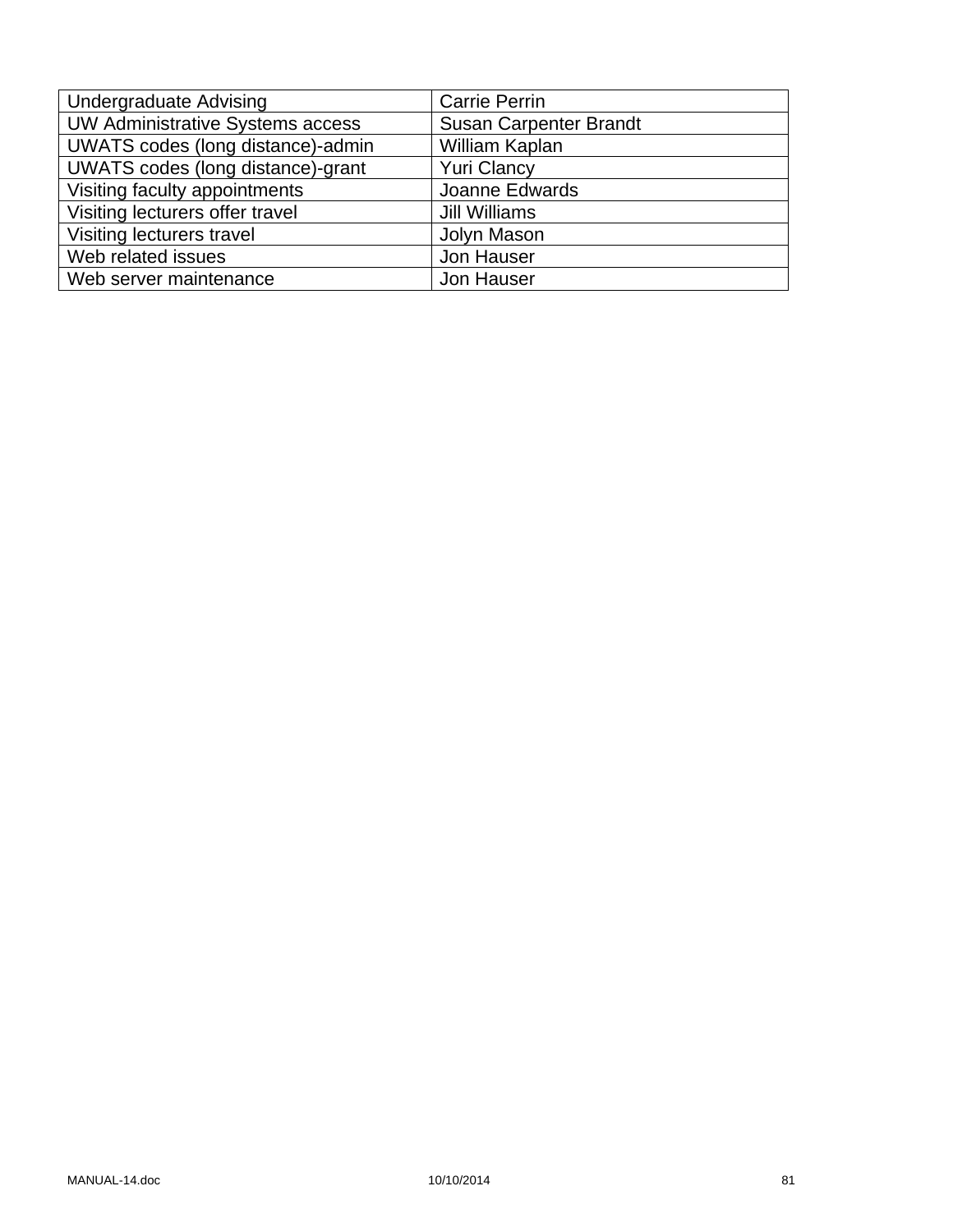| Undergraduate Advising | Carrie Perrin |
|---|---|
| UW Administrative Systems access | Susan Carpenter Brandt |
| UWATS codes (long distance)-admin | William Kaplan |
| UWATS codes (long distance)-grant | Yuri Clancy |
| Visiting faculty appointments | Joanne Edwards |
| Visiting lecturers offer travel | Jill Williams |
| Visiting lecturers travel | Jolyn Mason |
| Web related issues | Jon Hauser |
| Web server maintenance | Jon Hauser |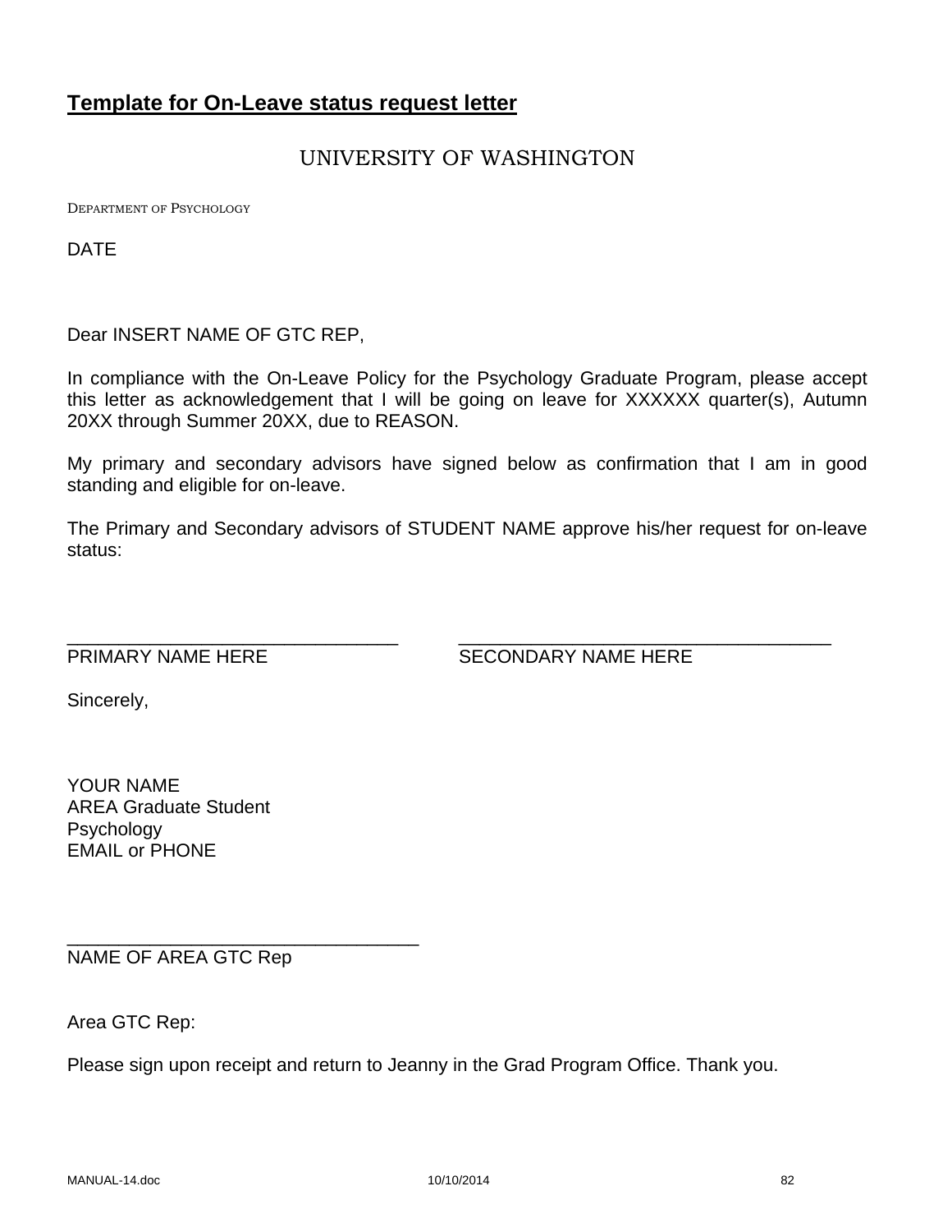## **Template for On-Leave status request letter**

UNIVERSITY OF WASHINGTON

DEPARTMENT OF PSYCHOLOGY

DATE

Dear INSERT NAME OF GTC REP,

In compliance with the On-Leave Policy for the Psychology Graduate Program, please accept this letter as acknowledgement that I will be going on leave for XXXXXX quarter(s), Autumn 20XX through Summer 20XX, due to REASON.

My primary and secondary advisors have signed below as confirmation that I am in good standing and eligible for on-leave.

The Primary and Secondary advisors of STUDENT NAME approve his/her request for on-leave status:

\_\_\_\_\_\_\_\_\_\_\_\_\_\_\_\_\_\_\_\_\_\_\_\_\_\_\_\_\_\_\_\_\_\_  
PRIMARY NAME HERE

\_\_\_\_\_\_\_\_\_\_\_\_\_\_\_\_\_\_\_\_\_\_\_\_\_\_\_\_\_\_\_\_\_\_\_\_\_\_  
SECONDARY NAME HERE

Sincerely,

YOUR NAME  
AREA Graduate Student  
Psychology  
EMAIL or PHONE

\_\_\_\_\_\_\_\_\_\_\_\_\_\_\_\_\_\_\_\_\_\_\_\_\_\_\_\_\_\_\_\_\_\_\_\_  
NAME OF AREA GTC Rep

Area GTC Rep:

Please sign upon receipt and return to Jeanny in the Grad Program Office. Thank you.